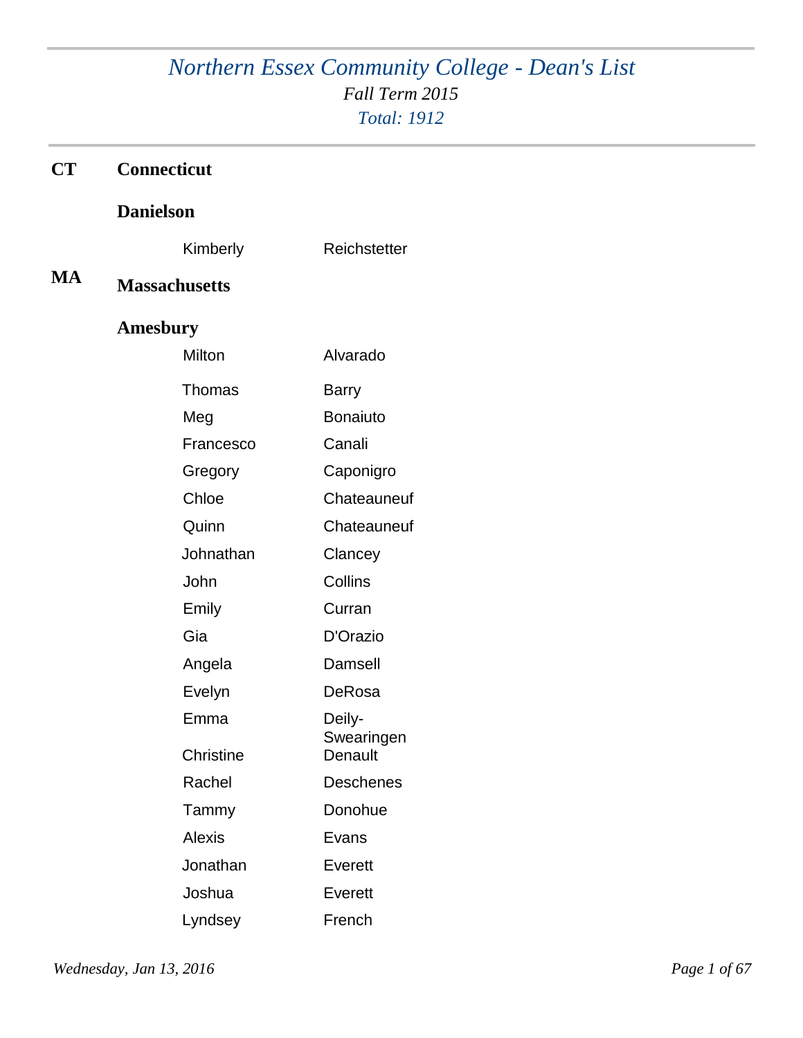# *Northern Essex Community College - Dean's List*

*Fall Term 2015*

*Total: 1912*

## CT Connecticut

### Danielson

| First Name | Last Name |
|---|---|
| Kimberly | Reichstetter |

## MA Massachusetts

### Amesbury

| First Name | Last Name |
|---|---|
| Milton | Alvarado |
| Thomas | Barry |
| Meg | Bonaiuto |
| Francesco | Canali |
| Gregory | Caponigro |
| Chloe | Chateauneuf |
| Quinn | Chateauneuf |
| Johnathan | Clancey |
| John | Collins |
| Emily | Curran |
| Gia | D'Orazio |
| Angela | Damsell |
| Evelyn | DeRosa |
| Emma | Deily-Swearingen |
| Christine | Denault |
| Rachel | Deschenes |
| Tammy | Donohue |
| Alexis | Evans |
| Jonathan | Everett |
| Joshua | Everett |
| Lyndsey | French |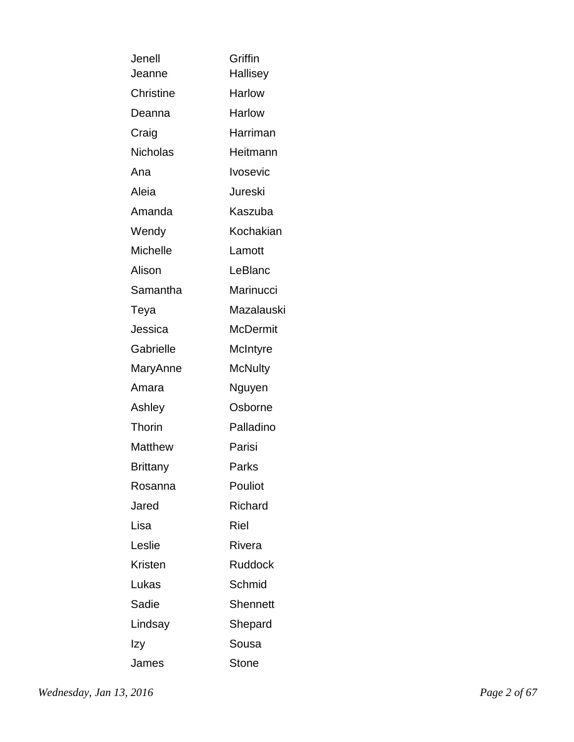| | |
|---|---|
| Jenell | Griffin |
| Jeanne | Hallisey |
| Christine | Harlow |
| Deanna | Harlow |
| Craig | Harriman |
| Nicholas | Heitmann |
| Ana | Ivosevic |
| Aleia | Jureski |
| Amanda | Kaszuba |
| Wendy | Kochakian |
| Michelle | Lamott |
| Alison | LeBlanc |
| Samantha | Marinucci |
| Teya | Mazalauski |
| Jessica | McDermit |
| Gabrielle | McIntyre |
| MaryAnne | McNulty |
| Amara | Nguyen |
| Ashley | Osborne |
| Thorin | Palladino |
| Matthew | Parisi |
| Brittany | Parks |
| Rosanna | Pouliot |
| Jared | Richard |
| Lisa | Riel |
| Leslie | Rivera |
| Kristen | Ruddock |
| Lukas | Schmid |
| Sadie | Shennett |
| Lindsay | Shepard |
| Izy | Sousa |
| James | Stone |

*Wednesday, Jan 13, 2016*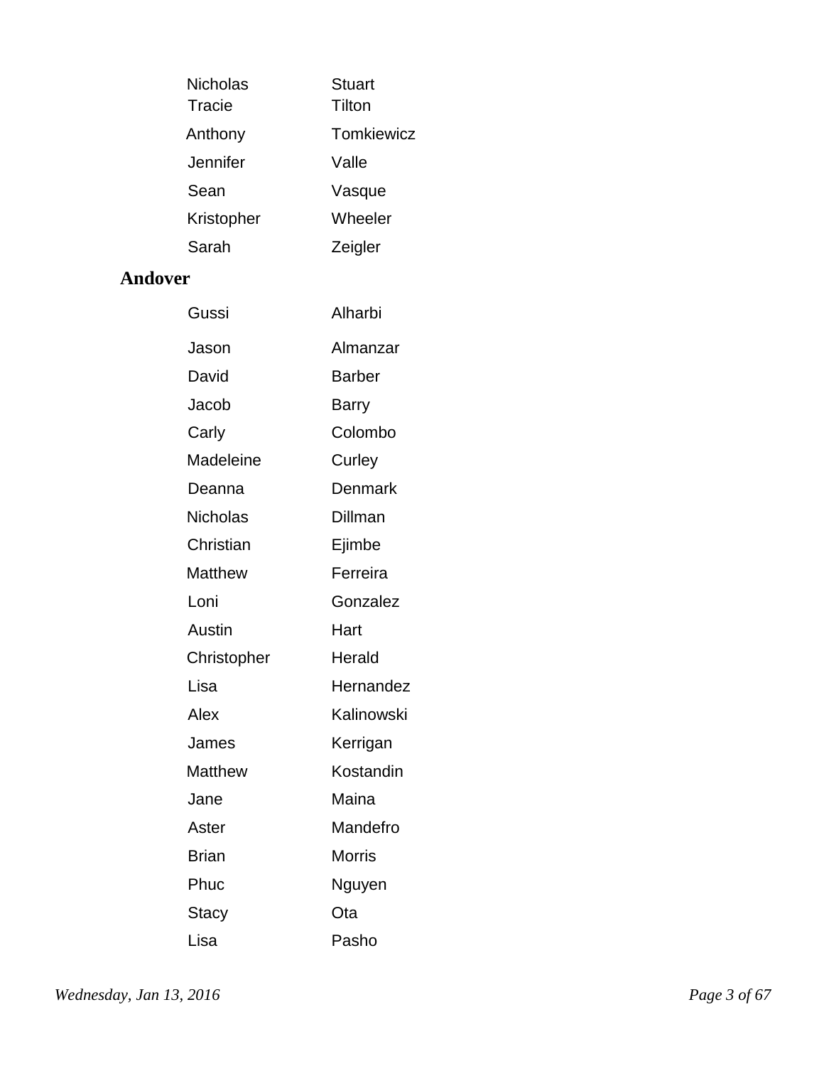| | |
|---|---|
| Nicholas | Stuart |
| Tracie | Tilton |
| Anthony | Tomkiewicz |
| Jennifer | Valle |
| Sean | Vasque |
| Kristopher | Wheeler |
| Sarah | Zeigler |

## Andover

| | |
|---|---|
| Gussi | Alharbi |
| Jason | Almanzar |
| David | Barber |
| Jacob | Barry |
| Carly | Colombo |
| Madeleine | Curley |
| Deanna | Denmark |
| Nicholas | Dillman |
| Christian | Ejimbe |
| Matthew | Ferreira |
| Loni | Gonzalez |
| Austin | Hart |
| Christopher | Herald |
| Lisa | Hernandez |
| Alex | Kalinowski |
| James | Kerrigan |
| Matthew | Kostandin |
| Jane | Maina |
| Aster | Mandefro |
| Brian | Morris |
| Phuc | Nguyen |
| Stacy | Ota |
| Lisa | Pasho |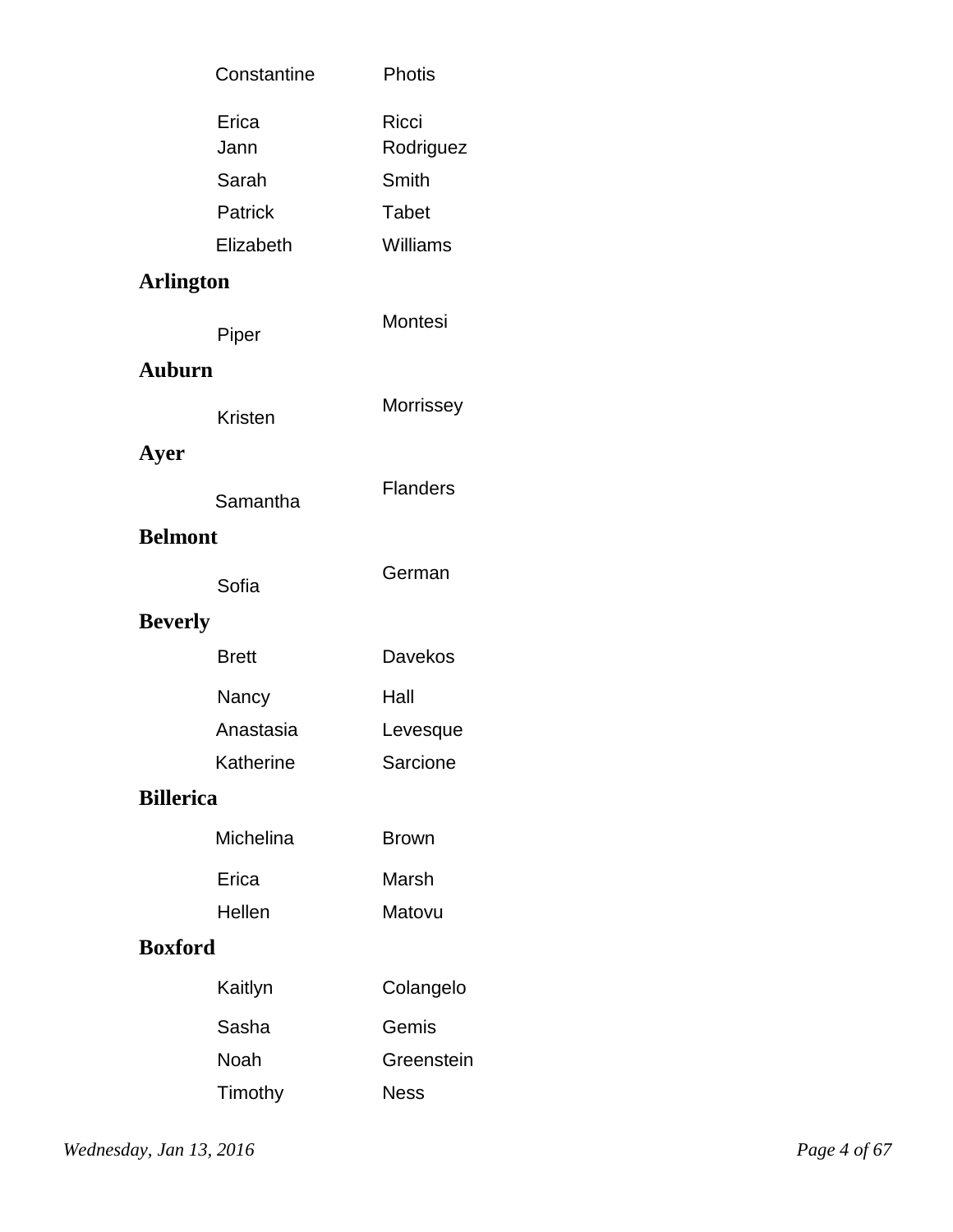| | |
|---|---|
| Constantine | Photis |
| Erica | Ricci |
| Jann | Rodriguez |
| Sarah | Smith |
| Patrick | Tabet |
| Elizabeth | Williams |

**Arlington**

| | |
|---|---|
| Piper | Montesi |

**Auburn**

| | |
|---|---|
| Kristen | Morrissey |

**Ayer**

| | |
|---|---|
| Samantha | Flanders |

**Belmont**

| | |
|---|---|
| Sofia | German |

**Beverly**

| | |
|---|---|
| Brett | Davekos |
| Nancy | Hall |
| Anastasia | Levesque |
| Katherine | Sarcione |

**Billerica**

| | |
|---|---|
| Michelina | Brown |
| Erica | Marsh |
| Hellen | Matovu |

**Boxford**

| | |
|---|---|
| Kaitlyn | Colangelo |
| Sasha | Gemis |
| Noah | Greenstein |
| Timothy | Ness |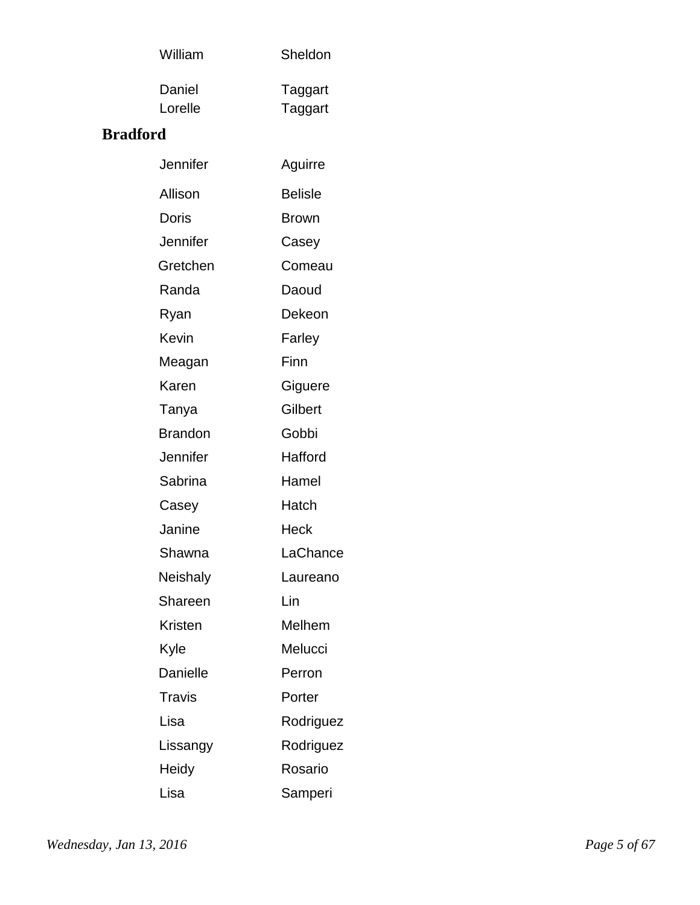| | |
|---|---|
| William | Sheldon |
| Daniel | Taggart |
| Lorelle | Taggart |

## Bradford

| | |
|---|---|
| Jennifer | Aguirre |
| Allison | Belisle |
| Doris | Brown |
| Jennifer | Casey |
| Gretchen | Comeau |
| Randa | Daoud |
| Ryan | Dekeon |
| Kevin | Farley |
| Meagan | Finn |
| Karen | Giguere |
| Tanya | Gilbert |
| Brandon | Gobbi |
| Jennifer | Hafford |
| Sabrina | Hamel |
| Casey | Hatch |
| Janine | Heck |
| Shawna | LaChance |
| Neishaly | Laureano |
| Shareen | Lin |
| Kristen | Melhem |
| Kyle | Melucci |
| Danielle | Perron |
| Travis | Porter |
| Lisa | Rodriguez |
| Lissangy | Rodriguez |
| Heidy | Rosario |
| Lisa | Samperi |

*Wednesday, Jan 13, 2016*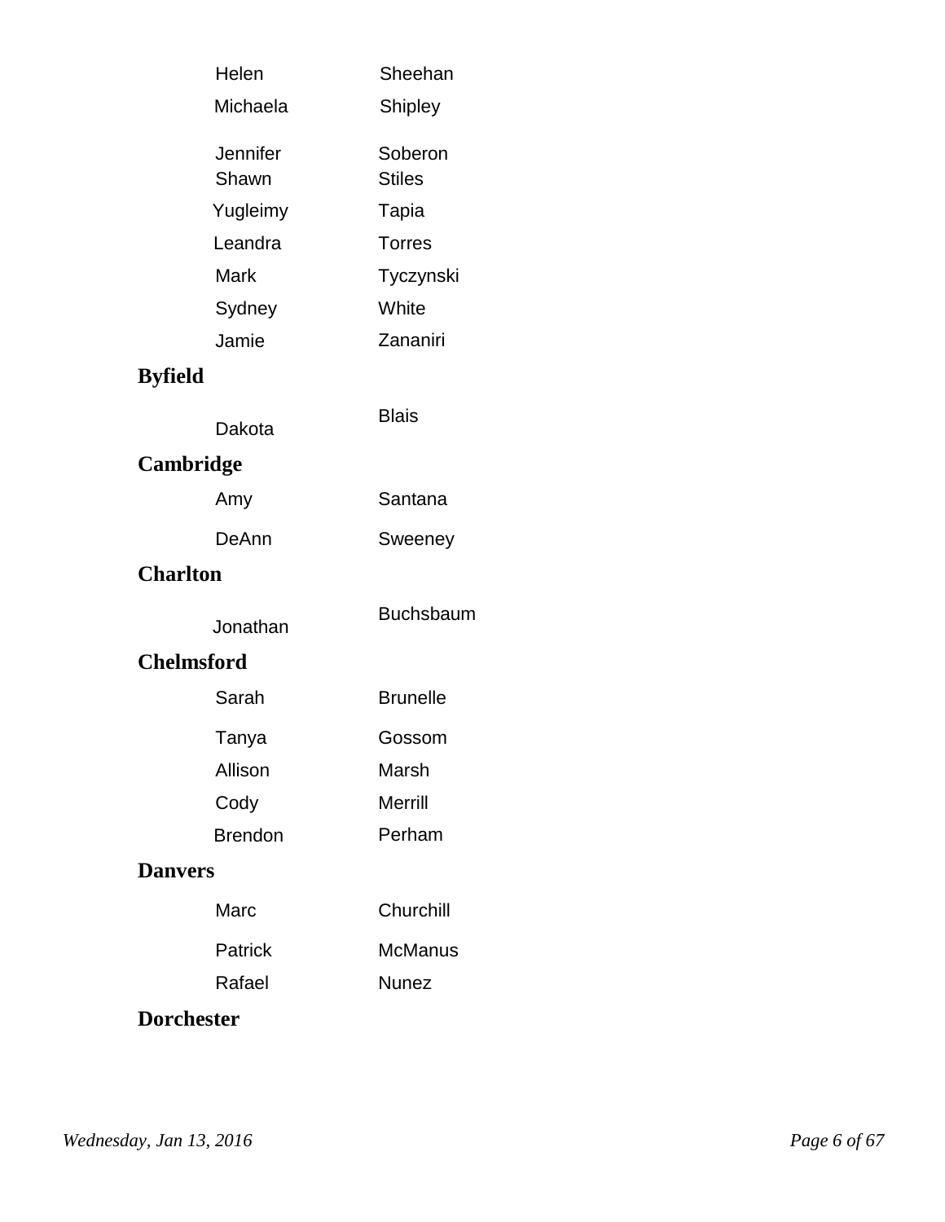| | |
|---|---|
| Helen | Sheehan |
| Michaela | Shipley |
| Jennifer | Soberon |
| Shawn | Stiles |
| Yugleimy | Tapia |
| Leandra | Torres |
| Mark | Tyczynski |
| Sydney | White |
| Jamie | Zananiri |

**Byfield**

| | |
|---|---|
| Dakota | Blais |

**Cambridge**

| | |
|---|---|
| Amy | Santana |
| DeAnn | Sweeney |

**Charlton**

| | |
|---|---|
| Jonathan | Buchsbaum |

**Chelmsford**

| | |
|---|---|
| Sarah | Brunelle |
| Tanya | Gossom |
| Allison | Marsh |
| Cody | Merrill |
| Brendon | Perham |

**Danvers**

| | |
|---|---|
| Marc | Churchill |
| Patrick | McManus |
| Rafael | Nunez |

**Dorchester**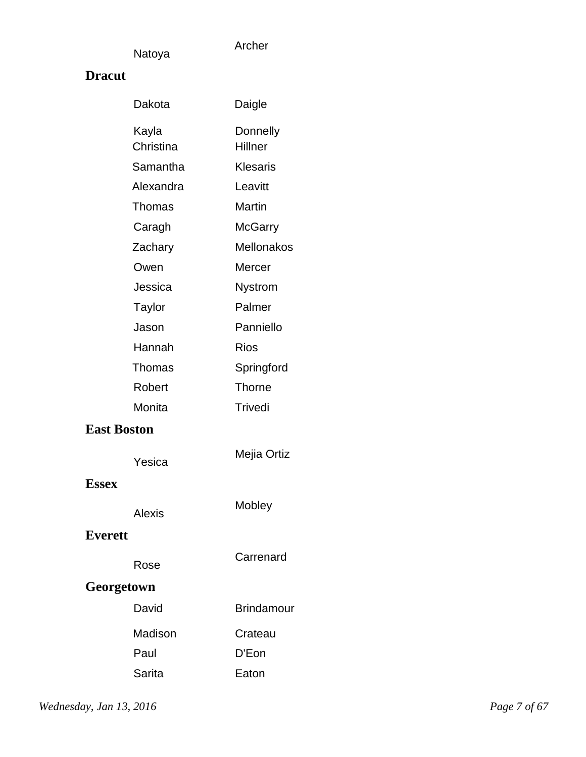Natoya Archer

**Dracut**

| | |
|---|---|
| Dakota | Daigle |
| Kayla | Donnelly |
| Christina | Hillner |
| Samantha | Klesaris |
| Alexandra | Leavitt |
| Thomas | Martin |
| Caragh | McGarry |
| Zachary | Mellonakos |
| Owen | Mercer |
| Jessica | Nystrom |
| Taylor | Palmer |
| Jason | Panniello |
| Hannah | Rios |
| Thomas | Springford |
| Robert | Thorne |
| Monita | Trivedi |

**East Boston**

| | |
|---|---|
| Yesica | Mejia Ortiz |

**Essex**

| | |
|---|---|
| Alexis | Mobley |

**Everett**

| | |
|---|---|
| Rose | Carrenard |

**Georgetown**

| | |
|---|---|
| David | Brindamour |
| Madison | Crateau |
| Paul | D'Eon |
| Sarita | Eaton |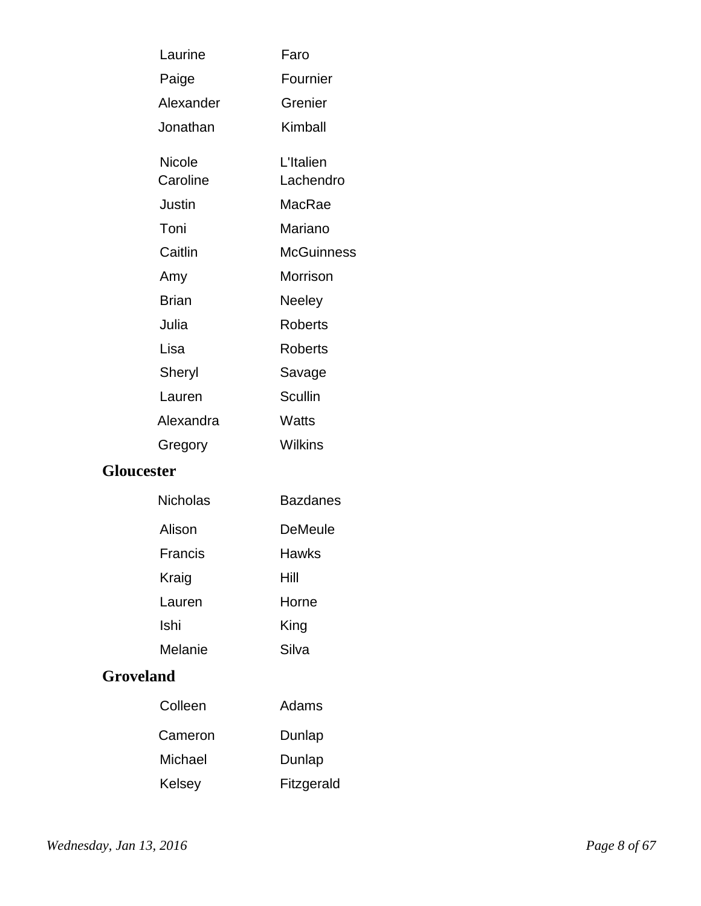| | |
|---|---|
| Laurine | Faro |
| Paige | Fournier |
| Alexander | Grenier |
| Jonathan | Kimball |
| Nicole | L'Italien |
| Caroline | Lachendro |
| Justin | MacRae |
| Toni | Mariano |
| Caitlin | McGuinness |
| Amy | Morrison |
| Brian | Neeley |
| Julia | Roberts |
| Lisa | Roberts |
| Sheryl | Savage |
| Lauren | Scullin |
| Alexandra | Watts |
| Gregory | Wilkins |

## Gloucester

| | |
|---|---|
| Nicholas | Bazdanes |
| Alison | DeMeule |
| Francis | Hawks |
| Kraig | Hill |
| Lauren | Horne |
| Ishi | King |
| Melanie | Silva |

## Groveland

| | |
|---|---|
| Colleen | Adams |
| Cameron | Dunlap |
| Michael | Dunlap |
| Kelsey | Fitzgerald |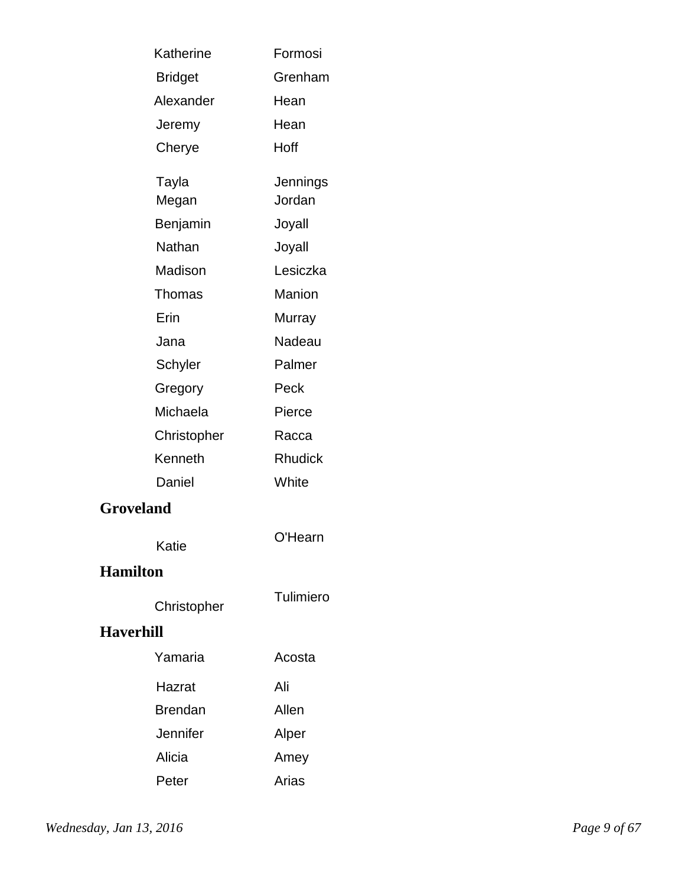| | |
|---|---|
| Katherine | Formosi |
| Bridget | Grenham |
| Alexander | Hean |
| Jeremy | Hean |
| Cherye | Hoff |
| Tayla | Jennings |
| Megan | Jordan |
| Benjamin | Joyall |
| Nathan | Joyall |
| Madison | Lesiczka |
| Thomas | Manion |
| Erin | Murray |
| Jana | Nadeau |
| Schyler | Palmer |
| Gregory | Peck |
| Michaela | Pierce |
| Christopher | Racca |
| Kenneth | Rhudick |
| Daniel | White |

**Groveland**

| | |
|---|---|
| Katie | O'Hearn |

**Hamilton**

| | |
|---|---|
| Christopher | Tulimiero |

**Haverhill**

| | |
|---|---|
| Yamaria | Acosta |
| Hazrat | Ali |
| Brendan | Allen |
| Jennifer | Alper |
| Alicia | Amey |
| Peter | Arias |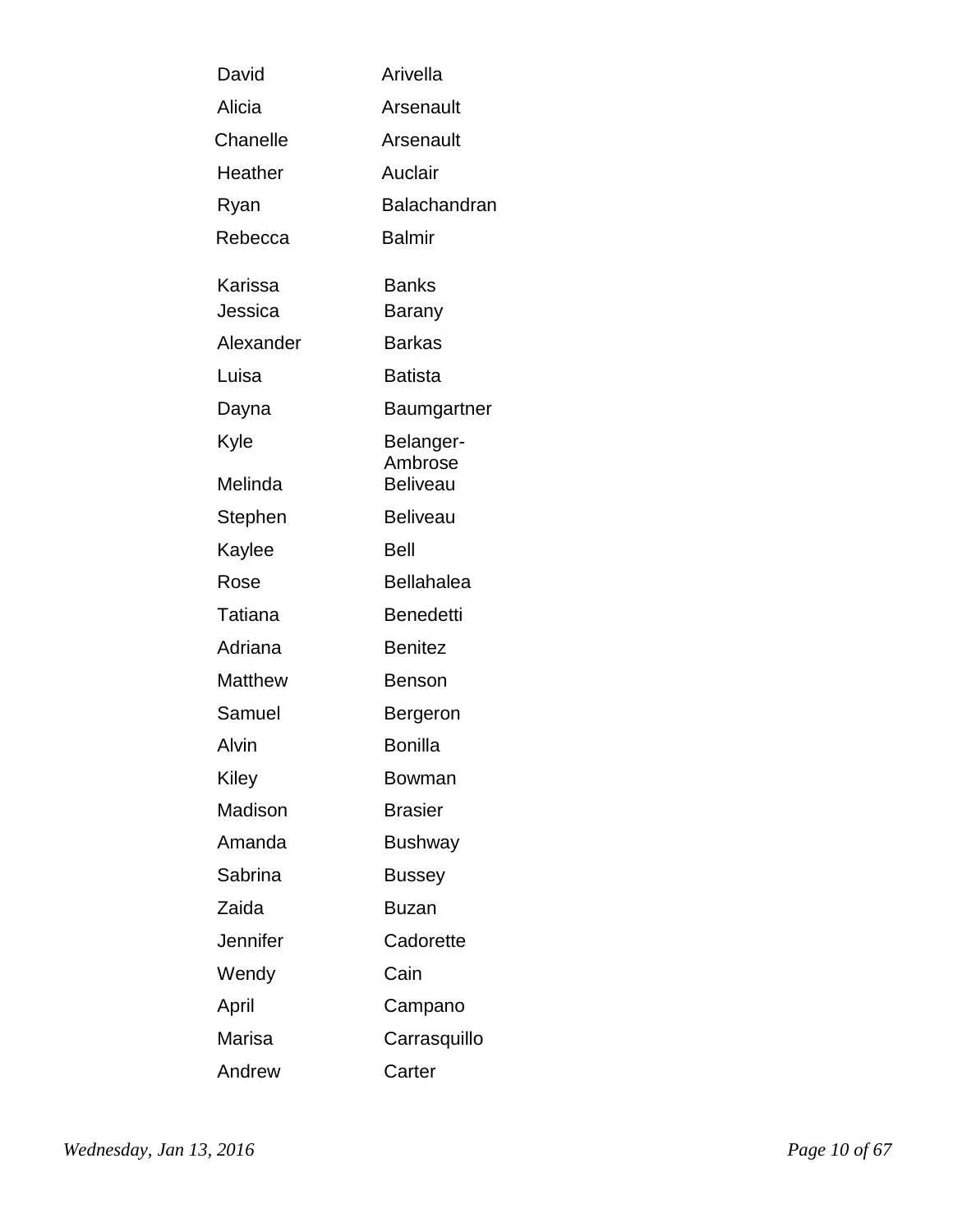| | |
|---|---|
| David | Arivella |
| Alicia | Arsenault |
| Chanelle | Arsenault |
| Heather | Auclair |
| Ryan | Balachandran |
| Rebecca | Balmir |
| Karissa | Banks |
| Jessica | Barany |
| Alexander | Barkas |
| Luisa | Batista |
| Dayna | Baumgartner |
| Kyle | Belanger-Ambrose |
| Melinda | Beliveau |
| Stephen | Beliveau |
| Kaylee | Bell |
| Rose | Bellahalea |
| Tatiana | Benedetti |
| Adriana | Benitez |
| Matthew | Benson |
| Samuel | Bergeron |
| Alvin | Bonilla |
| Kiley | Bowman |
| Madison | Brasier |
| Amanda | Bushway |
| Sabrina | Bussey |
| Zaida | Buzan |
| Jennifer | Cadorette |
| Wendy | Cain |
| April | Campano |
| Marisa | Carrasquillo |
| Andrew | Carter |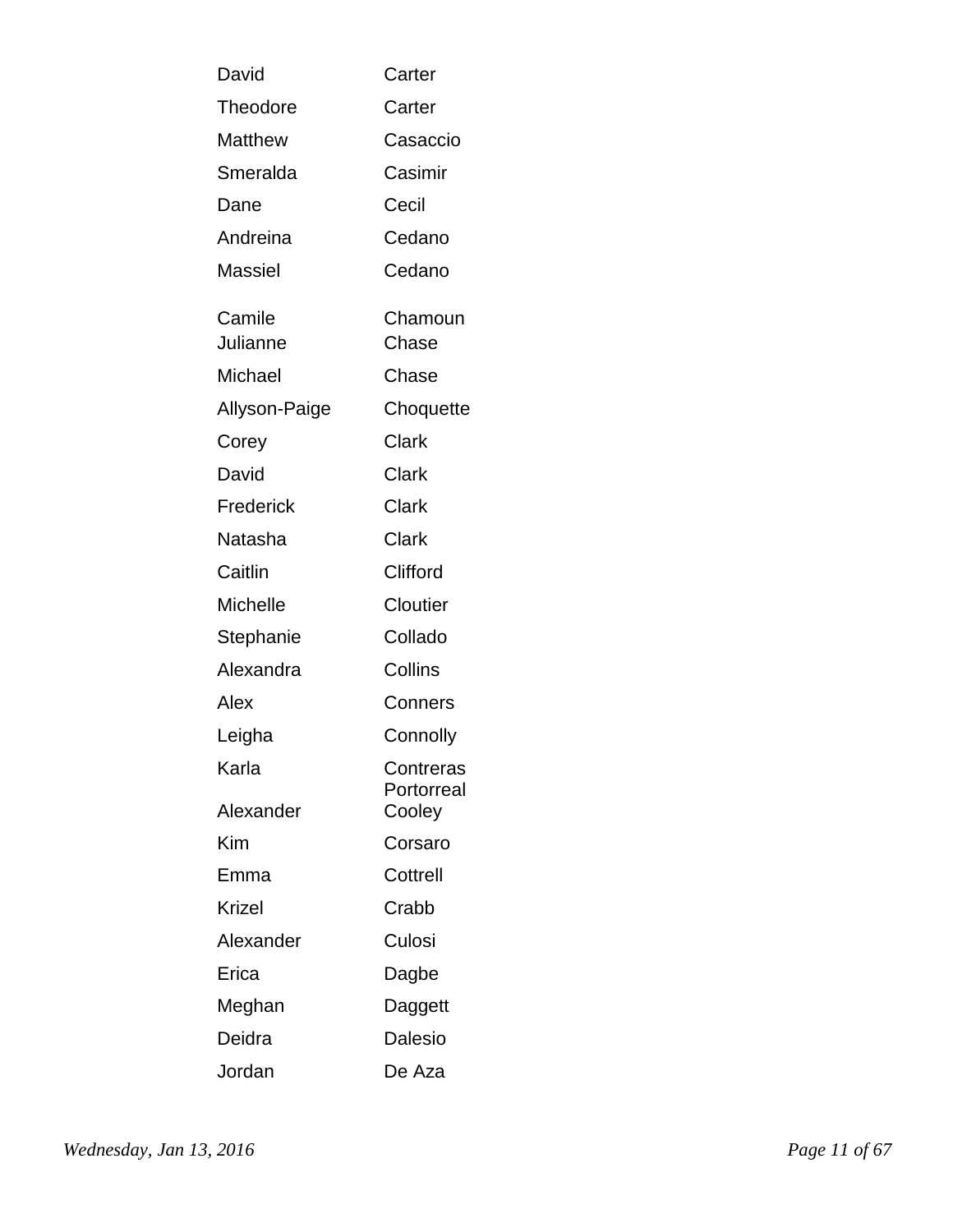| | |
|---|---|
| David | Carter |
| Theodore | Carter |
| Matthew | Casaccio |
| Smeralda | Casimir |
| Dane | Cecil |
| Andreina | Cedano |
| Massiel | Cedano |
| Camile | Chamoun |
| Julianne | Chase |
| Michael | Chase |
| Allyson-Paige | Choquette |
| Corey | Clark |
| David | Clark |
| Frederick | Clark |
| Natasha | Clark |
| Caitlin | Clifford |
| Michelle | Cloutier |
| Stephanie | Collado |
| Alexandra | Collins |
| Alex | Conners |
| Leigha | Connolly |
| Karla | Contreras Portorreal |
| Alexander | Cooley |
| Kim | Corsaro |
| Emma | Cottrell |
| Krizel | Crabb |
| Alexander | Culosi |
| Erica | Dagbe |
| Meghan | Daggett |
| Deidra | Dalesio |
| Jordan | De Aza |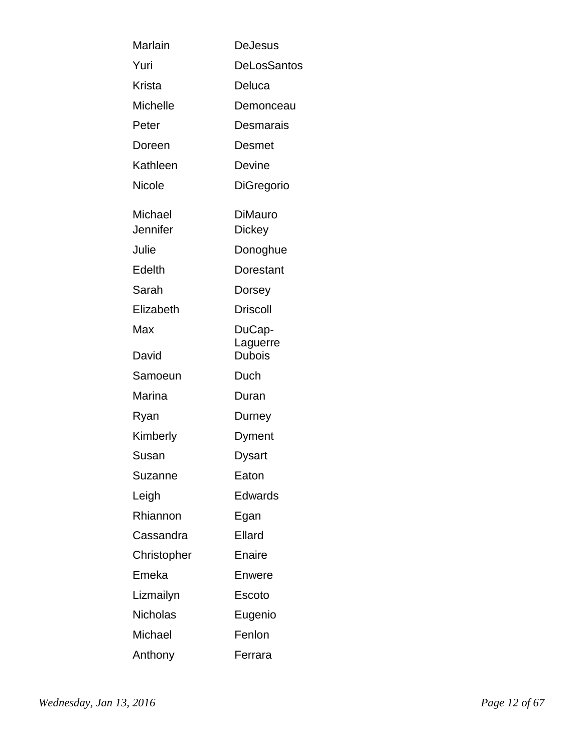| | |
|---|---|
| Marlain | DeJesus |
| Yuri | DeLosSantos |
| Krista | Deluca |
| Michelle | Demonceau |
| Peter | Desmarais |
| Doreen | Desmet |
| Kathleen | Devine |
| Nicole | DiGregorio |
| Michael | DiMauro |
| Jennifer | Dickey |
| Julie | Donoghue |
| Edelth | Dorestant |
| Sarah | Dorsey |
| Elizabeth | Driscoll |
| Max | DuCap-Laguerre |
| David | Dubois |
| Samoeun | Duch |
| Marina | Duran |
| Ryan | Durney |
| Kimberly | Dyment |
| Susan | Dysart |
| Suzanne | Eaton |
| Leigh | Edwards |
| Rhiannon | Egan |
| Cassandra | Ellard |
| Christopher | Enaire |
| Emeka | Enwere |
| Lizmailyn | Escoto |
| Nicholas | Eugenio |
| Michael | Fenlon |
| Anthony | Ferrara |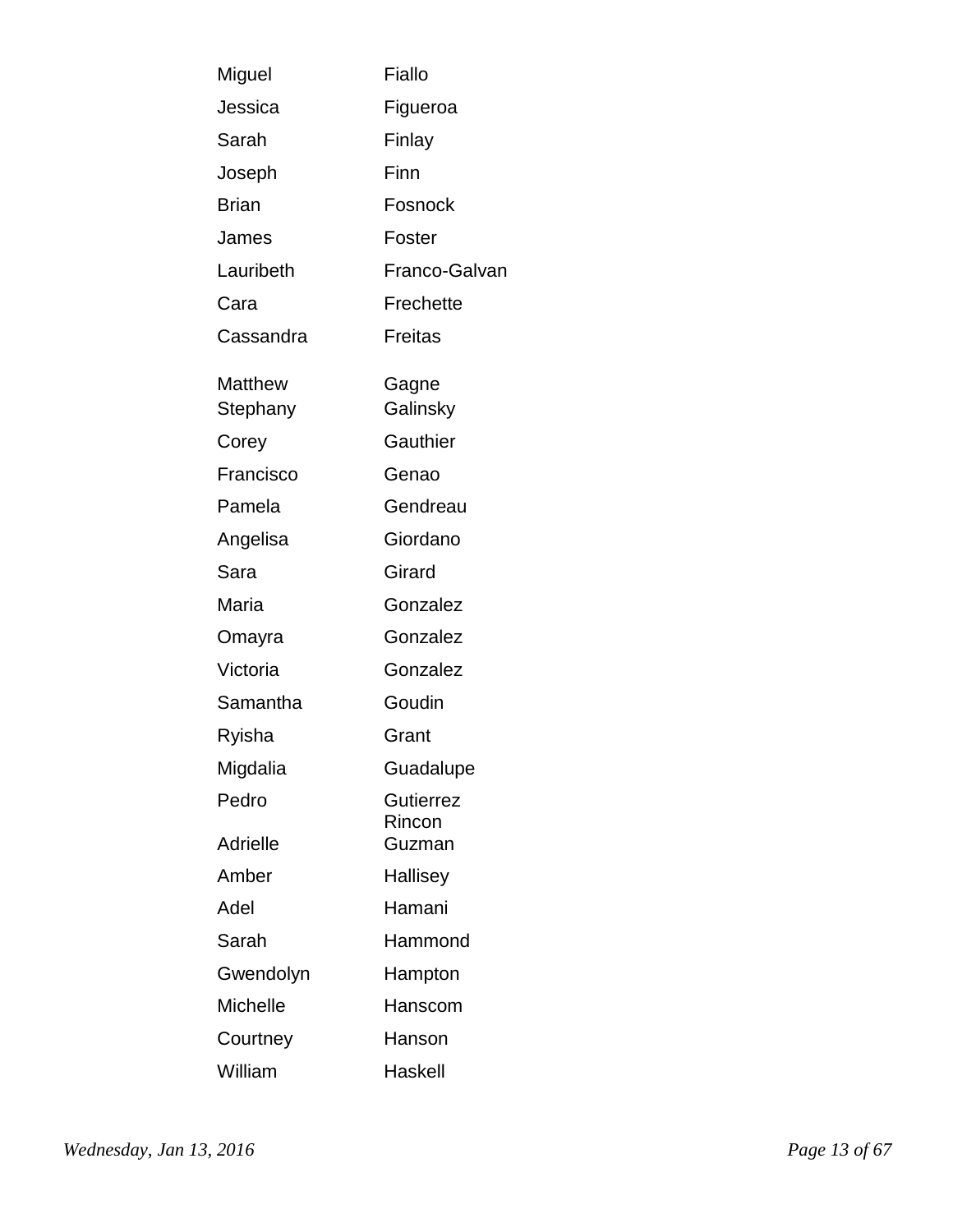| | |
|---|---|
| Miguel | Fiallo |
| Jessica | Figueroa |
| Sarah | Finlay |
| Joseph | Finn |
| Brian | Fosnock |
| James | Foster |
| Lauribeth | Franco-Galvan |
| Cara | Frechette |
| Cassandra | Freitas |
| Matthew | Gagne |
| Stephany | Galinsky |
| Corey | Gauthier |
| Francisco | Genao |
| Pamela | Gendreau |
| Angelisa | Giordano |
| Sara | Girard |
| Maria | Gonzalez |
| Omayra | Gonzalez |
| Victoria | Gonzalez |
| Samantha | Goudin |
| Ryisha | Grant |
| Migdalia | Guadalupe |
| Pedro | Gutierrez Rincon |
| Adrielle | Guzman |
| Amber | Hallisey |
| Adel | Hamani |
| Sarah | Hammond |
| Gwendolyn | Hampton |
| Michelle | Hanscom |
| Courtney | Hanson |
| William | Haskell |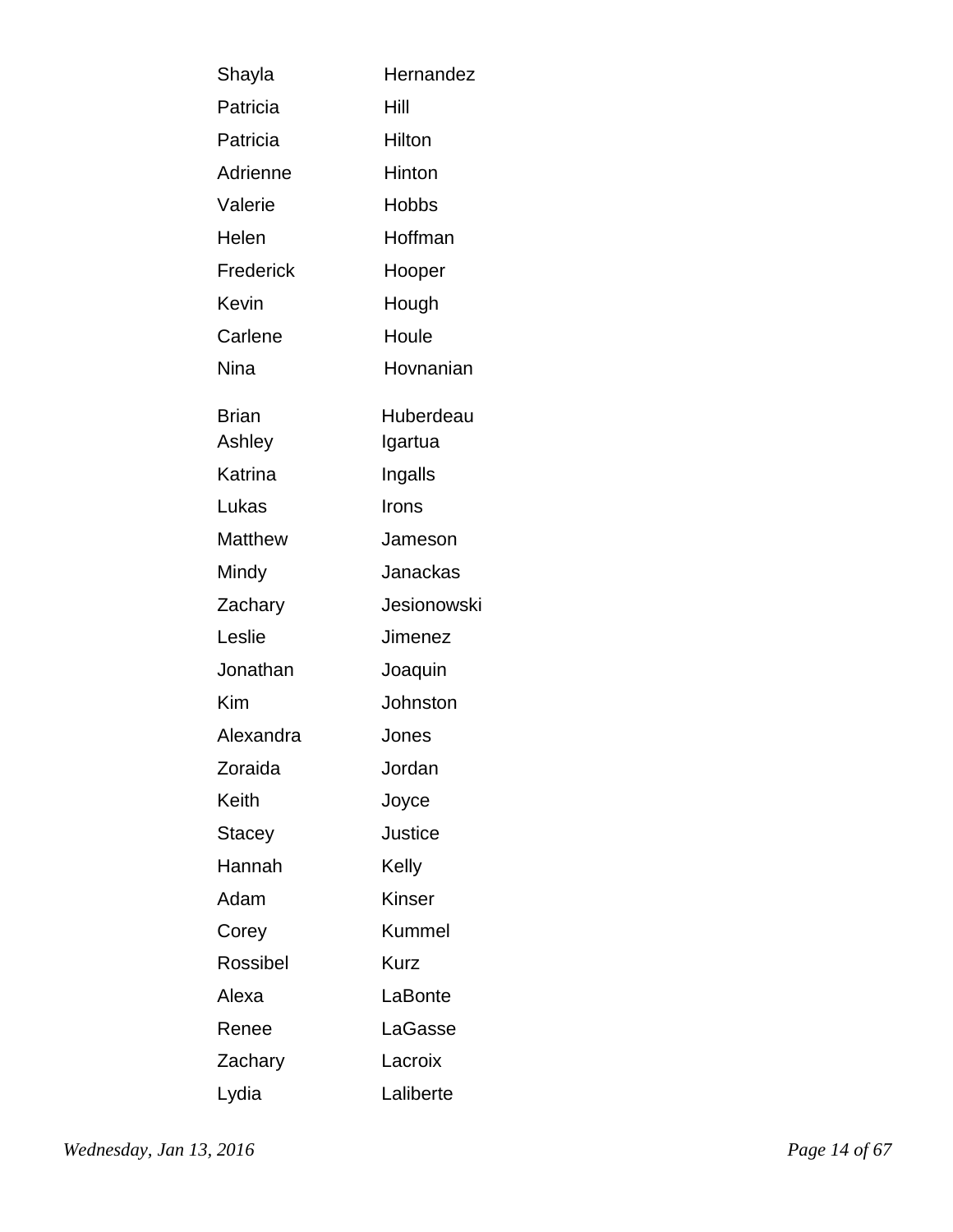| | |
|---|---|
| Shayla | Hernandez |
| Patricia | Hill |
| Patricia | Hilton |
| Adrienne | Hinton |
| Valerie | Hobbs |
| Helen | Hoffman |
| Frederick | Hooper |
| Kevin | Hough |
| Carlene | Houle |
| Nina | Hovnanian |
| Brian | Huberdeau |
| Ashley | Igartua |
| Katrina | Ingalls |
| Lukas | Irons |
| Matthew | Jameson |
| Mindy | Janackas |
| Zachary | Jesionowski |
| Leslie | Jimenez |
| Jonathan | Joaquin |
| Kim | Johnston |
| Alexandra | Jones |
| Zoraida | Jordan |
| Keith | Joyce |
| Stacey | Justice |
| Hannah | Kelly |
| Adam | Kinser |
| Corey | Kummel |
| Rossibel | Kurz |
| Alexa | LaBonte |
| Renee | LaGasse |
| Zachary | Lacroix |
| Lydia | Laliberte |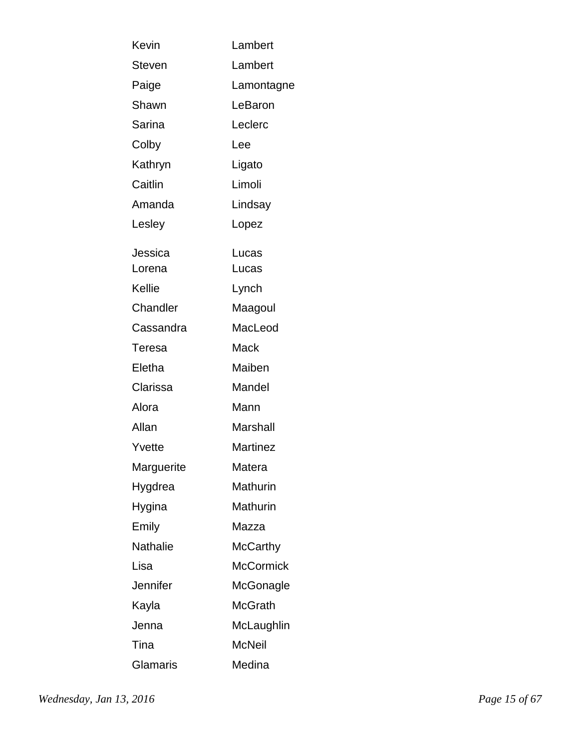| | |
|---|---|
| Kevin | Lambert |
| Steven | Lambert |
| Paige | Lamontagne |
| Shawn | LeBaron |
| Sarina | Leclerc |
| Colby | Lee |
| Kathryn | Ligato |
| Caitlin | Limoli |
| Amanda | Lindsay |
| Lesley | Lopez |
| Jessica | Lucas |
| Lorena | Lucas |
| Kellie | Lynch |
| Chandler | Maagoul |
| Cassandra | MacLeod |
| Teresa | Mack |
| Eletha | Maiben |
| Clarissa | Mandel |
| Alora | Mann |
| Allan | Marshall |
| Yvette | Martinez |
| Marguerite | Matera |
| Hygdrea | Mathurin |
| Hygina | Mathurin |
| Emily | Mazza |
| Nathalie | McCarthy |
| Lisa | McCormick |
| Jennifer | McGonagle |
| Kayla | McGrath |
| Jenna | McLaughlin |
| Tina | McNeil |
| Glamaris | Medina |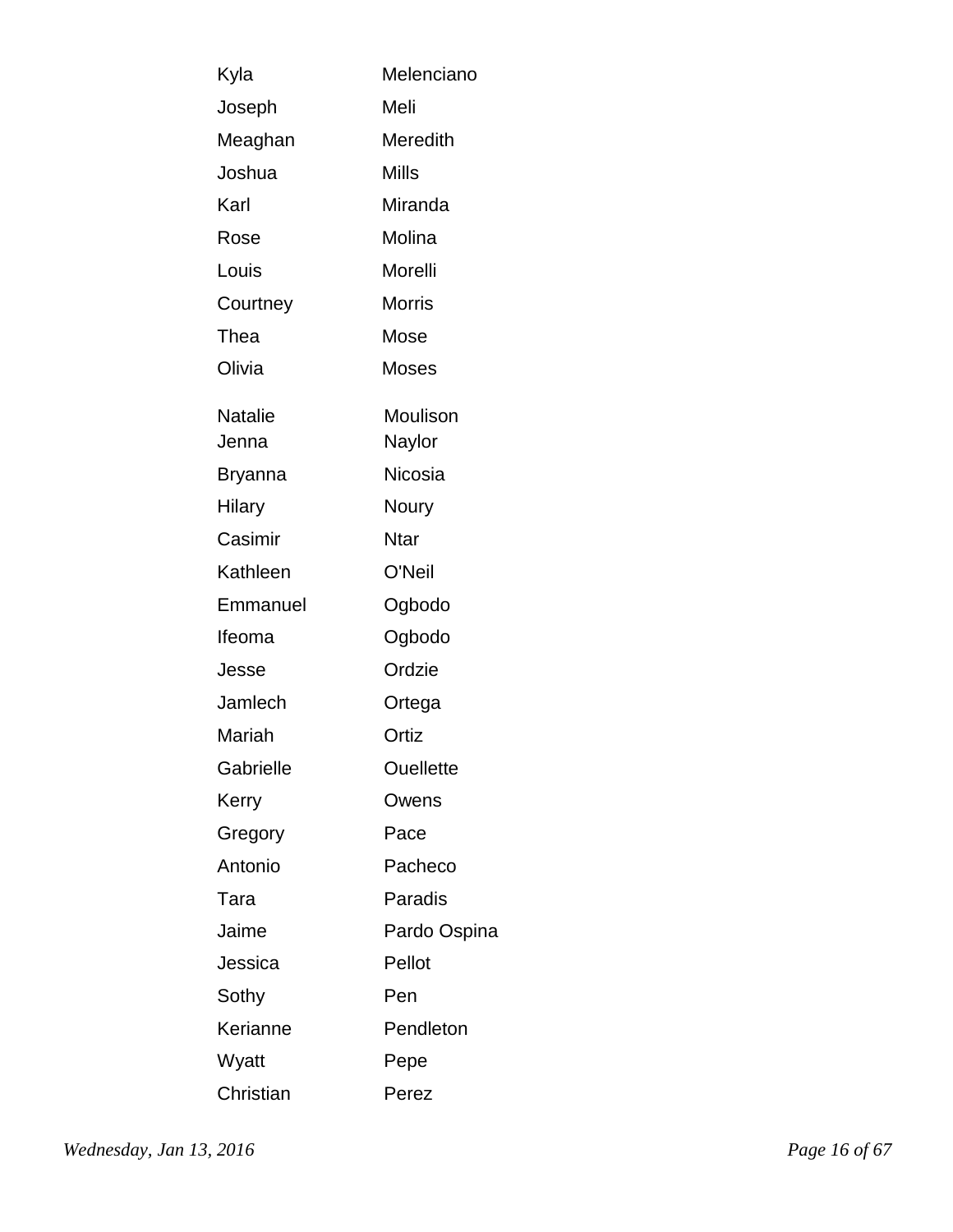| | |
|---|---|
| Kyla | Melenciano |
| Joseph | Meli |
| Meaghan | Meredith |
| Joshua | Mills |
| Karl | Miranda |
| Rose | Molina |
| Louis | Morelli |
| Courtney | Morris |
| Thea | Mose |
| Olivia | Moses |
| Natalie | Moulison |
| Jenna | Naylor |
| Bryanna | Nicosia |
| Hilary | Noury |
| Casimir | Ntar |
| Kathleen | O'Neil |
| Emmanuel | Ogbodo |
| Ifeoma | Ogbodo |
| Jesse | Ordzie |
| Jamlech | Ortega |
| Mariah | Ortiz |
| Gabrielle | Ouellette |
| Kerry | Owens |
| Gregory | Pace |
| Antonio | Pacheco |
| Tara | Paradis |
| Jaime | Pardo Ospina |
| Jessica | Pellot |
| Sothy | Pen |
| Kerianne | Pendleton |
| Wyatt | Pepe |
| Christian | Perez |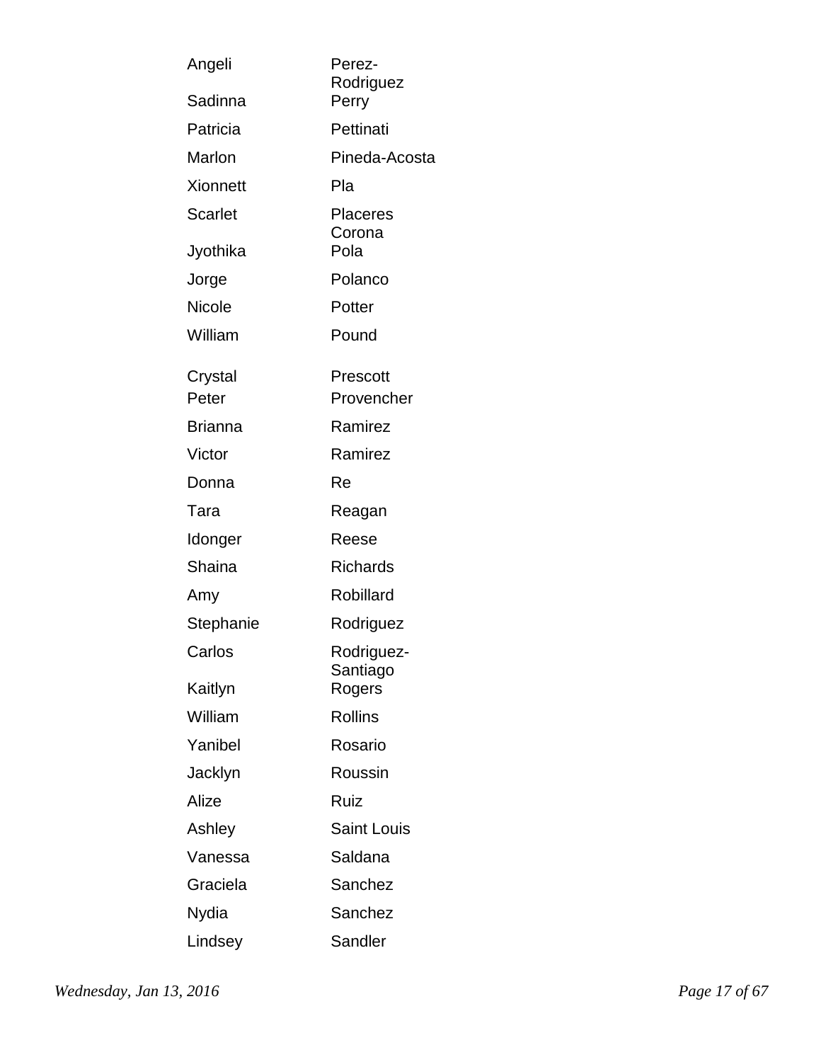| | |
|---|---|
| Angeli | Perez-Rodriguez |
| Sadinna | Perry |
| Patricia | Pettinati |
| Marlon | Pineda-Acosta |
| Xionnett | Pla |
| Scarlet | Placeres Corona |
| Jyothika | Pola |
| Jorge | Polanco |
| Nicole | Potter |
| William | Pound |
| Crystal | Prescott |
| Peter | Provencher |
| Brianna | Ramirez |
| Victor | Ramirez |
| Donna | Re |
| Tara | Reagan |
| Idonger | Reese |
| Shaina | Richards |
| Amy | Robillard |
| Stephanie | Rodriguez |
| Carlos | Rodriguez-Santiago |
| Kaitlyn | Rogers |
| William | Rollins |
| Yanibel | Rosario |
| Jacklyn | Roussin |
| Alize | Ruiz |
| Ashley | Saint Louis |
| Vanessa | Saldana |
| Graciela | Sanchez |
| Nydia | Sanchez |
| Lindsey | Sandler |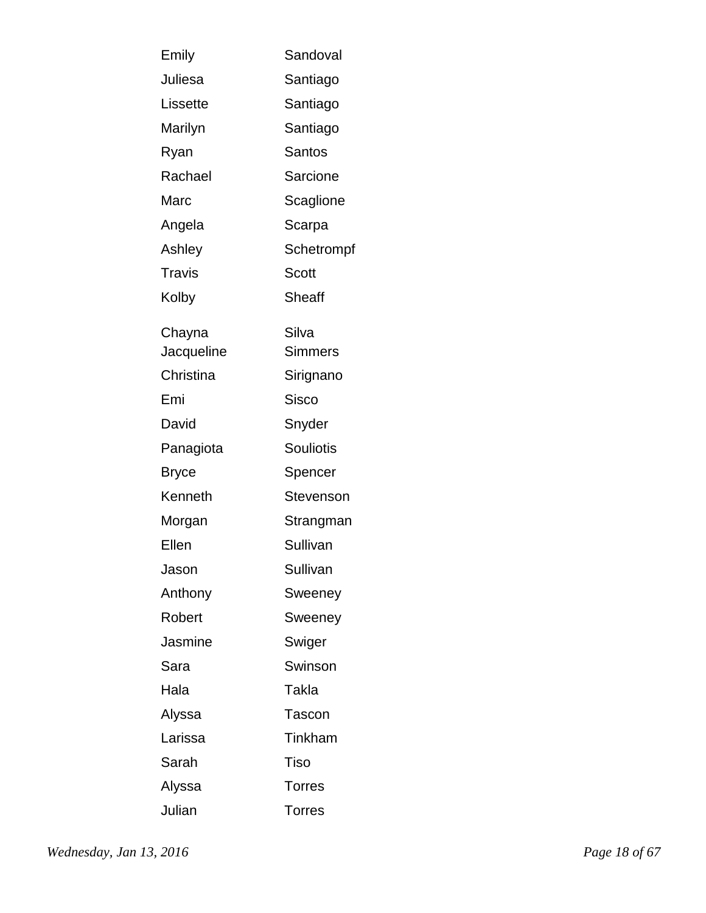| | |
|---|---|
| Emily | Sandoval |
| Juliesa | Santiago |
| Lissette | Santiago |
| Marilyn | Santiago |
| Ryan | Santos |
| Rachael | Sarcione |
| Marc | Scaglione |
| Angela | Scarpa |
| Ashley | Schetrompf |
| Travis | Scott |
| Kolby | Sheaff |
| Chayna | Silva |
| Jacqueline | Simmers |
| Christina | Sirignano |
| Emi | Sisco |
| David | Snyder |
| Panagiota | Souliotis |
| Bryce | Spencer |
| Kenneth | Stevenson |
| Morgan | Strangman |
| Ellen | Sullivan |
| Jason | Sullivan |
| Anthony | Sweeney |
| Robert | Sweeney |
| Jasmine | Swiger |
| Sara | Swinson |
| Hala | Takla |
| Alyssa | Tascon |
| Larissa | Tinkham |
| Sarah | Tiso |
| Alyssa | Torres |
| Julian | Torres |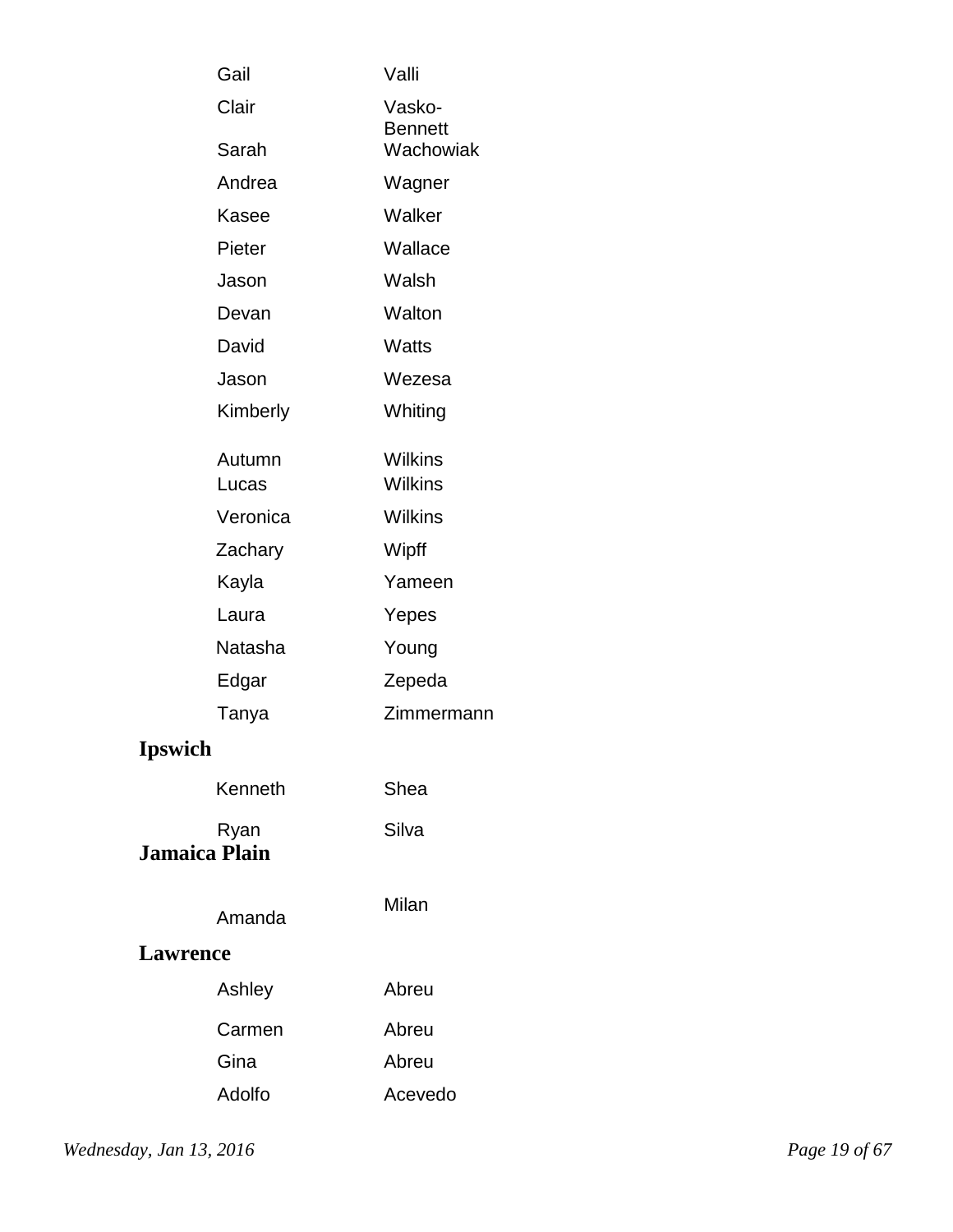| | |
|---|---|
| Gail | Valli |
| Clair | Vasko-Bennett |
| Sarah | Wachowiak |
| Andrea | Wagner |
| Kasee | Walker |
| Pieter | Wallace |
| Jason | Walsh |
| Devan | Walton |
| David | Watts |
| Jason | Wezesa |
| Kimberly | Whiting |
| Autumn | Wilkins |
| Lucas | Wilkins |
| Veronica | Wilkins |
| Zachary | Wipff |
| Kayla | Yameen |
| Laura | Yepes |
| Natasha | Young |
| Edgar | Zepeda |
| Tanya | Zimmermann |

## Ipswich

| | |
|---|---|
| Kenneth | Shea |
| Ryan | Silva |

## Jamaica Plain

| | |
|---|---|
| Amanda | Milan |

## Lawrence

| | |
|---|---|
| Ashley | Abreu |
| Carmen | Abreu |
| Gina | Abreu |
| Adolfo | Acevedo |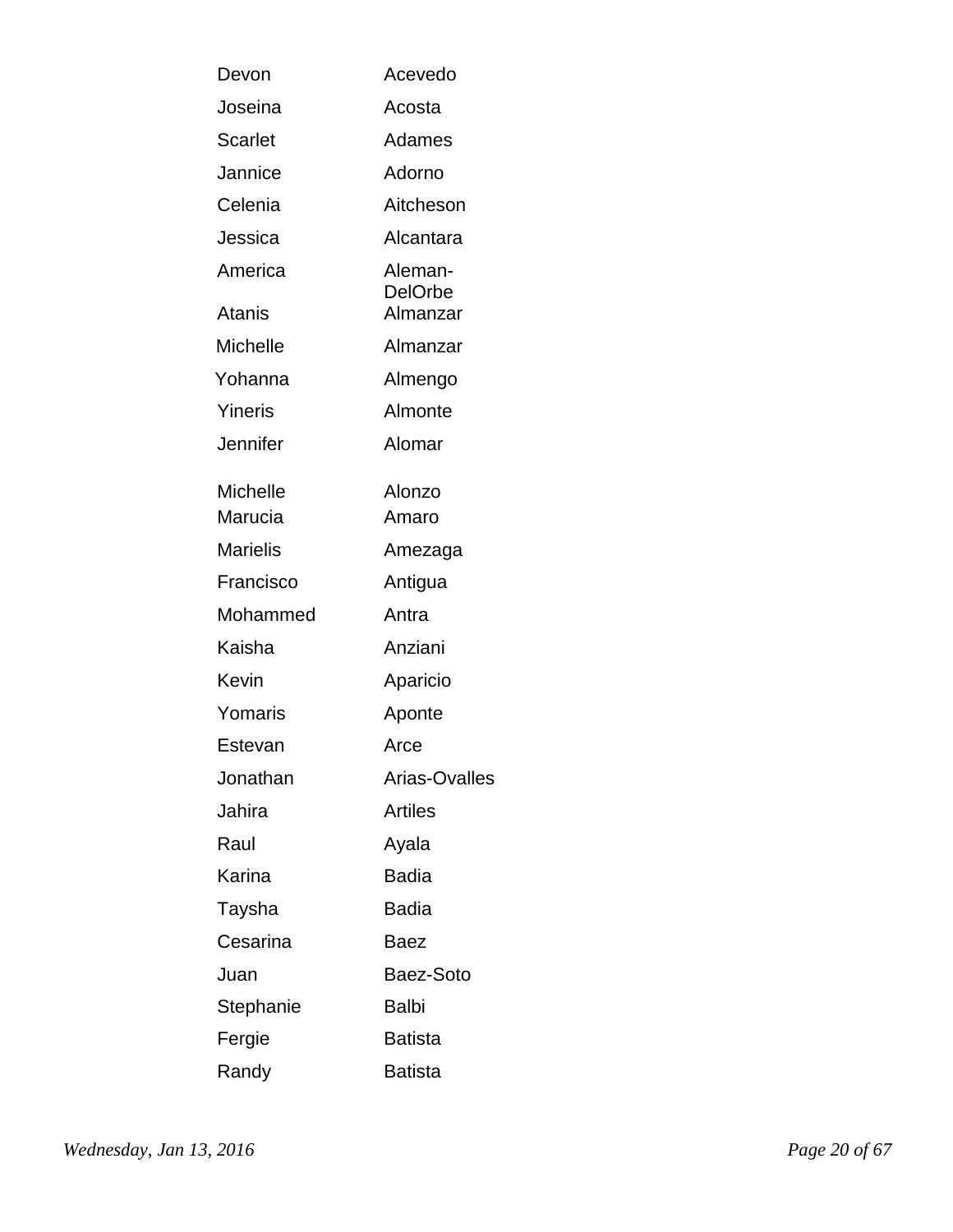| | |
|---|---|
| Devon | Acevedo |
| Joseina | Acosta |
| Scarlet | Adames |
| Jannice | Adorno |
| Celenia | Aitcheson |
| Jessica | Alcantara |
| America | Aleman-DelOrbe |
| Atanis | Almanzar |
| Michelle | Almanzar |
| Yohanna | Almengo |
| Yineris | Almonte |
| Jennifer | Alomar |
| Michelle | Alonzo |
| Marucia | Amaro |
| Marielis | Amezaga |
| Francisco | Antigua |
| Mohammed | Antra |
| Kaisha | Anziani |
| Kevin | Aparicio |
| Yomaris | Aponte |
| Estevan | Arce |
| Jonathan | Arias-Ovalles |
| Jahira | Artiles |
| Raul | Ayala |
| Karina | Badia |
| Taysha | Badia |
| Cesarina | Baez |
| Juan | Baez-Soto |
| Stephanie | Balbi |
| Fergie | Batista |
| Randy | Batista |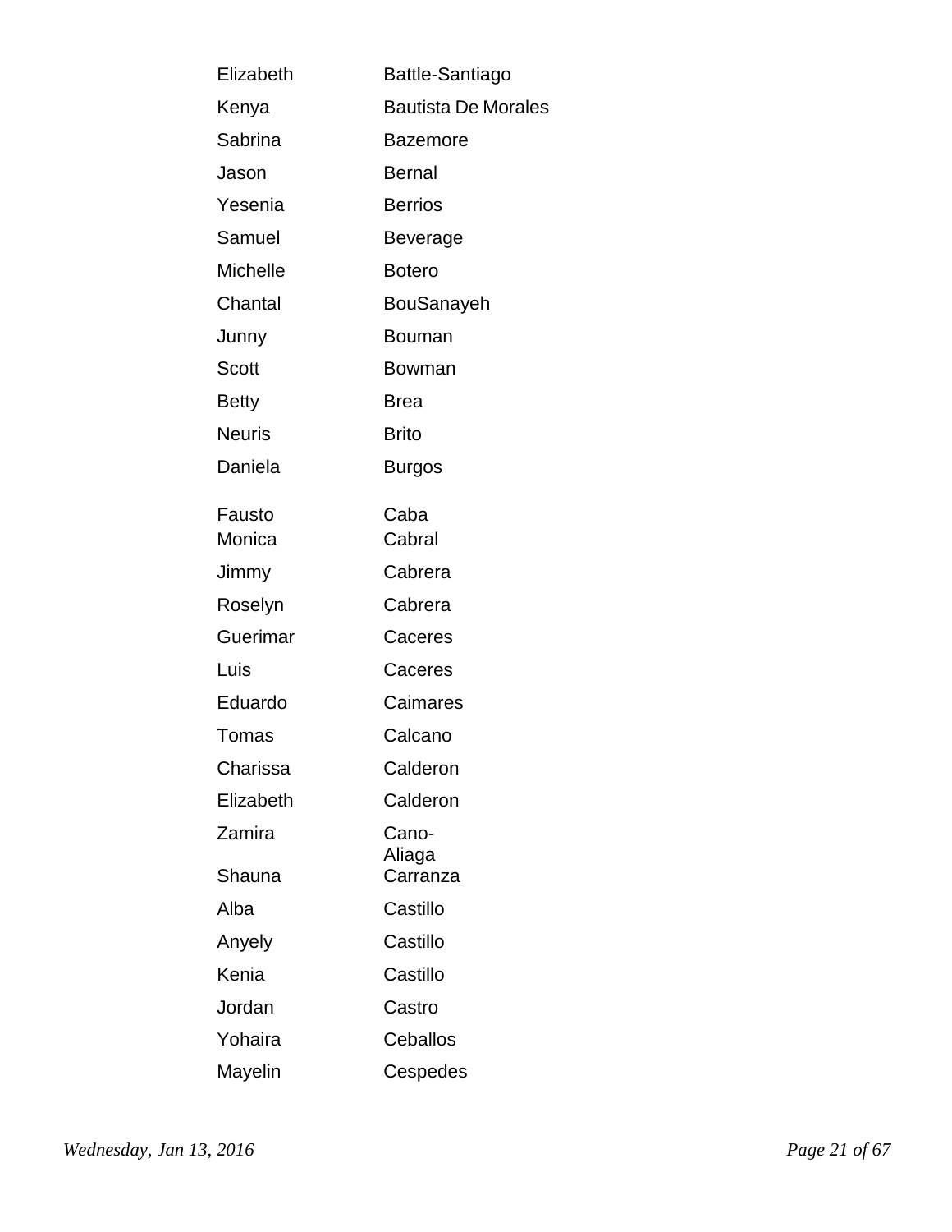| | |
|---|---|
| Elizabeth | Battle-Santiago |
| Kenya | Bautista De Morales |
| Sabrina | Bazemore |
| Jason | Bernal |
| Yesenia | Berrios |
| Samuel | Beverage |
| Michelle | Botero |
| Chantal | BouSanayeh |
| Junny | Bouman |
| Scott | Bowman |
| Betty | Brea |
| Neuris | Brito |
| Daniela | Burgos |
| Fausto | Caba |
| Monica | Cabral |
| Jimmy | Cabrera |
| Roselyn | Cabrera |
| Guerimar | Caceres |
| Luis | Caceres |
| Eduardo | Caimares |
| Tomas | Calcano |
| Charissa | Calderon |
| Elizabeth | Calderon |
| Zamira | Cano-Aliaga |
| Shauna | Carranza |
| Alba | Castillo |
| Anyely | Castillo |
| Kenia | Castillo |
| Jordan | Castro |
| Yohaira | Ceballos |
| Mayelin | Cespedes |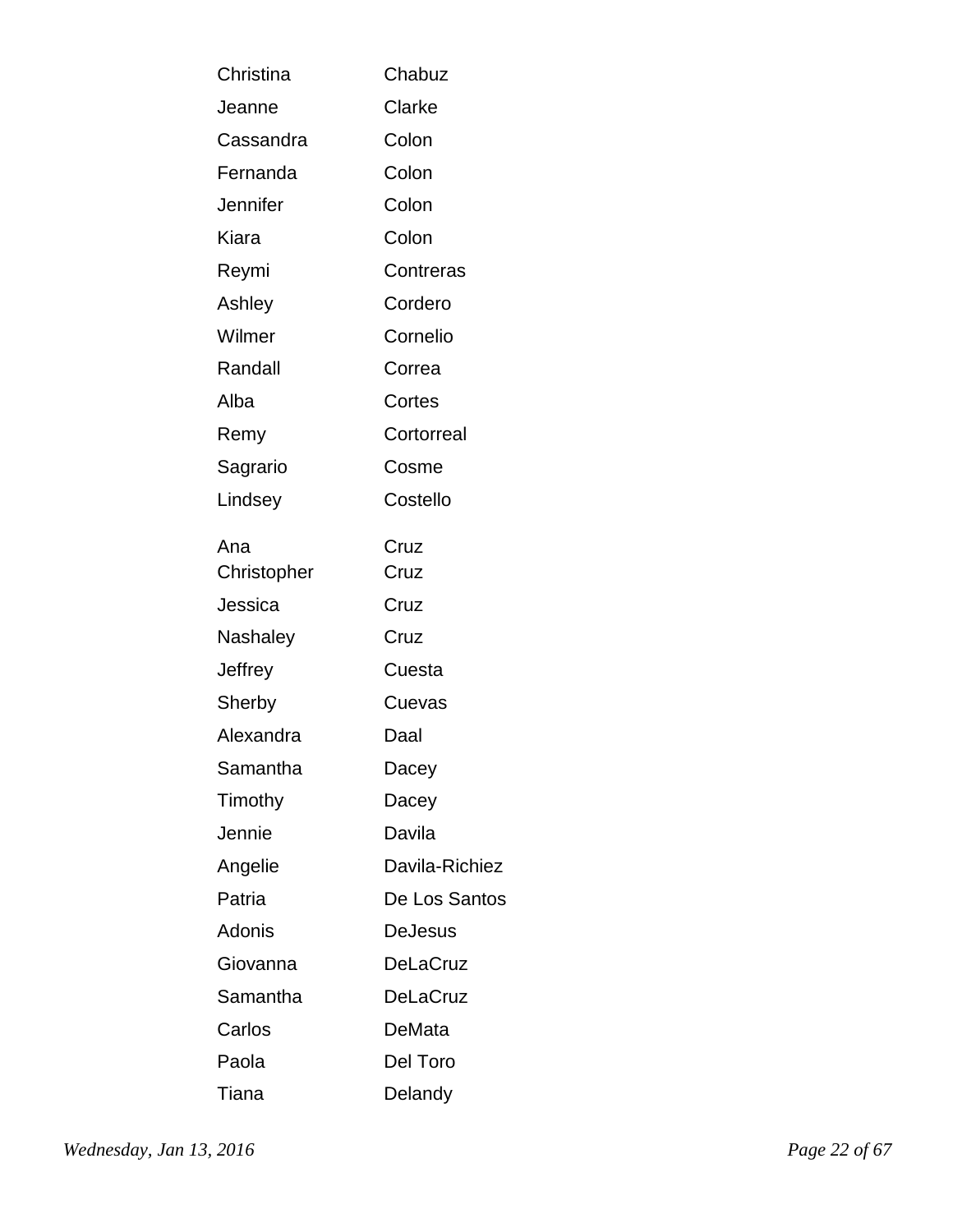| | |
|---|---|
| Christina | Chabuz |
| Jeanne | Clarke |
| Cassandra | Colon |
| Fernanda | Colon |
| Jennifer | Colon |
| Kiara | Colon |
| Reymi | Contreras |
| Ashley | Cordero |
| Wilmer | Cornelio |
| Randall | Correa |
| Alba | Cortes |
| Remy | Cortorreal |
| Sagrario | Cosme |
| Lindsey | Costello |
| Ana | Cruz |
| Christopher | Cruz |
| Jessica | Cruz |
| Nashaley | Cruz |
| Jeffrey | Cuesta |
| Sherby | Cuevas |
| Alexandra | Daal |
| Samantha | Dacey |
| Timothy | Dacey |
| Jennie | Davila |
| Angelie | Davila-Richiez |
| Patria | De Los Santos |
| Adonis | DeJesus |
| Giovanna | DeLaCruz |
| Samantha | DeLaCruz |
| Carlos | DeMata |
| Paola | Del Toro |
| Tiana | Delandy |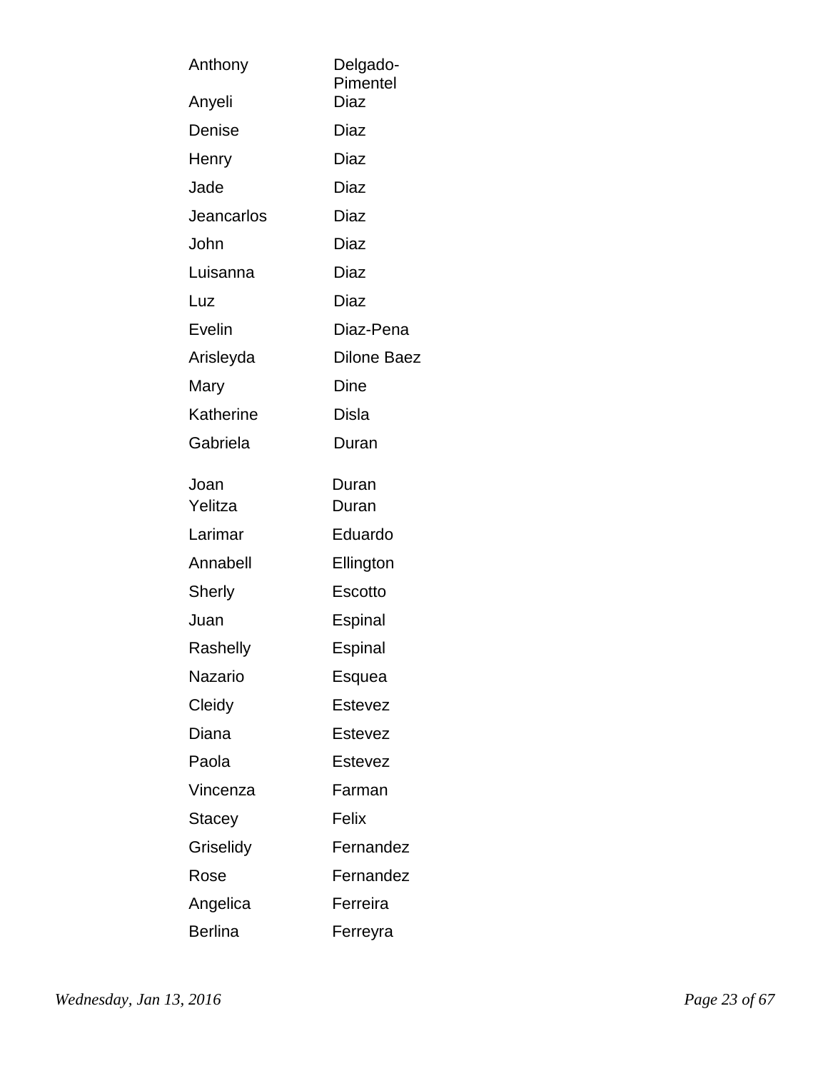| | |
|---|---|
| Anthony | Delgado-Pimentel |
| Anyeli | Diaz |
| Denise | Diaz |
| Henry | Diaz |
| Jade | Diaz |
| Jeancarlos | Diaz |
| John | Diaz |
| Luisanna | Diaz |
| Luz | Diaz |
| Evelin | Diaz-Pena |
| Arisleyda | Dilone Baez |
| Mary | Dine |
| Katherine | Disla |
| Gabriela | Duran |
| Joan | Duran |
| Yelitza | Duran |
| Larimar | Eduardo |
| Annabell | Ellington |
| Sherly | Escotto |
| Juan | Espinal |
| Rashelly | Espinal |
| Nazario | Esquea |
| Cleidy | Estevez |
| Diana | Estevez |
| Paola | Estevez |
| Vincenza | Farman |
| Stacey | Felix |
| Griselidy | Fernandez |
| Rose | Fernandez |
| Angelica | Ferreira |
| Berlina | Ferreyra |

*Wednesday, Jan 13, 2016*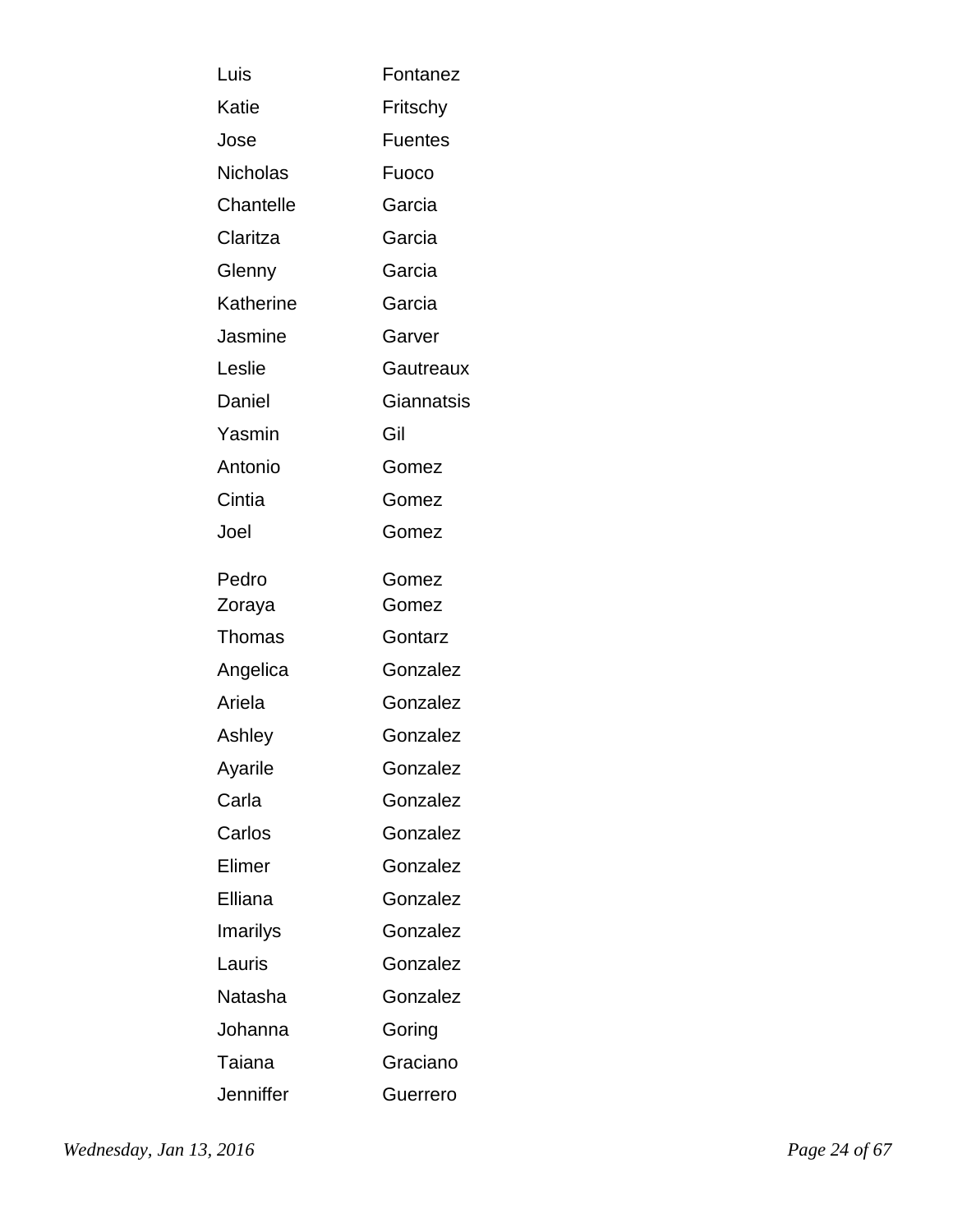| | |
|---|---|
| Luis | Fontanez |
| Katie | Fritschy |
| Jose | Fuentes |
| Nicholas | Fuoco |
| Chantelle | Garcia |
| Claritza | Garcia |
| Glenny | Garcia |
| Katherine | Garcia |
| Jasmine | Garver |
| Leslie | Gautreaux |
| Daniel | Giannatsis |
| Yasmin | Gil |
| Antonio | Gomez |
| Cintia | Gomez |
| Joel | Gomez |
| Pedro | Gomez |
| Zoraya | Gomez |
| Thomas | Gontarz |
| Angelica | Gonzalez |
| Ariela | Gonzalez |
| Ashley | Gonzalez |
| Ayarile | Gonzalez |
| Carla | Gonzalez |
| Carlos | Gonzalez |
| Elimer | Gonzalez |
| Elliana | Gonzalez |
| Imarilys | Gonzalez |
| Lauris | Gonzalez |
| Natasha | Gonzalez |
| Johanna | Goring |
| Taiana | Graciano |
| Jenniffer | Guerrero |

*Wednesday, Jan 13, 2016*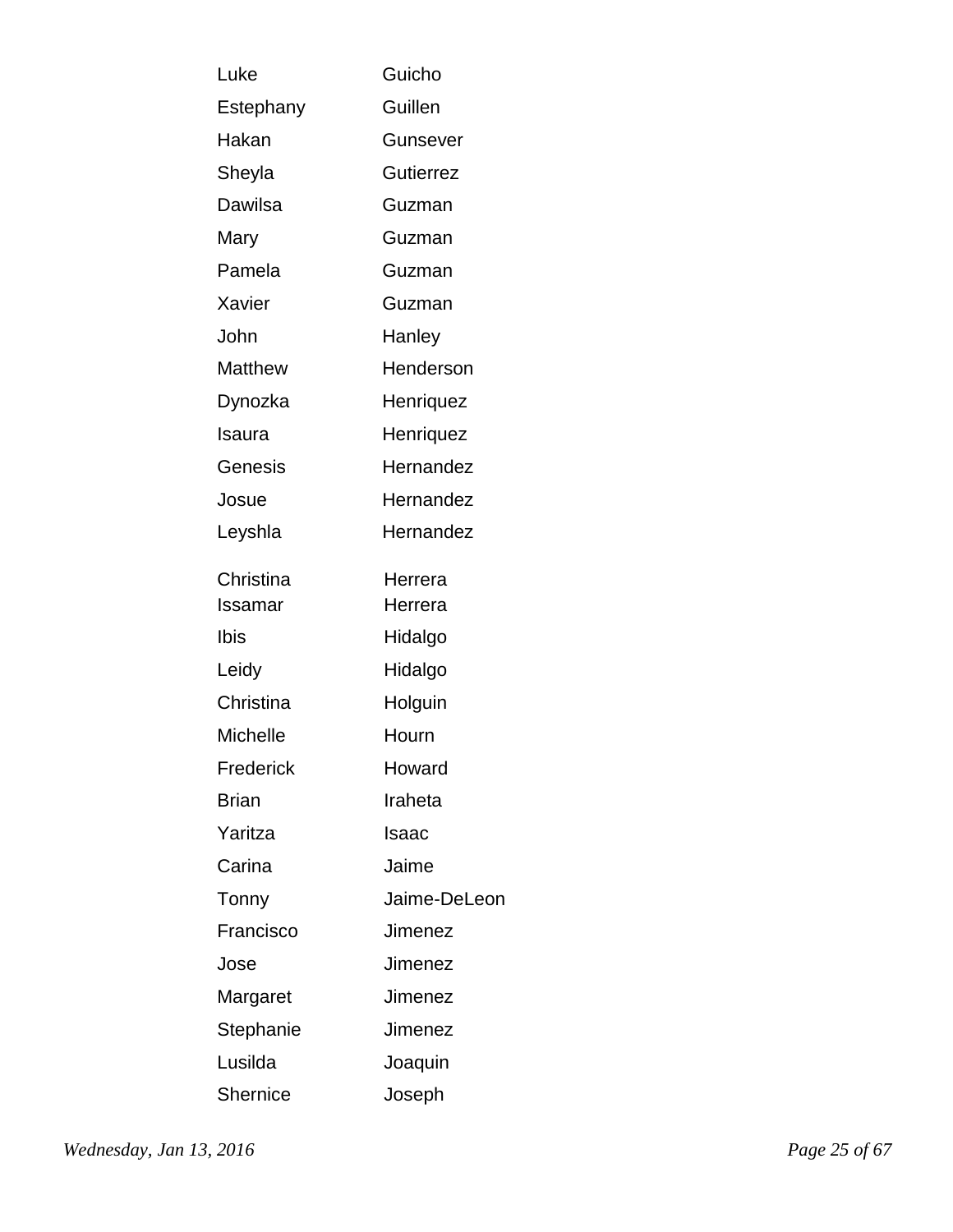| | |
|---|---|
| Luke | Guicho |
| Estephany | Guillen |
| Hakan | Gunsever |
| Sheyla | Gutierrez |
| Dawilsa | Guzman |
| Mary | Guzman |
| Pamela | Guzman |
| Xavier | Guzman |
| John | Hanley |
| Matthew | Henderson |
| Dynozka | Henriquez |
| Isaura | Henriquez |
| Genesis | Hernandez |
| Josue | Hernandez |
| Leyshla | Hernandez |
| Christina | Herrera |
| Issamar | Herrera |
| Ibis | Hidalgo |
| Leidy | Hidalgo |
| Christina | Holguin |
| Michelle | Hourn |
| Frederick | Howard |
| Brian | Iraheta |
| Yaritza | Isaac |
| Carina | Jaime |
| Tonny | Jaime-DeLeon |
| Francisco | Jimenez |
| Jose | Jimenez |
| Margaret | Jimenez |
| Stephanie | Jimenez |
| Lusilda | Joaquin |
| Shernice | Joseph |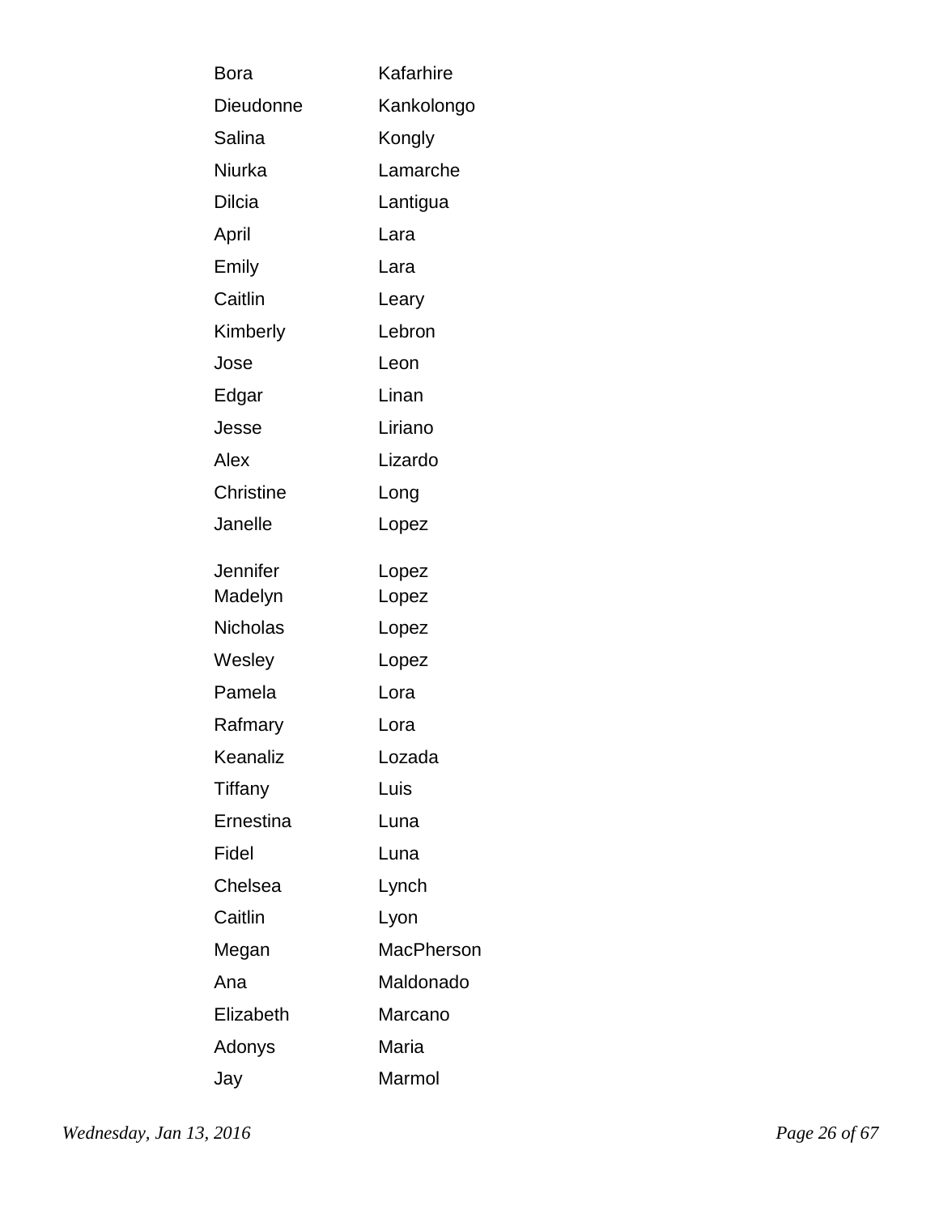| | |
|---|---|
| Bora | Kafarhire |
| Dieudonne | Kankolongo |
| Salina | Kongly |
| Niurka | Lamarche |
| Dilcia | Lantigua |
| April | Lara |
| Emily | Lara |
| Caitlin | Leary |
| Kimberly | Lebron |
| Jose | Leon |
| Edgar | Linan |
| Jesse | Liriano |
| Alex | Lizardo |
| Christine | Long |
| Janelle | Lopez |
| Jennifer | Lopez |
| Madelyn | Lopez |
| Nicholas | Lopez |
| Wesley | Lopez |
| Pamela | Lora |
| Rafmary | Lora |
| Keanaliz | Lozada |
| Tiffany | Luis |
| Ernestina | Luna |
| Fidel | Luna |
| Chelsea | Lynch |
| Caitlin | Lyon |
| Megan | MacPherson |
| Ana | Maldonado |
| Elizabeth | Marcano |
| Adonys | Maria |
| Jay | Marmol |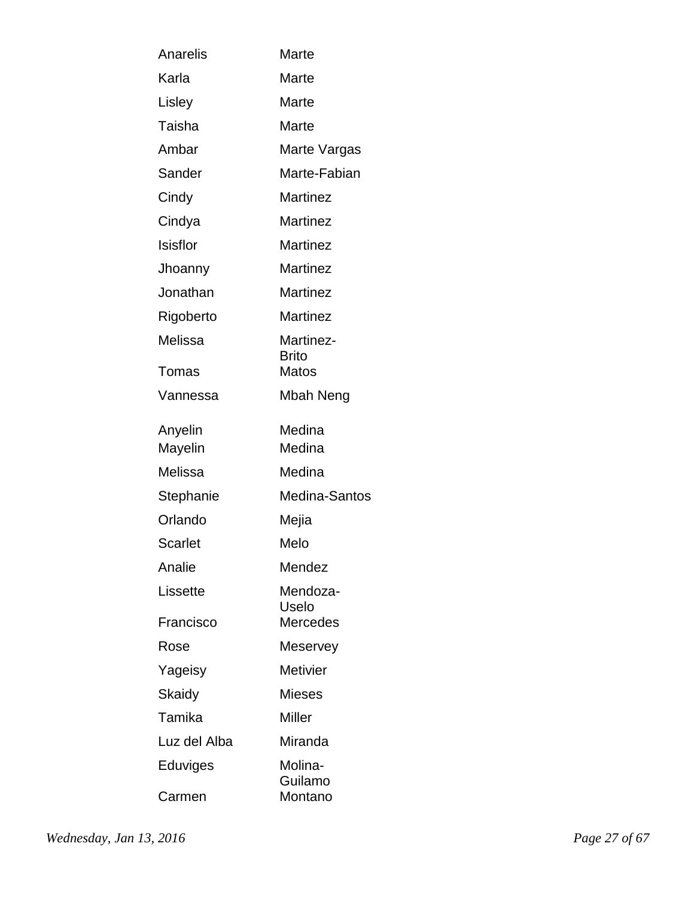| | |
|---|---|
| Anarelis | Marte |
| Karla | Marte |
| Lisley | Marte |
| Taisha | Marte |
| Ambar | Marte Vargas |
| Sander | Marte-Fabian |
| Cindy | Martinez |
| Cindya | Martinez |
| Isisflor | Martinez |
| Jhoanny | Martinez |
| Jonathan | Martinez |
| Rigoberto | Martinez |
| Melissa | Martinez-Brito |
| Tomas | Matos |
| Vannessa | Mbah Neng |
| Anyelin | Medina |
| Mayelin | Medina |
| Melissa | Medina |
| Stephanie | Medina-Santos |
| Orlando | Mejia |
| Scarlet | Melo |
| Analie | Mendez |
| Lissette | Mendoza-Uselo |
| Francisco | Mercedes |
| Rose | Meservey |
| Yageisy | Metivier |
| Skaidy | Mieses |
| Tamika | Miller |
| Luz del Alba | Miranda |
| Eduviges | Molina-Guilamo |
| Carmen | Montano |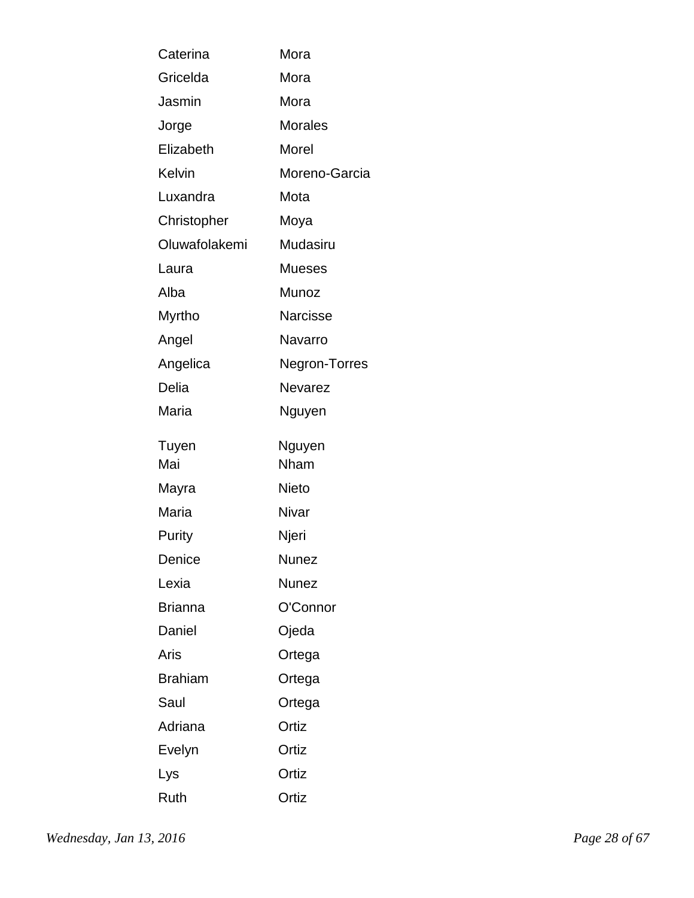| | |
|---|---|
| Caterina | Mora |
| Gricelda | Mora |
| Jasmin | Mora |
| Jorge | Morales |
| Elizabeth | Morel |
| Kelvin | Moreno-Garcia |
| Luxandra | Mota |
| Christopher | Moya |
| Oluwafolakemi | Mudasiru |
| Laura | Mueses |
| Alba | Munoz |
| Myrtho | Narcisse |
| Angel | Navarro |
| Angelica | Negron-Torres |
| Delia | Nevarez |
| Maria | Nguyen |
| Tuyen | Nguyen |
| Mai | Nham |
| Mayra | Nieto |
| Maria | Nivar |
| Purity | Njeri |
| Denice | Nunez |
| Lexia | Nunez |
| Brianna | O'Connor |
| Daniel | Ojeda |
| Aris | Ortega |
| Brahiam | Ortega |
| Saul | Ortega |
| Adriana | Ortiz |
| Evelyn | Ortiz |
| Lys | Ortiz |
| Ruth | Ortiz |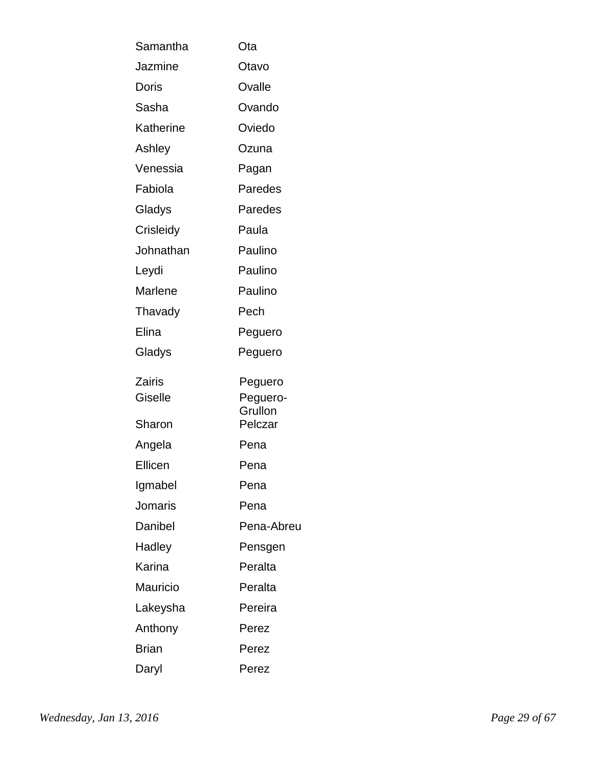| | |
|---|---|
| Samantha | Ota |
| Jazmine | Otavo |
| Doris | Ovalle |
| Sasha | Ovando |
| Katherine | Oviedo |
| Ashley | Ozuna |
| Venessia | Pagan |
| Fabiola | Paredes |
| Gladys | Paredes |
| Crisleidy | Paula |
| Johnathan | Paulino |
| Leydi | Paulino |
| Marlene | Paulino |
| Thavady | Pech |
| Elina | Peguero |
| Gladys | Peguero |
| Zairis | Peguero |
| Giselle | Peguero-Grullon |
| Sharon | Pelczar |
| Angela | Pena |
| Ellicen | Pena |
| Igmabel | Pena |
| Jomaris | Pena |
| Danibel | Pena-Abreu |
| Hadley | Pensgen |
| Karina | Peralta |
| Mauricio | Peralta |
| Lakeysha | Pereira |
| Anthony | Perez |
| Brian | Perez |
| Daryl | Perez |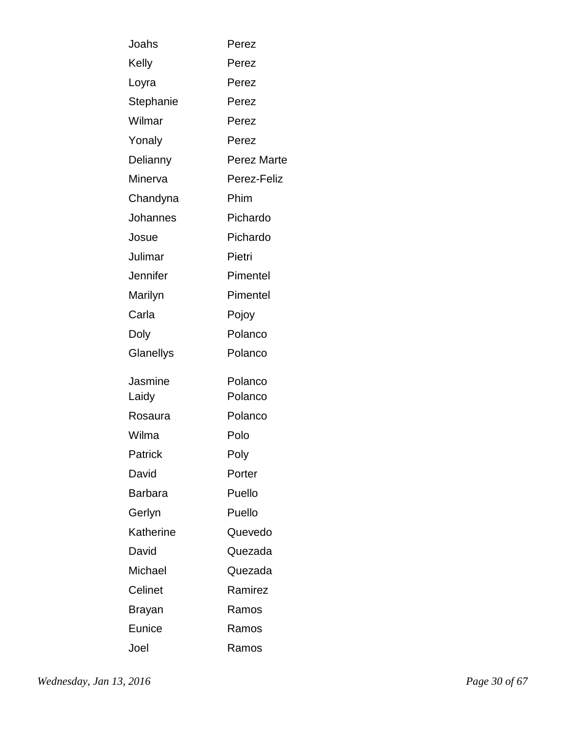| | |
|---|---|
| Joahs | Perez |
| Kelly | Perez |
| Loyra | Perez |
| Stephanie | Perez |
| Wilmar | Perez |
| Yonaly | Perez |
| Delianny | Perez Marte |
| Minerva | Perez-Feliz |
| Chandyna | Phim |
| Johannes | Pichardo |
| Josue | Pichardo |
| Julimar | Pietri |
| Jennifer | Pimentel |
| Marilyn | Pimentel |
| Carla | Pojoy |
| Doly | Polanco |
| Glanellys | Polanco |
| Jasmine | Polanco |
| Laidy | Polanco |
| Rosaura | Polanco |
| Wilma | Polo |
| Patrick | Poly |
| David | Porter |
| Barbara | Puello |
| Gerlyn | Puello |
| Katherine | Quevedo |
| David | Quezada |
| Michael | Quezada |
| Celinet | Ramirez |
| Brayan | Ramos |
| Eunice | Ramos |
| Joel | Ramos |

*Wednesday, Jan 13, 2016*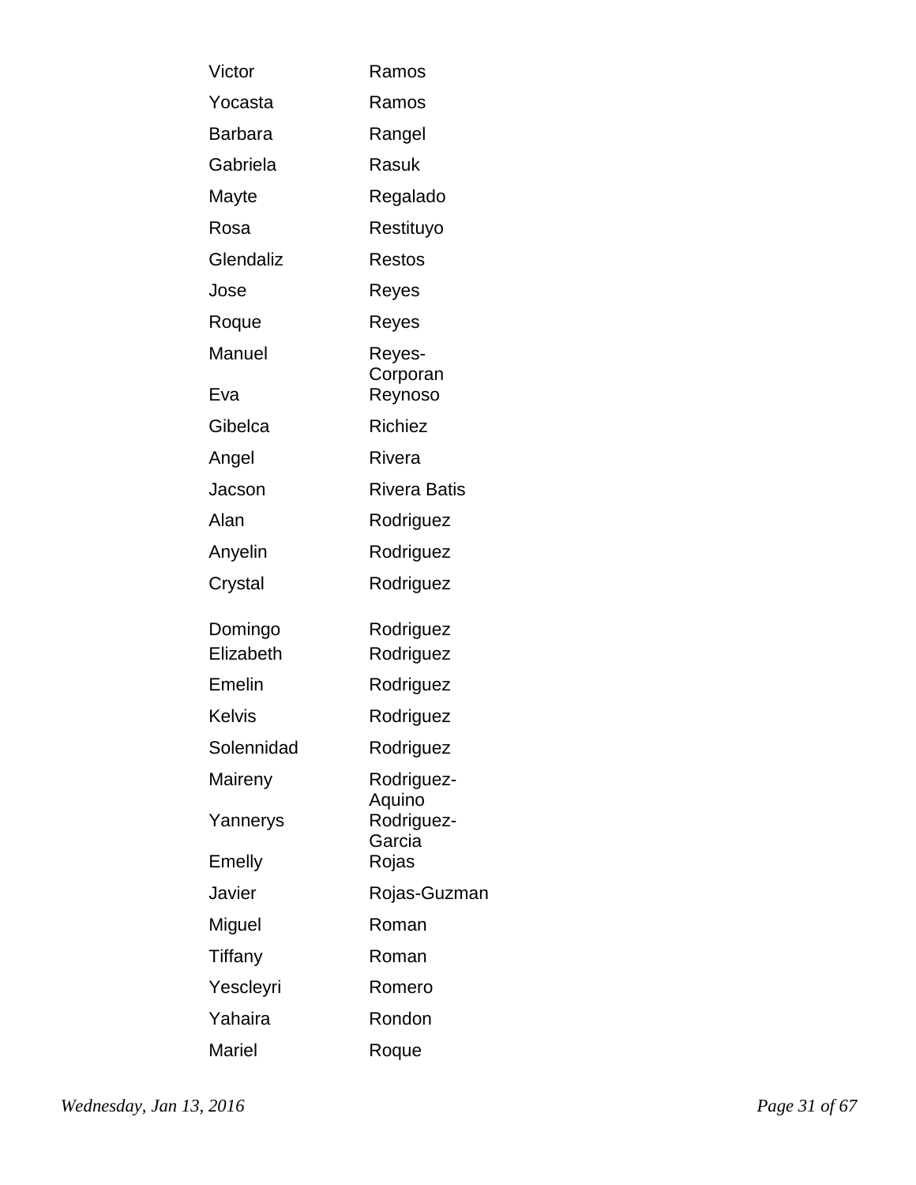| | |
|---|---|
| Victor | Ramos |
| Yocasta | Ramos |
| Barbara | Rangel |
| Gabriela | Rasuk |
| Mayte | Regalado |
| Rosa | Restituyo |
| Glendaliz | Restos |
| Jose | Reyes |
| Roque | Reyes |
| Manuel | Reyes-Corporan |
| Eva | Reynoso |
| Gibelca | Richiez |
| Angel | Rivera |
| Jacson | Rivera Batis |
| Alan | Rodriguez |
| Anyelin | Rodriguez |
| Crystal | Rodriguez |
| Domingo | Rodriguez |
| Elizabeth | Rodriguez |
| Emelin | Rodriguez |
| Kelvis | Rodriguez |
| Solennidad | Rodriguez |
| Maireny | Rodriguez-Aquino |
| Yannerys | Rodriguez-Garcia |
| Emelly | Rojas |
| Javier | Rojas-Guzman |
| Miguel | Roman |
| Tiffany | Roman |
| Yescleyri | Romero |
| Yahaira | Rondon |
| Mariel | Roque |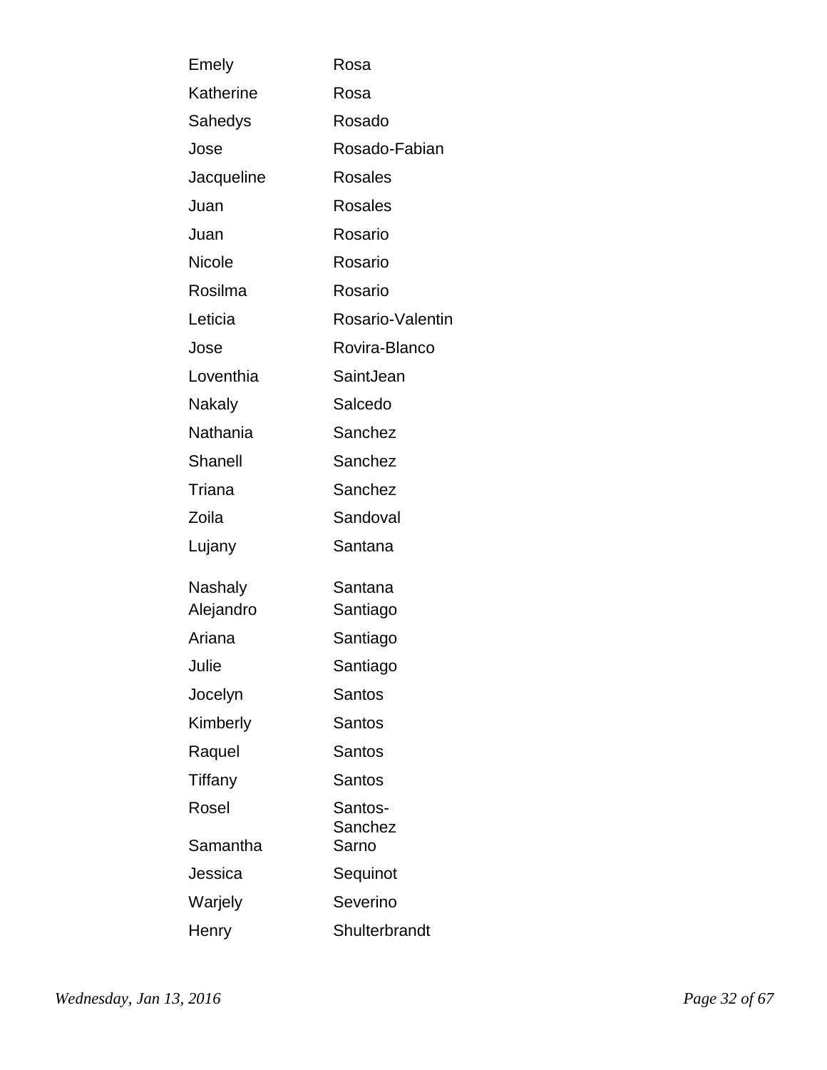| | |
|---|---|
| Emely | Rosa |
| Katherine | Rosa |
| Sahedys | Rosado |
| Jose | Rosado-Fabian |
| Jacqueline | Rosales |
| Juan | Rosales |
| Juan | Rosario |
| Nicole | Rosario |
| Rosilma | Rosario |
| Leticia | Rosario-Valentin |
| Jose | Rovira-Blanco |
| Loventhia | SaintJean |
| Nakaly | Salcedo |
| Nathania | Sanchez |
| Shanell | Sanchez |
| Triana | Sanchez |
| Zoila | Sandoval |
| Lujany | Santana |
| Nashaly | Santana |
| Alejandro | Santiago |
| Ariana | Santiago |
| Julie | Santiago |
| Jocelyn | Santos |
| Kimberly | Santos |
| Raquel | Santos |
| Tiffany | Santos |
| Rosel | Santos-Sanchez |
| Samantha | Sarno |
| Jessica | Sequinot |
| Warjely | Severino |
| Henry | Shulterbrandt |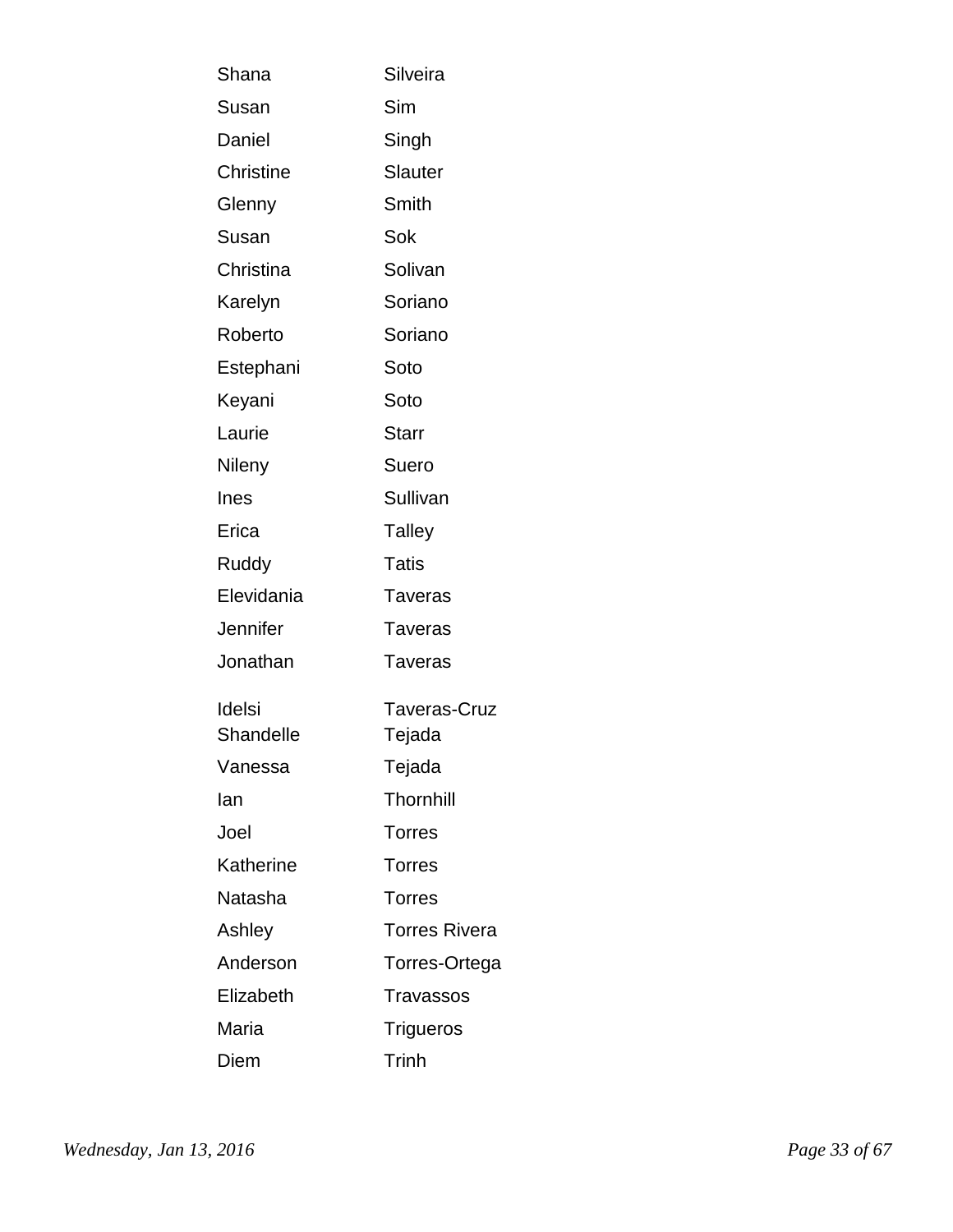| | |
|---|---|
| Shana | Silveira |
| Susan | Sim |
| Daniel | Singh |
| Christine | Slauter |
| Glenny | Smith |
| Susan | Sok |
| Christina | Solivan |
| Karelyn | Soriano |
| Roberto | Soriano |
| Estephani | Soto |
| Keyani | Soto |
| Laurie | Starr |
| Nileny | Suero |
| Ines | Sullivan |
| Erica | Talley |
| Ruddy | Tatis |
| Elevidania | Taveras |
| Jennifer | Taveras |
| Jonathan | Taveras |
| Idelsi | Taveras-Cruz |
| Shandelle | Tejada |
| Vanessa | Tejada |
| Ian | Thornhill |
| Joel | Torres |
| Katherine | Torres |
| Natasha | Torres |
| Ashley | Torres Rivera |
| Anderson | Torres-Ortega |
| Elizabeth | Travassos |
| Maria | Trigueros |
| Diem | Trinh |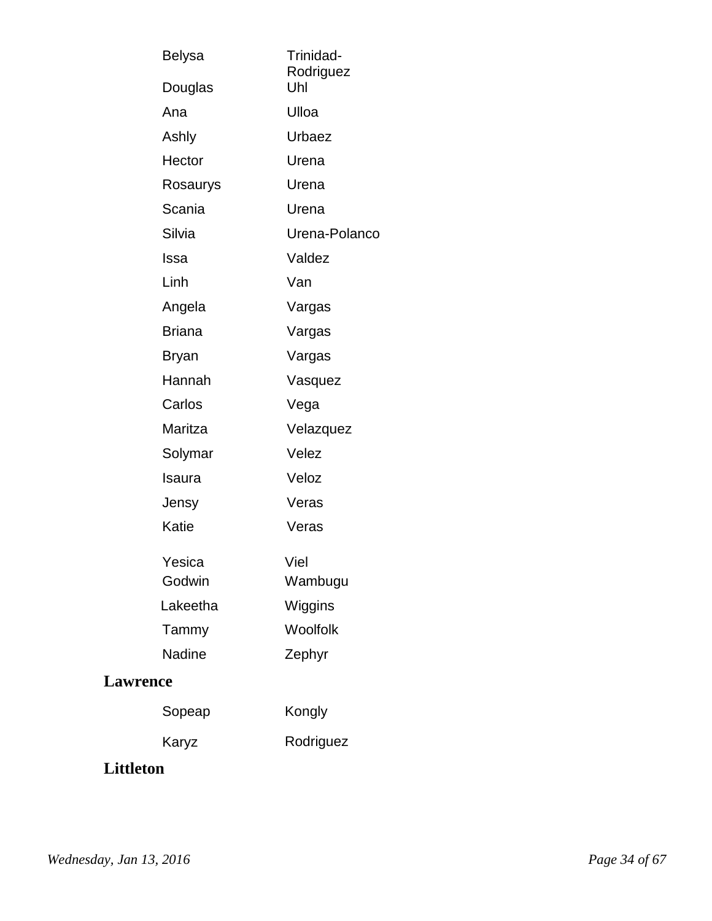| | |
|---|---|
| Belysa | Trinidad-Rodriguez |
| Douglas | Uhl |
| Ana | Ulloa |
| Ashly | Urbaez |
| Hector | Urena |
| Rosaurys | Urena |
| Scania | Urena |
| Silvia | Urena-Polanco |
| Issa | Valdez |
| Linh | Van |
| Angela | Vargas |
| Briana | Vargas |
| Bryan | Vargas |
| Hannah | Vasquez |
| Carlos | Vega |
| Maritza | Velazquez |
| Solymar | Velez |
| Isaura | Veloz |
| Jensy | Veras |
| Katie | Veras |
| Yesica | Viel |
| Godwin | Wambugu |
| Lakeetha | Wiggins |
| Tammy | Woolfolk |
| Nadine | Zephyr |

## Lawrence

| | |
|---|---|
| Sopeap | Kongly |
| Karyz | Rodriguez |

## Littleton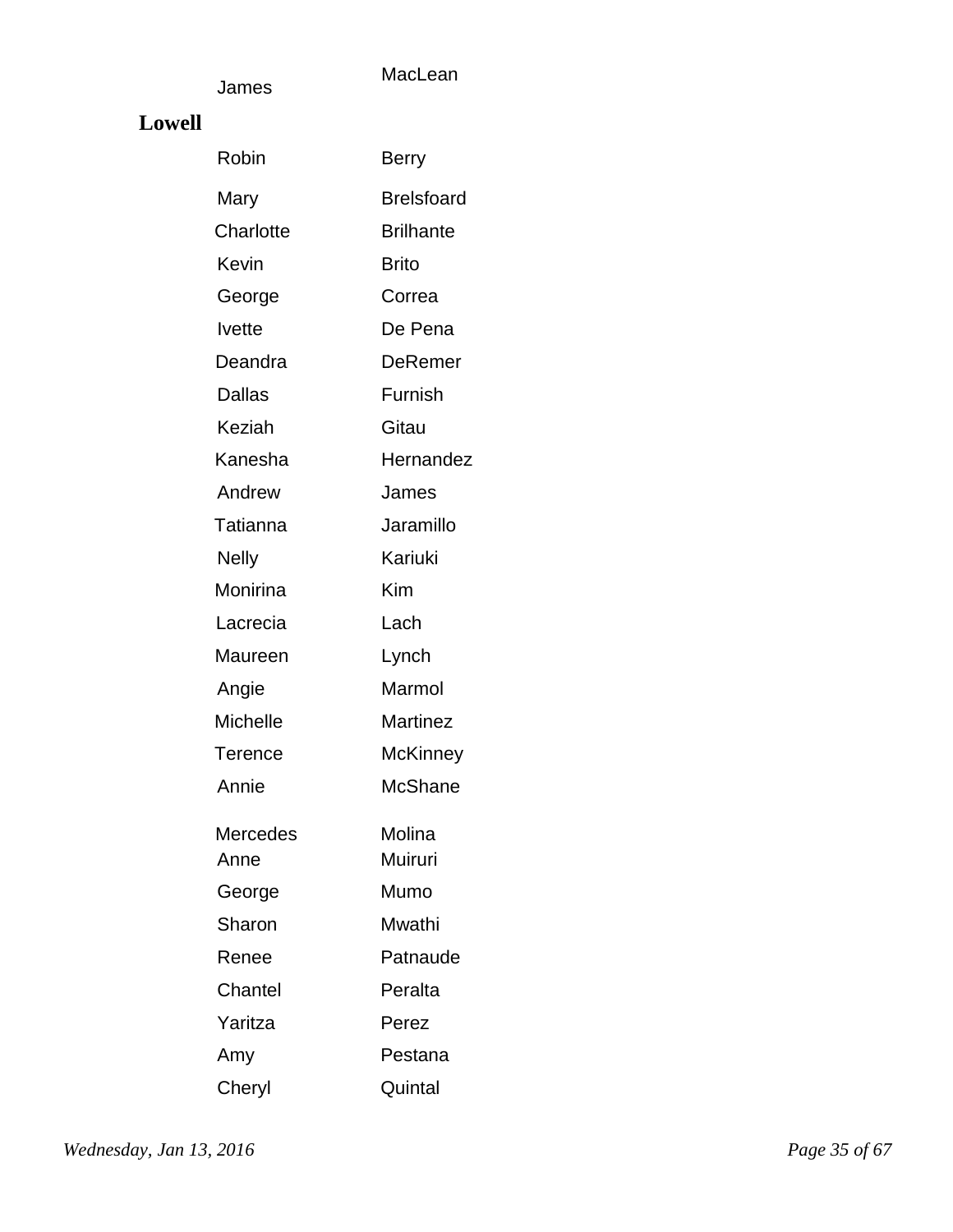| | |
|---|---|
| James | MacLean |

**Lowell**

| | |
|---|---|
| Robin | Berry |
| Mary | Brelsfoard |
| Charlotte | Brilhante |
| Kevin | Brito |
| George | Correa |
| Ivette | De Pena |
| Deandra | DeRemer |
| Dallas | Furnish |
| Keziah | Gitau |
| Kanesha | Hernandez |
| Andrew | James |
| Tatianna | Jaramillo |
| Nelly | Kariuki |
| Monirina | Kim |
| Lacrecia | Lach |
| Maureen | Lynch |
| Angie | Marmol |
| Michelle | Martinez |
| Terence | McKinney |
| Annie | McShane |
| Mercedes | Molina |
| Anne | Muiruri |
| George | Mumo |
| Sharon | Mwathi |
| Renee | Patnaude |
| Chantel | Peralta |
| Yaritza | Perez |
| Amy | Pestana |
| Cheryl | Quintal |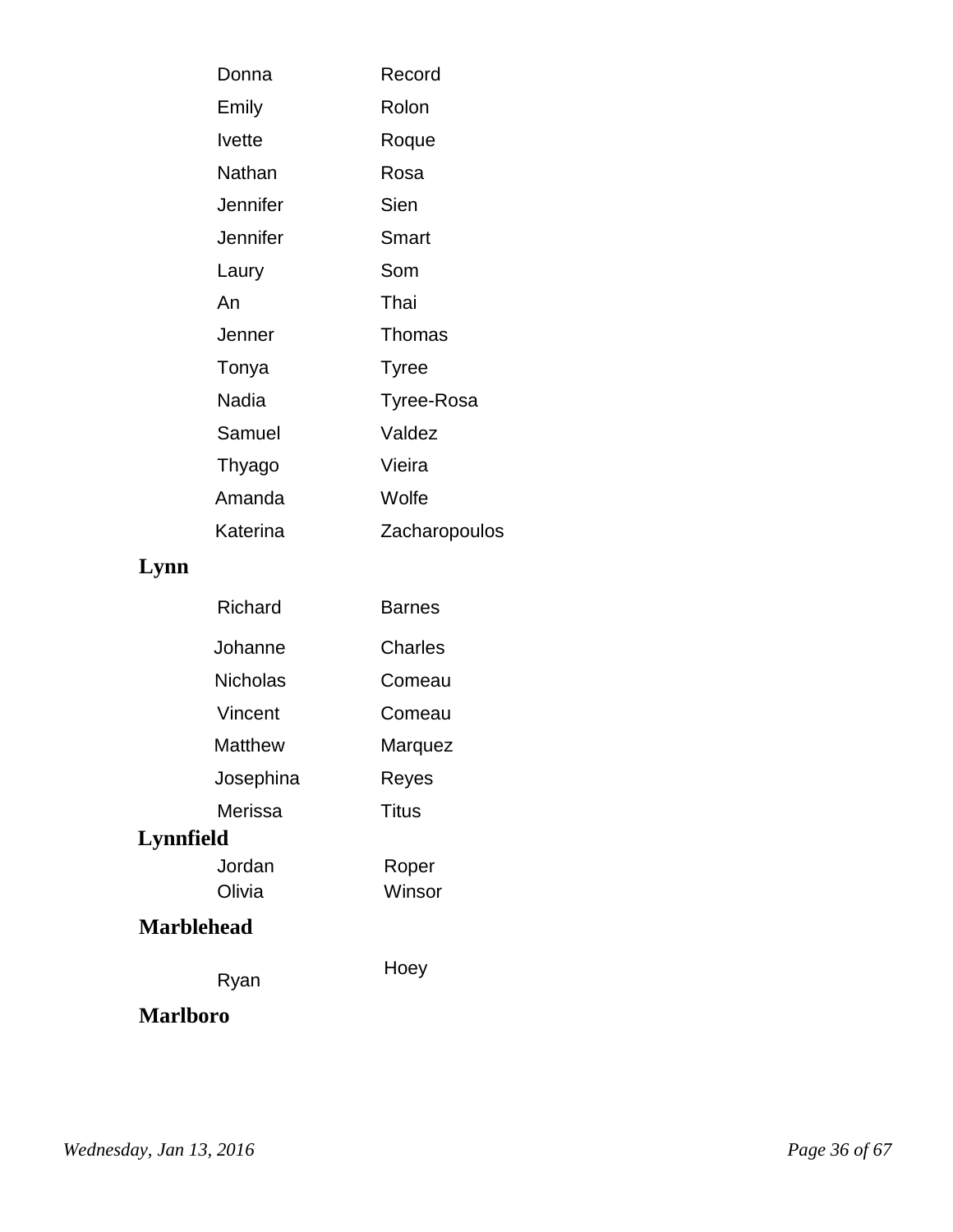| | |
|---|---|
| Donna | Record |
| Emily | Rolon |
| Ivette | Roque |
| Nathan | Rosa |
| Jennifer | Sien |
| Jennifer | Smart |
| Laury | Som |
| An | Thai |
| Jenner | Thomas |
| Tonya | Tyree |
| Nadia | Tyree-Rosa |
| Samuel | Valdez |
| Thyago | Vieira |
| Amanda | Wolfe |
| Katerina | Zacharopoulos |

**Lynn**

| | |
|---|---|
| Richard | Barnes |
| Johanne | Charles |
| Nicholas | Comeau |
| Vincent | Comeau |
| Matthew | Marquez |
| Josephina | Reyes |
| Merissa | Titus |

**Lynnfield**

| | |
|---|---|
| Jordan | Roper |
| Olivia | Winsor |

**Marblehead**

| | |
|---|---|
| Ryan | Hoey |

**Marlboro**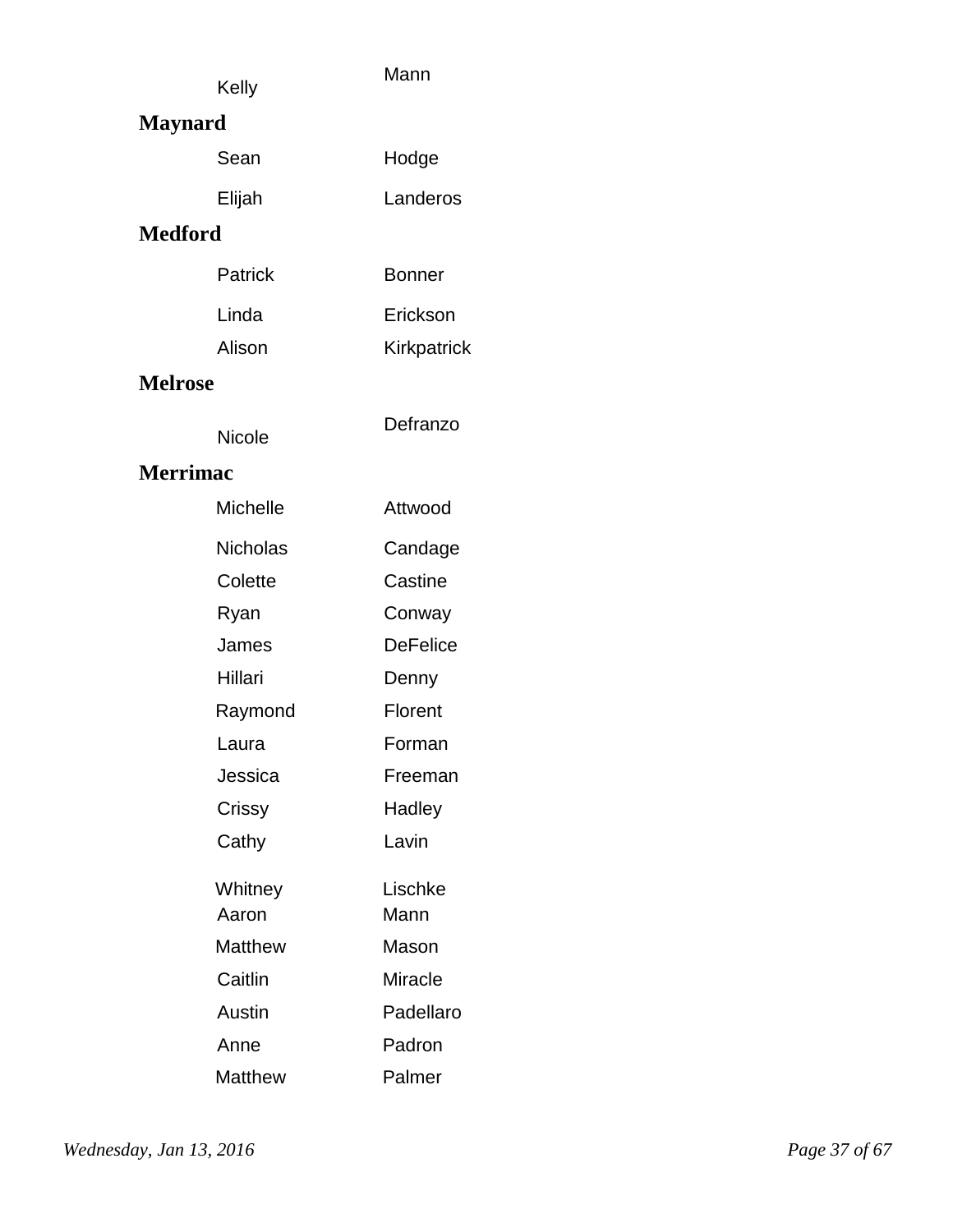Kelly Mann

**Maynard**

| First Name | Last Name |
|---|---|
| Sean | Hodge |
| Elijah | Landeros |

**Medford**

| First Name | Last Name |
|---|---|
| Patrick | Bonner |
| Linda | Erickson |
| Alison | Kirkpatrick |

**Melrose**

| First Name | Last Name |
|---|---|
| Nicole | Defranzo |

**Merrimac**

| First Name | Last Name |
|---|---|
| Michelle | Attwood |
| Nicholas | Candage |
| Colette | Castine |
| Ryan | Conway |
| James | DeFelice |
| Hillari | Denny |
| Raymond | Florent |
| Laura | Forman |
| Jessica | Freeman |
| Crissy | Hadley |
| Cathy | Lavin |
| Whitney | Lischke |
| Aaron | Mann |
| Matthew | Mason |
| Caitlin | Miracle |
| Austin | Padellaro |
| Anne | Padron |
| Matthew | Palmer |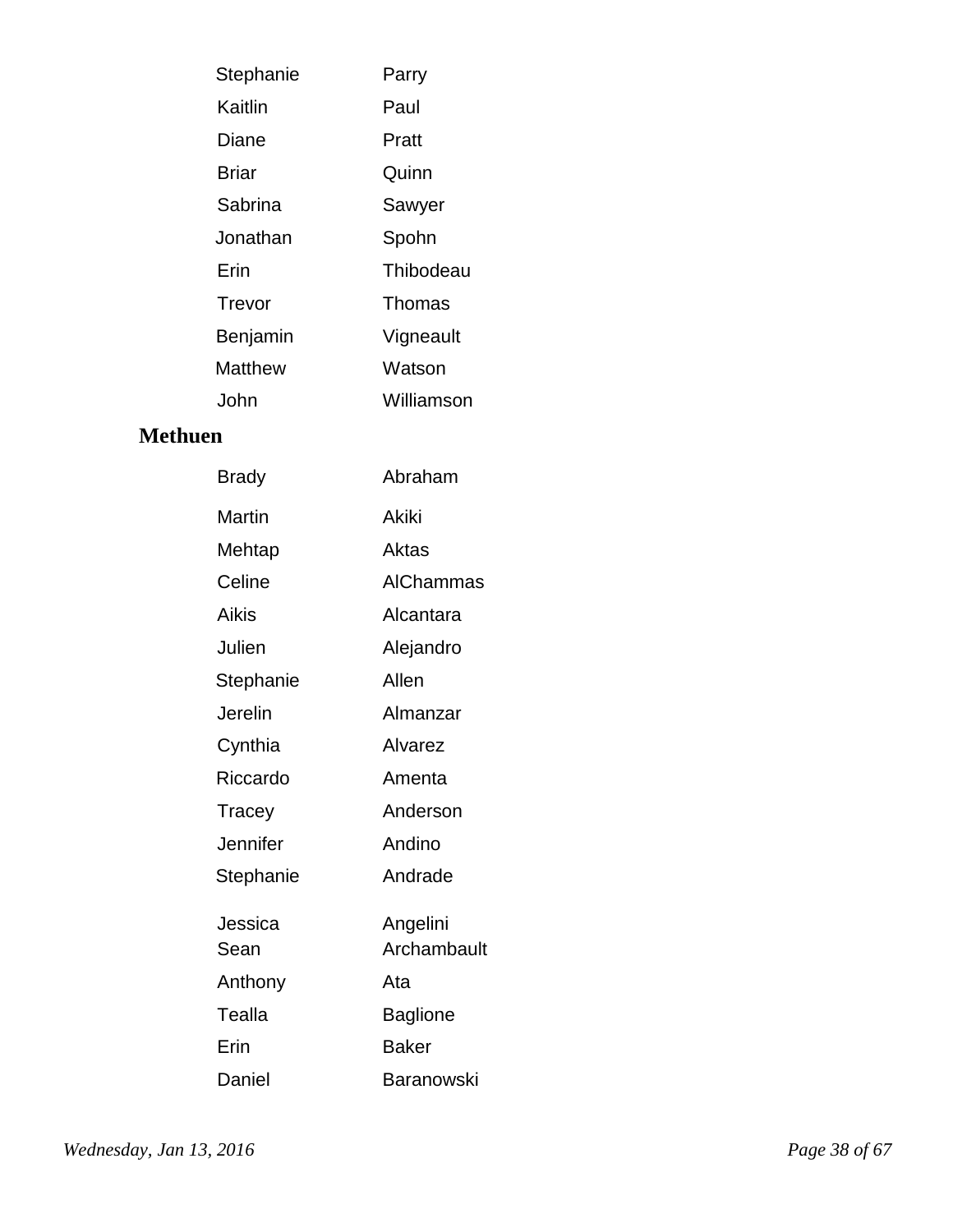| | |
|---|---|
| Stephanie | Parry |
| Kaitlin | Paul |
| Diane | Pratt |
| Briar | Quinn |
| Sabrina | Sawyer |
| Jonathan | Spohn |
| Erin | Thibodeau |
| Trevor | Thomas |
| Benjamin | Vigneault |
| Matthew | Watson |
| John | Williamson |

## Methuen

| | |
|---|---|
| Brady | Abraham |
| Martin | Akiki |
| Mehtap | Aktas |
| Celine | AlChammas |
| Aikis | Alcantara |
| Julien | Alejandro |
| Stephanie | Allen |
| Jerelin | Almanzar |
| Cynthia | Alvarez |
| Riccardo | Amenta |
| Tracey | Anderson |
| Jennifer | Andino |
| Stephanie | Andrade |
| Jessica | Angelini |
| Sean | Archambault |
| Anthony | Ata |
| Tealla | Baglione |
| Erin | Baker |
| Daniel | Baranowski |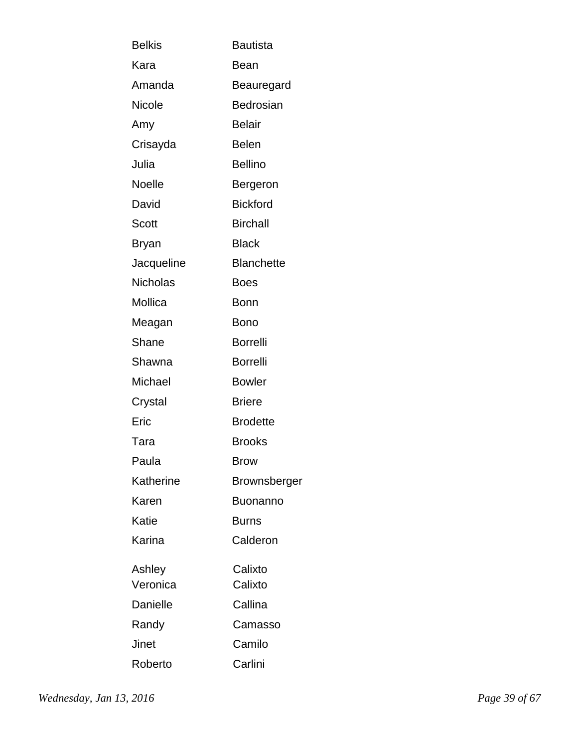| | |
|---|---|
| Belkis | Bautista |
| Kara | Bean |
| Amanda | Beauregard |
| Nicole | Bedrosian |
| Amy | Belair |
| Crisayda | Belen |
| Julia | Bellino |
| Noelle | Bergeron |
| David | Bickford |
| Scott | Birchall |
| Bryan | Black |
| Jacqueline | Blanchette |
| Nicholas | Boes |
| Mollica | Bonn |
| Meagan | Bono |
| Shane | Borrelli |
| Shawna | Borrelli |
| Michael | Bowler |
| Crystal | Briere |
| Eric | Brodette |
| Tara | Brooks |
| Paula | Brow |
| Katherine | Brownsberger |
| Karen | Buonanno |
| Katie | Burns |
| Karina | Calderon |
| Ashley | Calixto |
| Veronica | Calixto |
| Danielle | Callina |
| Randy | Camasso |
| Jinet | Camilo |
| Roberto | Carlini |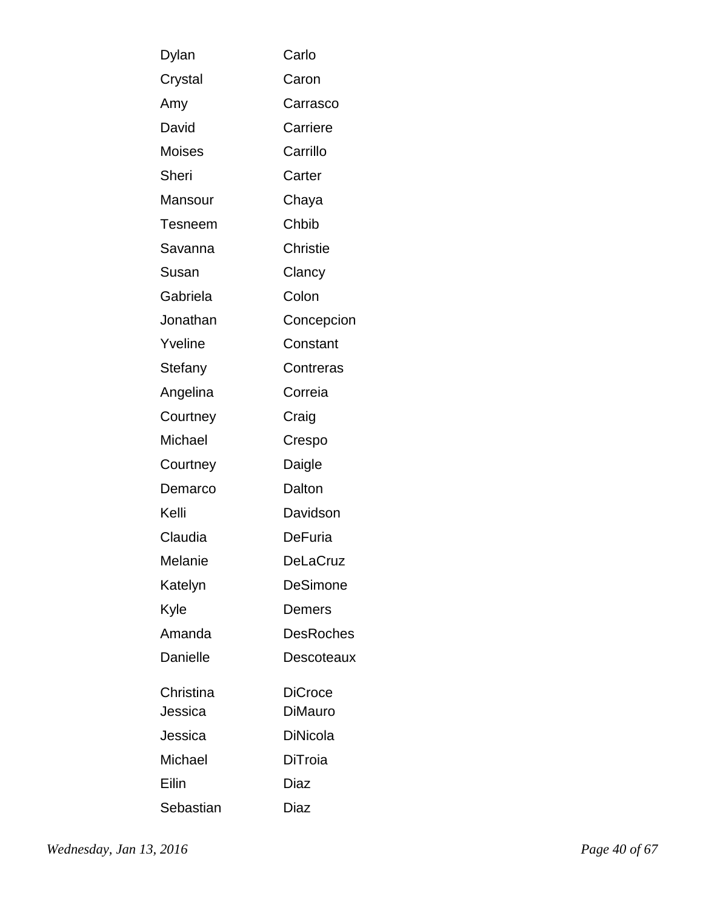| | |
|---|---|
| Dylan | Carlo |
| Crystal | Caron |
| Amy | Carrasco |
| David | Carriere |
| Moises | Carrillo |
| Sheri | Carter |
| Mansour | Chaya |
| Tesneem | Chbib |
| Savanna | Christie |
| Susan | Clancy |
| Gabriela | Colon |
| Jonathan | Concepcion |
| Yveline | Constant |
| Stefany | Contreras |
| Angelina | Correia |
| Courtney | Craig |
| Michael | Crespo |
| Courtney | Daigle |
| Demarco | Dalton |
| Kelli | Davidson |
| Claudia | DeFuria |
| Melanie | DeLaCruz |
| Katelyn | DeSimone |
| Kyle | Demers |
| Amanda | DesRoches |
| Danielle | Descoteaux |
| Christina | DiCroce |
| Jessica | DiMauro |
| Jessica | DiNicola |
| Michael | DiTroia |
| Eilin | Diaz |
| Sebastian | Diaz |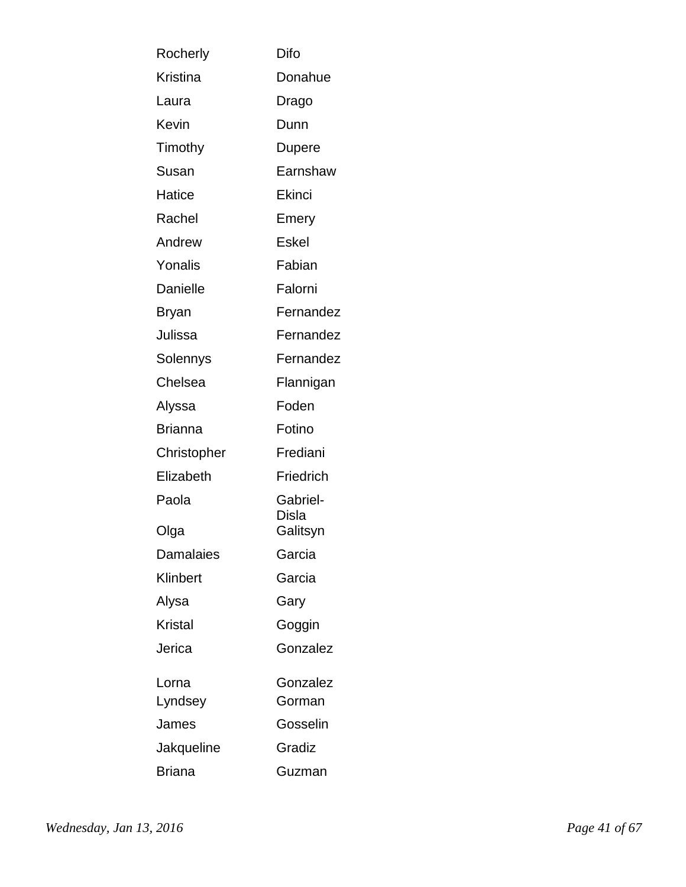| | |
|---|---|
| Rocherly | Difo |
| Kristina | Donahue |
| Laura | Drago |
| Kevin | Dunn |
| Timothy | Dupere |
| Susan | Earnshaw |
| Hatice | Ekinci |
| Rachel | Emery |
| Andrew | Eskel |
| Yonalis | Fabian |
| Danielle | Falorni |
| Bryan | Fernandez |
| Julissa | Fernandez |
| Solennys | Fernandez |
| Chelsea | Flannigan |
| Alyssa | Foden |
| Brianna | Fotino |
| Christopher | Frediani |
| Elizabeth | Friedrich |
| Paola | Gabriel-Disla |
| Olga | Galitsyn |
| Damalaies | Garcia |
| Klinbert | Garcia |
| Alysa | Gary |
| Kristal | Goggin |
| Jerica | Gonzalez |
| Lorna | Gonzalez |
| Lyndsey | Gorman |
| James | Gosselin |
| Jakqueline | Gradiz |
| Briana | Guzman |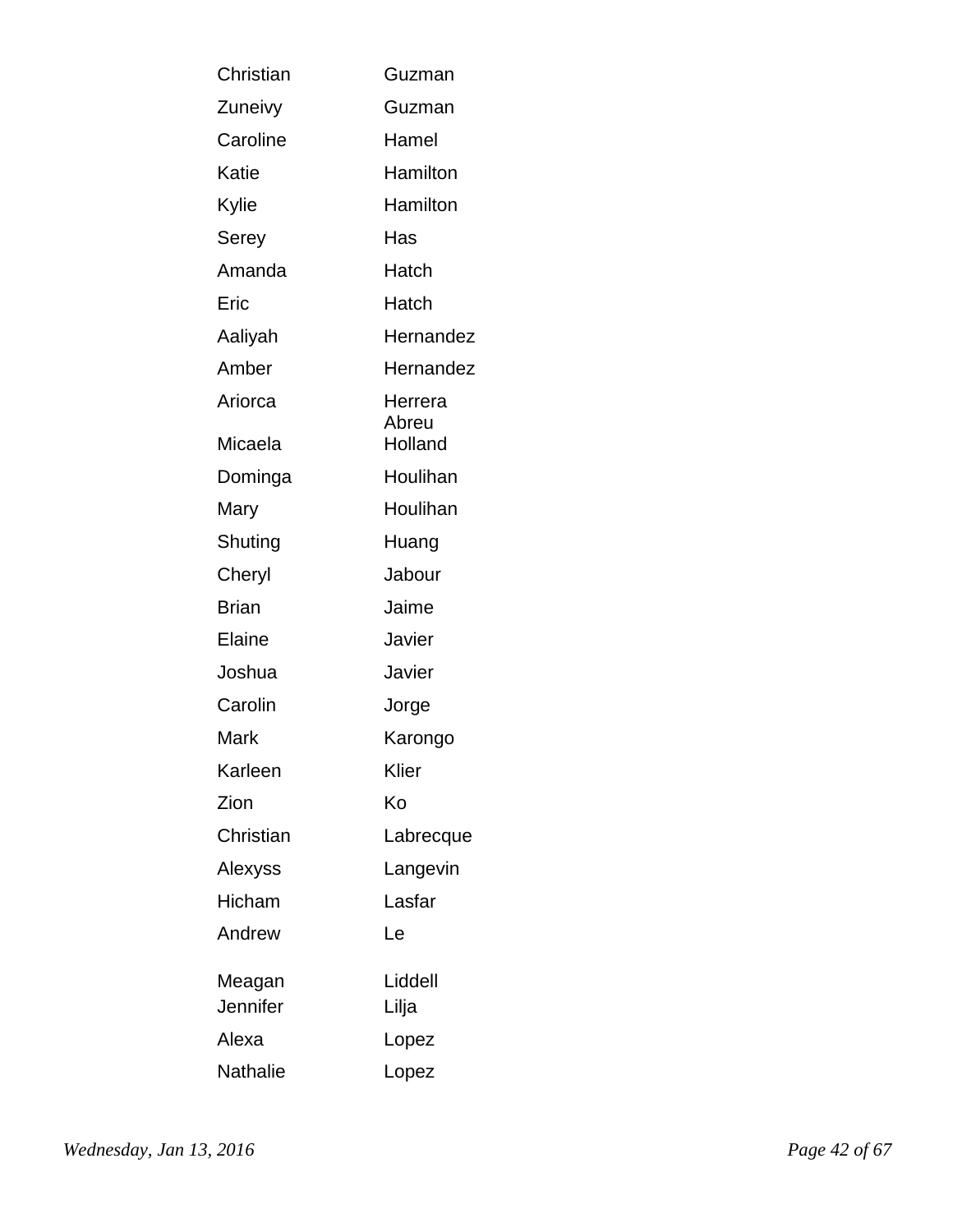| | |
|---|---|
| Christian | Guzman |
| Zuneivy | Guzman |
| Caroline | Hamel |
| Katie | Hamilton |
| Kylie | Hamilton |
| Serey | Has |
| Amanda | Hatch |
| Eric | Hatch |
| Aaliyah | Hernandez |
| Amber | Hernandez |
| Ariorca | Herrera Abreu |
| Micaela | Holland |
| Dominga | Houlihan |
| Mary | Houlihan |
| Shuting | Huang |
| Cheryl | Jabour |
| Brian | Jaime |
| Elaine | Javier |
| Joshua | Javier |
| Carolin | Jorge |
| Mark | Karongo |
| Karleen | Klier |
| Zion | Ko |
| Christian | Labrecque |
| Alexyss | Langevin |
| Hicham | Lasfar |
| Andrew | Le |
| Meagan | Liddell |
| Jennifer | Lilja |
| Alexa | Lopez |
| Nathalie | Lopez |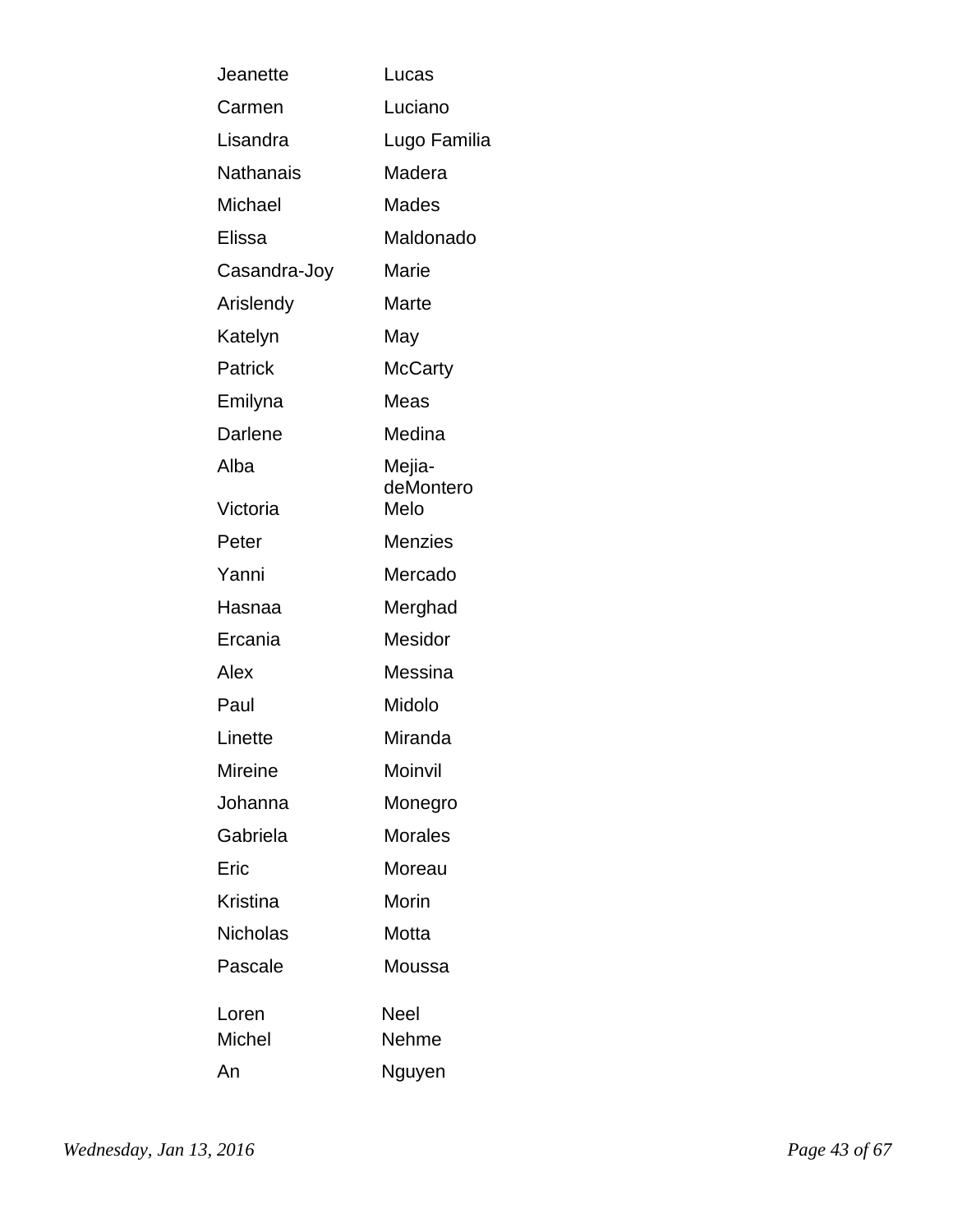| | |
|---|---|
| Jeanette | Lucas |
| Carmen | Luciano |
| Lisandra | Lugo Familia |
| Nathanais | Madera |
| Michael | Mades |
| Elissa | Maldonado |
| Casandra-Joy | Marie |
| Arislendy | Marte |
| Katelyn | May |
| Patrick | McCarty |
| Emilyna | Meas |
| Darlene | Medina |
| Alba | Mejia-deMontero |
| Victoria | Melo |
| Peter | Menzies |
| Yanni | Mercado |
| Hasnaa | Merghad |
| Ercania | Mesidor |
| Alex | Messina |
| Paul | Midolo |
| Linette | Miranda |
| Mireine | Moinvil |
| Johanna | Monegro |
| Gabriela | Morales |
| Eric | Moreau |
| Kristina | Morin |
| Nicholas | Motta |
| Pascale | Moussa |
| Loren | Neel |
| Michel | Nehme |
| An | Nguyen |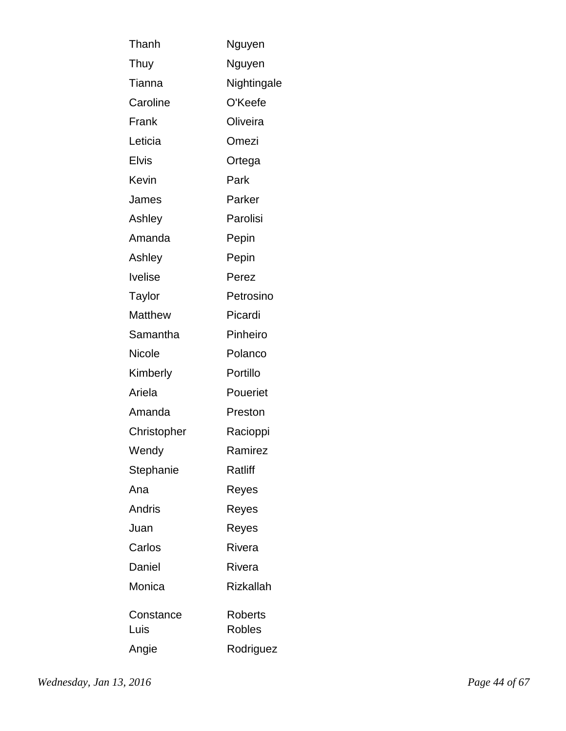| | |
|---|---|
| Thanh | Nguyen |
| Thuy | Nguyen |
| Tianna | Nightingale |
| Caroline | O'Keefe |
| Frank | Oliveira |
| Leticia | Omezi |
| Elvis | Ortega |
| Kevin | Park |
| James | Parker |
| Ashley | Parolisi |
| Amanda | Pepin |
| Ashley | Pepin |
| Ivelise | Perez |
| Taylor | Petrosino |
| Matthew | Picardi |
| Samantha | Pinheiro |
| Nicole | Polanco |
| Kimberly | Portillo |
| Ariela | Poueriet |
| Amanda | Preston |
| Christopher | Racioppi |
| Wendy | Ramirez |
| Stephanie | Ratliff |
| Ana | Reyes |
| Andris | Reyes |
| Juan | Reyes |
| Carlos | Rivera |
| Daniel | Rivera |
| Monica | Rizkallah |
| Constance | Roberts |
| Luis | Robles |
| Angie | Rodriguez |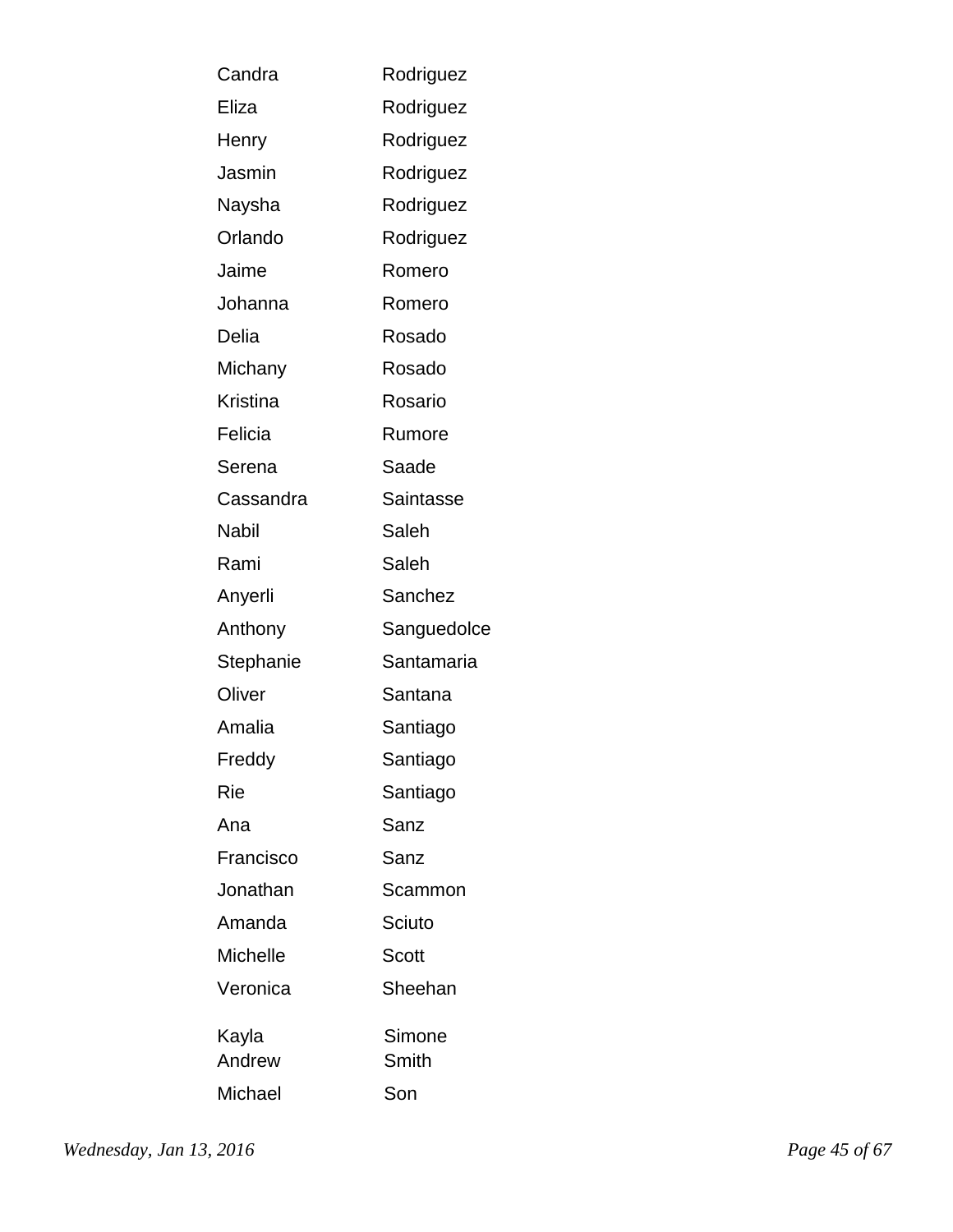| | |
|---|---|
| Candra | Rodriguez |
| Eliza | Rodriguez |
| Henry | Rodriguez |
| Jasmin | Rodriguez |
| Naysha | Rodriguez |
| Orlando | Rodriguez |
| Jaime | Romero |
| Johanna | Romero |
| Delia | Rosado |
| Michany | Rosado |
| Kristina | Rosario |
| Felicia | Rumore |
| Serena | Saade |
| Cassandra | Saintasse |
| Nabil | Saleh |
| Rami | Saleh |
| Anyerli | Sanchez |
| Anthony | Sanguedolce |
| Stephanie | Santamaria |
| Oliver | Santana |
| Amalia | Santiago |
| Freddy | Santiago |
| Rie | Santiago |
| Ana | Sanz |
| Francisco | Sanz |
| Jonathan | Scammon |
| Amanda | Sciuto |
| Michelle | Scott |
| Veronica | Sheehan |
| Kayla | Simone |
| Andrew | Smith |
| Michael | Son |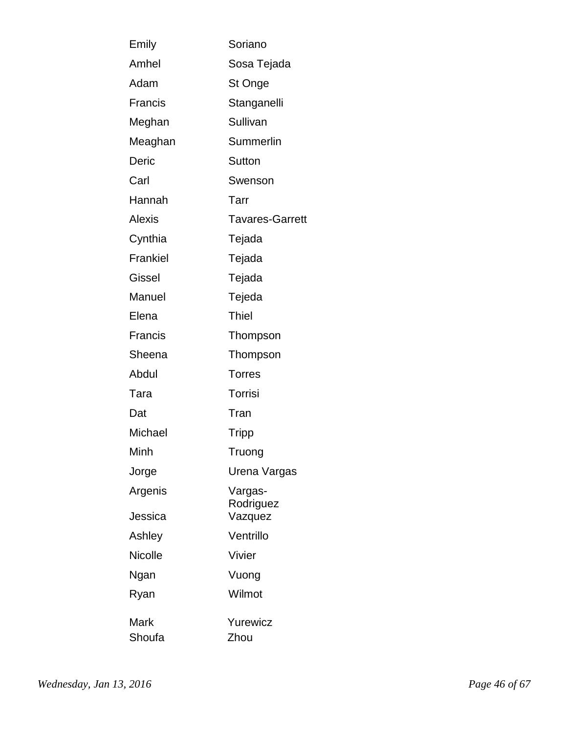| | |
|---|---|
| Emily | Soriano |
| Amhel | Sosa Tejada |
| Adam | St Onge |
| Francis | Stanganelli |
| Meghan | Sullivan |
| Meaghan | Summerlin |
| Deric | Sutton |
| Carl | Swenson |
| Hannah | Tarr |
| Alexis | Tavares-Garrett |
| Cynthia | Tejada |
| Frankiel | Tejada |
| Gissel | Tejada |
| Manuel | Tejeda |
| Elena | Thiel |
| Francis | Thompson |
| Sheena | Thompson |
| Abdul | Torres |
| Tara | Torrisi |
| Dat | Tran |
| Michael | Tripp |
| Minh | Truong |
| Jorge | Urena Vargas |
| Argenis | Vargas-Rodriguez |
| Jessica | Vazquez |
| Ashley | Ventrillo |
| Nicolle | Vivier |
| Ngan | Vuong |
| Ryan | Wilmot |
| Mark | Yurewicz |
| Shoufa | Zhou |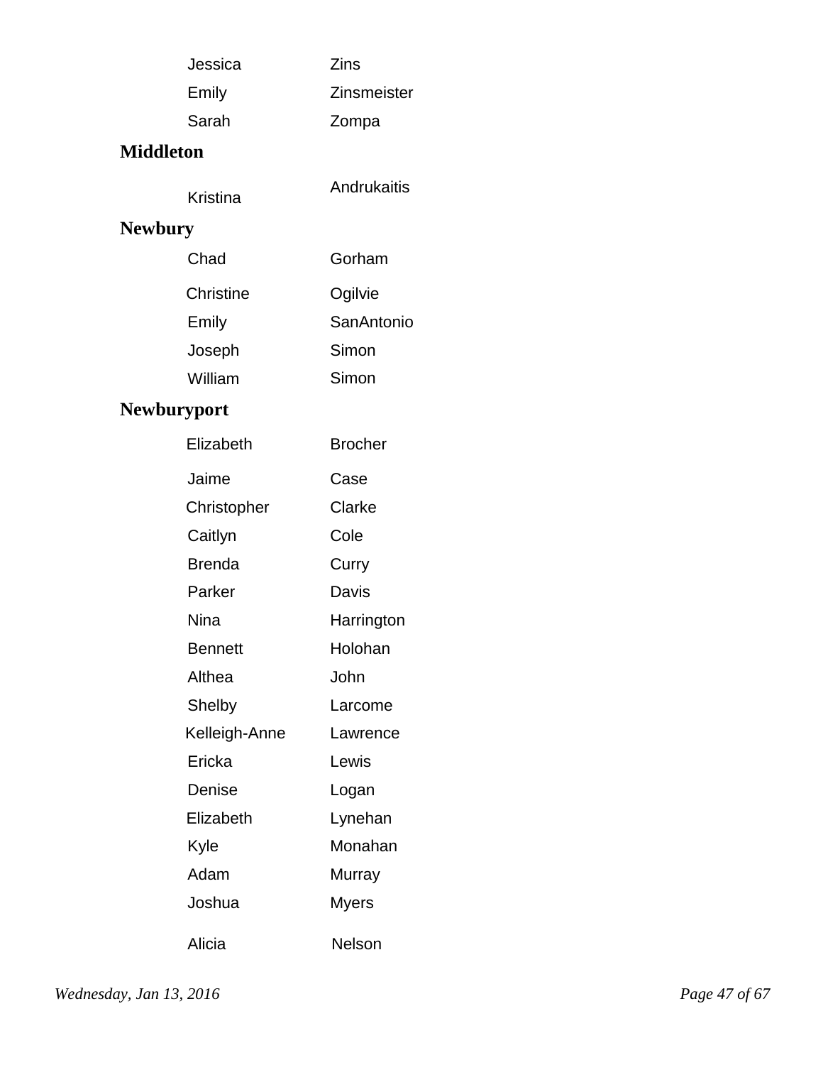| | |
|---|---|
| Jessica | Zins |
| Emily | Zinsmeister |
| Sarah | Zompa |

**Middleton**

| | |
|---|---|
| Kristina | Andrukaitis |

**Newbury**

| | |
|---|---|
| Chad | Gorham |
| Christine | Ogilvie |
| Emily | SanAntonio |
| Joseph | Simon |
| William | Simon |

**Newburyport**

| | |
|---|---|
| Elizabeth | Brocher |
| Jaime | Case |
| Christopher | Clarke |
| Caitlyn | Cole |
| Brenda | Curry |
| Parker | Davis |
| Nina | Harrington |
| Bennett | Holohan |
| Althea | John |
| Shelby | Larcome |
| Kelleigh-Anne | Lawrence |
| Ericka | Lewis |
| Denise | Logan |
| Elizabeth | Lynehan |
| Kyle | Monahan |
| Adam | Murray |
| Joshua | Myers |
| Alicia | Nelson |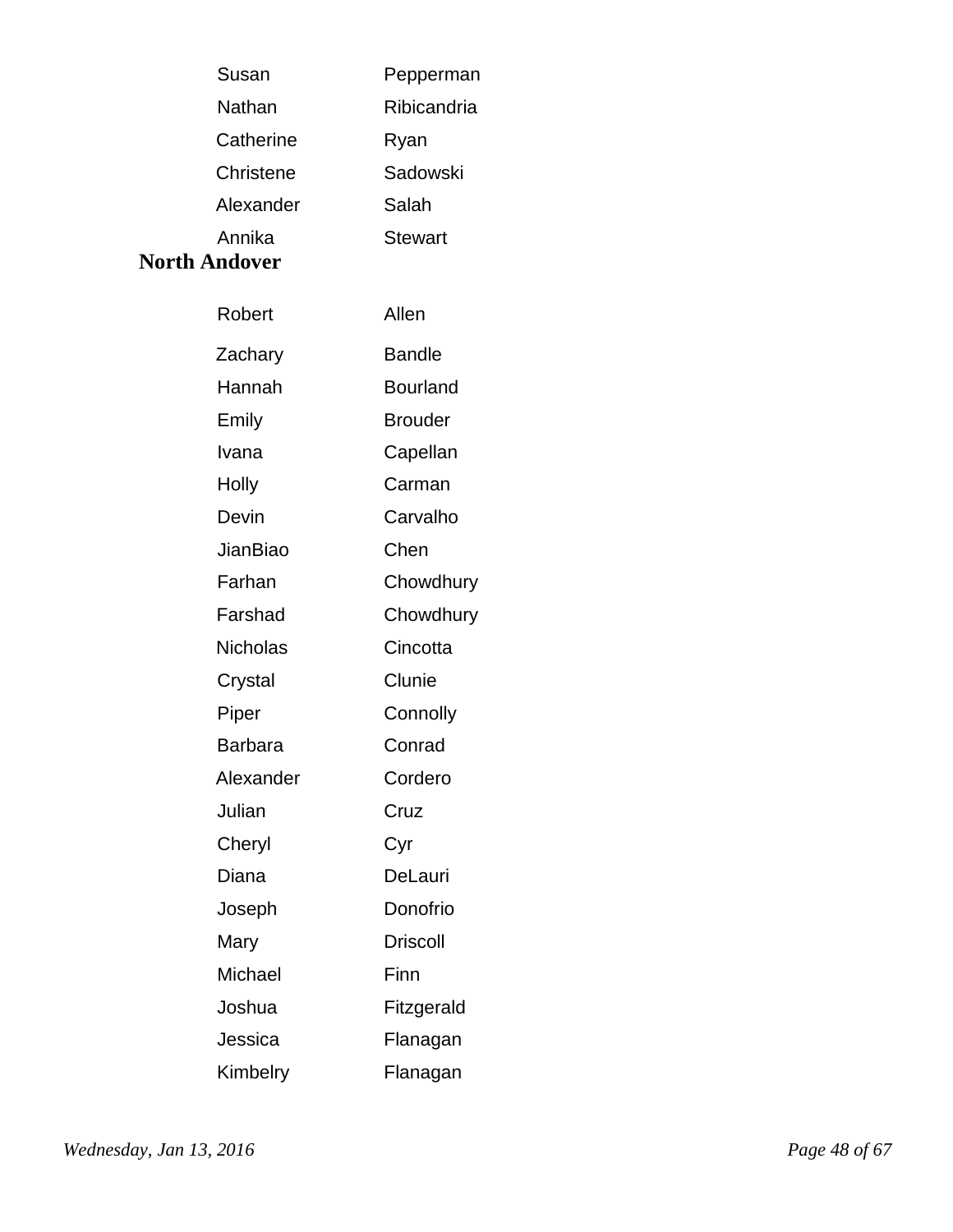| | |
|---|---|
| Susan | Pepperman |
| Nathan | Ribicandria |
| Catherine | Ryan |
| Christene | Sadowski |
| Alexander | Salah |
| Annika | Stewart |

**North Andover**

| | |
|---|---|
| Robert | Allen |
| Zachary | Bandle |
| Hannah | Bourland |
| Emily | Brouder |
| Ivana | Capellan |
| Holly | Carman |
| Devin | Carvalho |
| JianBiao | Chen |
| Farhan | Chowdhury |
| Farshad | Chowdhury |
| Nicholas | Cincotta |
| Crystal | Clunie |
| Piper | Connolly |
| Barbara | Conrad |
| Alexander | Cordero |
| Julian | Cruz |
| Cheryl | Cyr |
| Diana | DeLauri |
| Joseph | Donofrio |
| Mary | Driscoll |
| Michael | Finn |
| Joshua | Fitzgerald |
| Jessica | Flanagan |
| Kimbelry | Flanagan |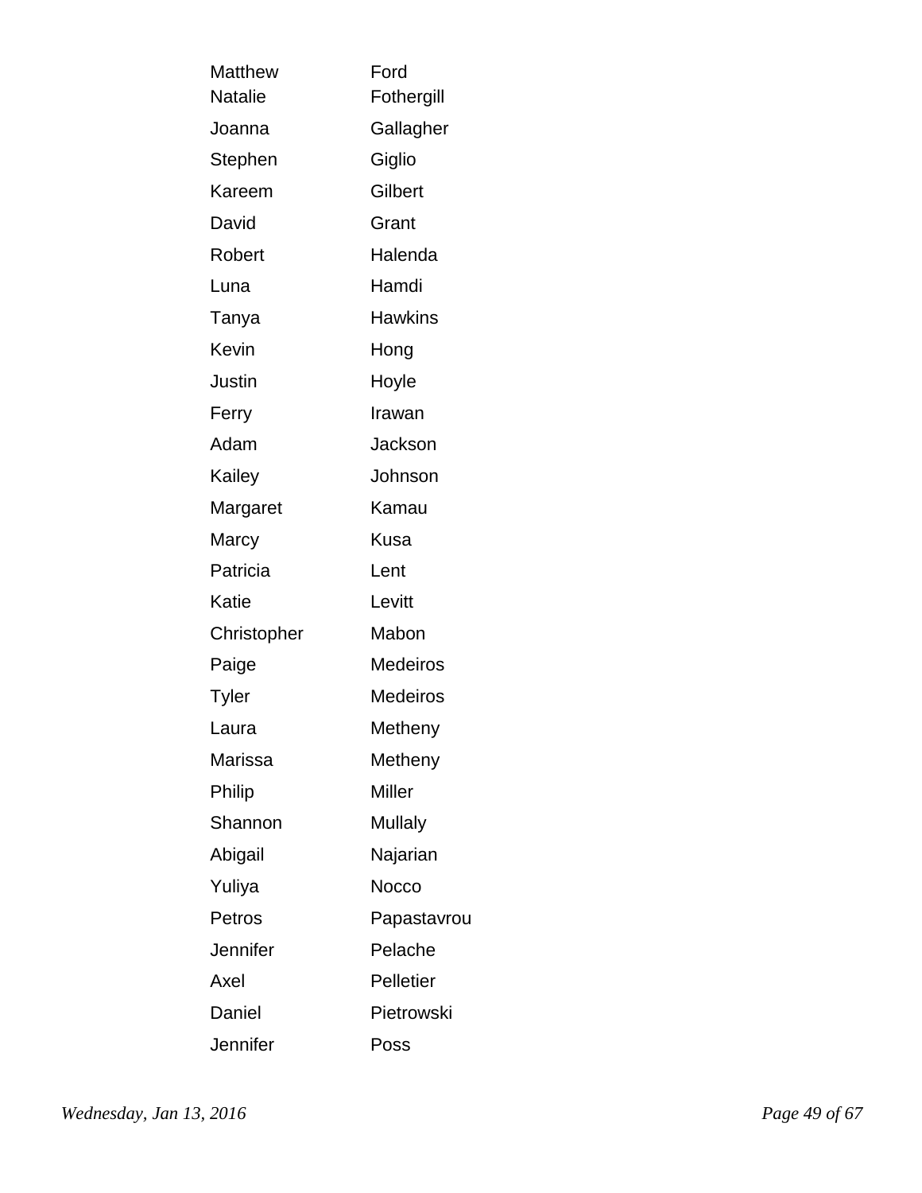| | |
|---|---|
| Matthew | Ford |
| Natalie | Fothergill |
| Joanna | Gallagher |
| Stephen | Giglio |
| Kareem | Gilbert |
| David | Grant |
| Robert | Halenda |
| Luna | Hamdi |
| Tanya | Hawkins |
| Kevin | Hong |
| Justin | Hoyle |
| Ferry | Irawan |
| Adam | Jackson |
| Kailey | Johnson |
| Margaret | Kamau |
| Marcy | Kusa |
| Patricia | Lent |
| Katie | Levitt |
| Christopher | Mabon |
| Paige | Medeiros |
| Tyler | Medeiros |
| Laura | Metheny |
| Marissa | Metheny |
| Philip | Miller |
| Shannon | Mullaly |
| Abigail | Najarian |
| Yuliya | Nocco |
| Petros | Papastavrou |
| Jennifer | Pelache |
| Axel | Pelletier |
| Daniel | Pietrowski |
| Jennifer | Poss |

*Wednesday, Jan 13, 2016*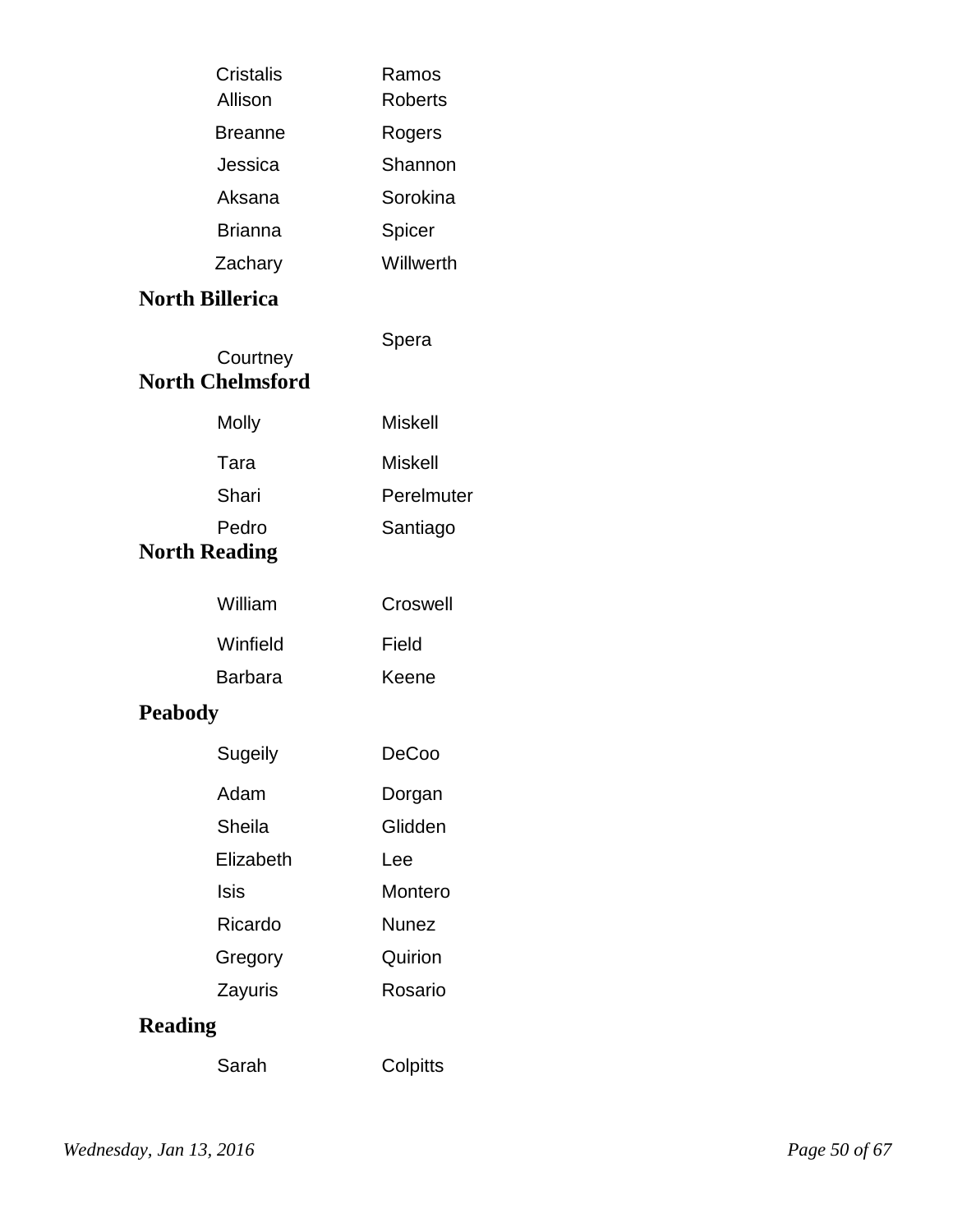| | |
|---|---|
| Cristalis | Ramos |
| Allison | Roberts |
| Breanne | Rogers |
| Jessica | Shannon |
| Aksana | Sorokina |
| Brianna | Spicer |
| Zachary | Willwerth |

**North Billerica**

| | |
|---|---|
| Courtney | Spera |

**North Chelmsford**

| | |
|---|---|
| Molly | Miskell |
| Tara | Miskell |
| Shari | Perelmuter |
| Pedro | Santiago |

**North Reading**

| | |
|---|---|
| William | Croswell |
| Winfield | Field |
| Barbara | Keene |

**Peabody**

| | |
|---|---|
| Sugeily | DeCoo |
| Adam | Dorgan |
| Sheila | Glidden |
| Elizabeth | Lee |
| Isis | Montero |
| Ricardo | Nunez |
| Gregory | Quirion |
| Zayuris | Rosario |

**Reading**

| | |
|---|---|
| Sarah | Colpitts |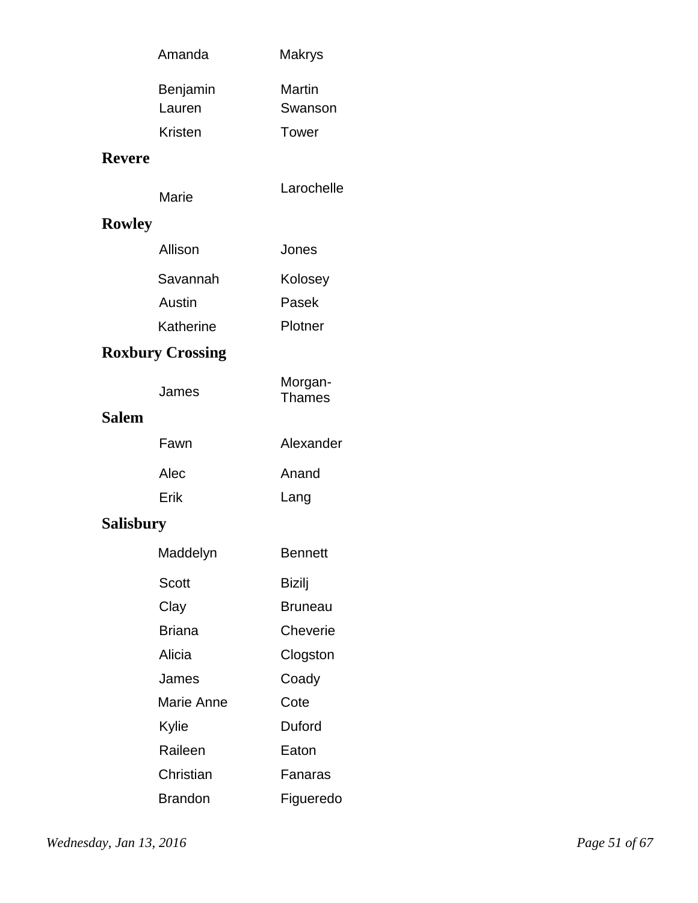| | |
|---|---|
| Amanda | Makrys |
| Benjamin | Martin |
| Lauren | Swanson |
| Kristen | Tower |

**Revere**

| | |
|---|---|
| Marie | Larochelle |

**Rowley**

| | |
|---|---|
| Allison | Jones |
| Savannah | Kolosey |
| Austin | Pasek |
| Katherine | Plotner |

**Roxbury Crossing**

| | |
|---|---|
| James | Morgan-Thames |

**Salem**

| | |
|---|---|
| Fawn | Alexander |
| Alec | Anand |
| Erik | Lang |

**Salisbury**

| | |
|---|---|
| Maddelyn | Bennett |
| Scott | Bizilj |
| Clay | Bruneau |
| Briana | Cheverie |
| Alicia | Clogston |
| James | Coady |
| Marie Anne | Cote |
| Kylie | Duford |
| Raileen | Eaton |
| Christian | Fanaras |
| Brandon | Figueredo |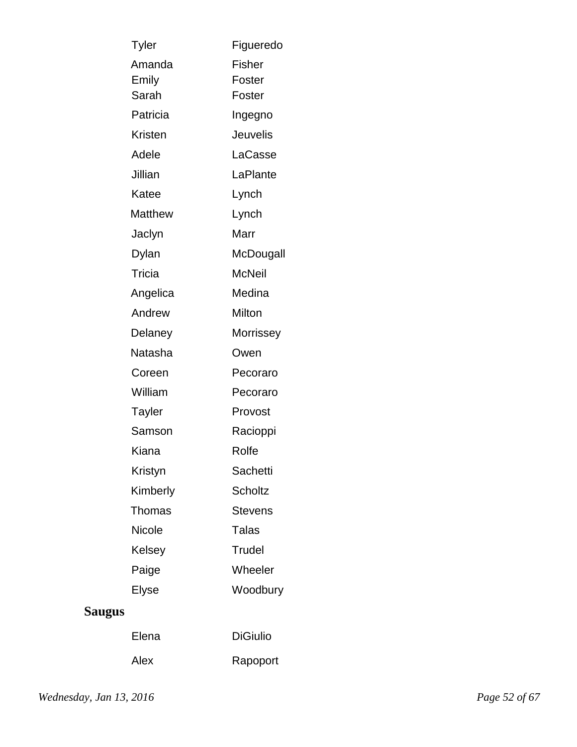| | |
|---|---|
| Tyler | Figueredo |
| Amanda | Fisher |
| Emily | Foster |
| Sarah | Foster |
| Patricia | Ingegno |
| Kristen | Jeuvelis |
| Adele | LaCasse |
| Jillian | LaPlante |
| Katee | Lynch |
| Matthew | Lynch |
| Jaclyn | Marr |
| Dylan | McDougall |
| Tricia | McNeil |
| Angelica | Medina |
| Andrew | Milton |
| Delaney | Morrissey |
| Natasha | Owen |
| Coreen | Pecoraro |
| William | Pecoraro |
| Tayler | Provost |
| Samson | Racioppi |
| Kiana | Rolfe |
| Kristyn | Sachetti |
| Kimberly | Scholtz |
| Thomas | Stevens |
| Nicole | Talas |
| Kelsey | Trudel |
| Paige | Wheeler |
| Elyse | Woodbury |

**Saugus**

| | |
|---|---|
| Elena | DiGiulio |
| Alex | Rapoport |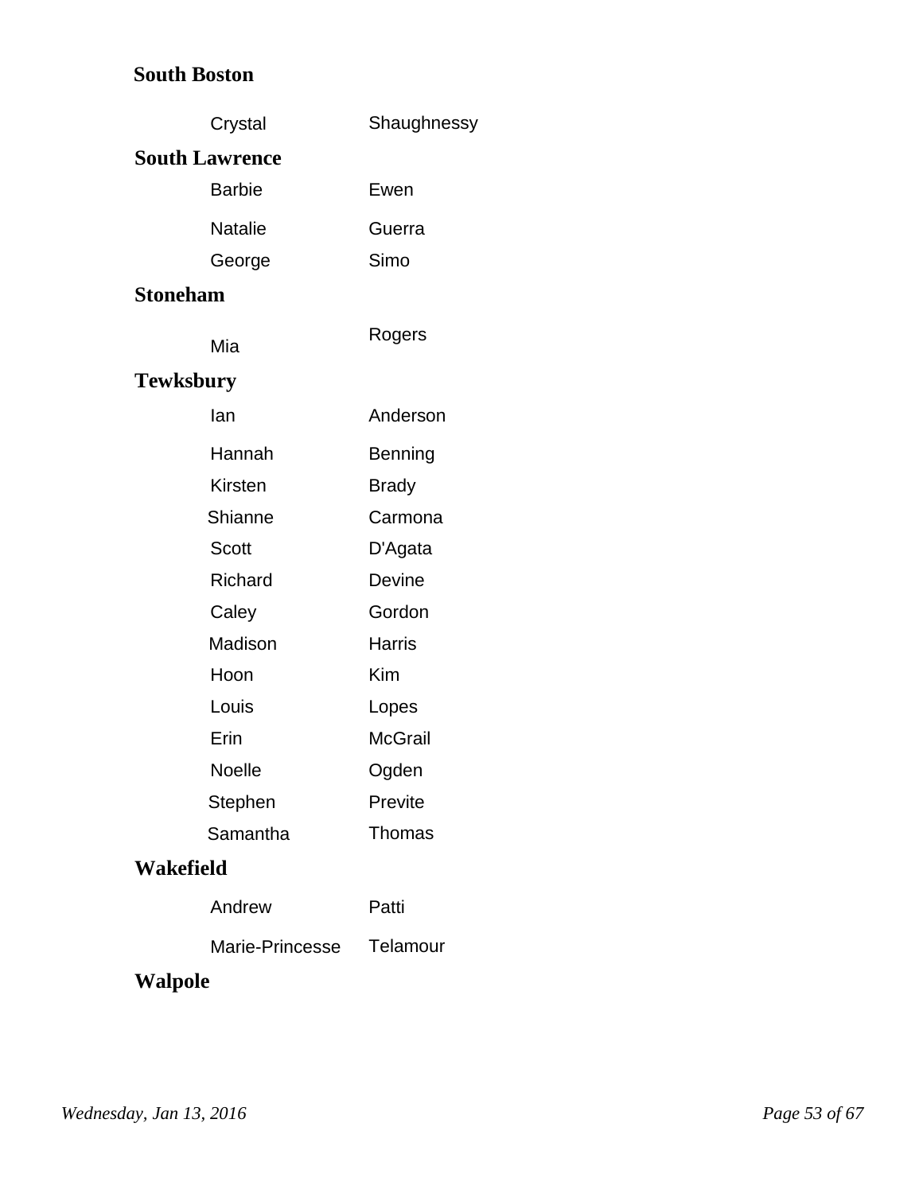## South Boston

| | |
|---|---|
| Crystal | Shaughnessy |

## South Lawrence

| | |
|---|---|
| Barbie | Ewen |
| Natalie | Guerra |
| George | Simo |

## Stoneham

| | |
|---|---|
| Mia | Rogers |

## Tewksbury

| | |
|---|---|
| Ian | Anderson |
| Hannah | Benning |
| Kirsten | Brady |
| Shianne | Carmona |
| Scott | D'Agata |
| Richard | Devine |
| Caley | Gordon |
| Madison | Harris |
| Hoon | Kim |
| Louis | Lopes |
| Erin | McGrail |
| Noelle | Ogden |
| Stephen | Previte |
| Samantha | Thomas |

## Wakefield

| | |
|---|---|
| Andrew | Patti |
| Marie-Princesse | Telamour |

## Walpole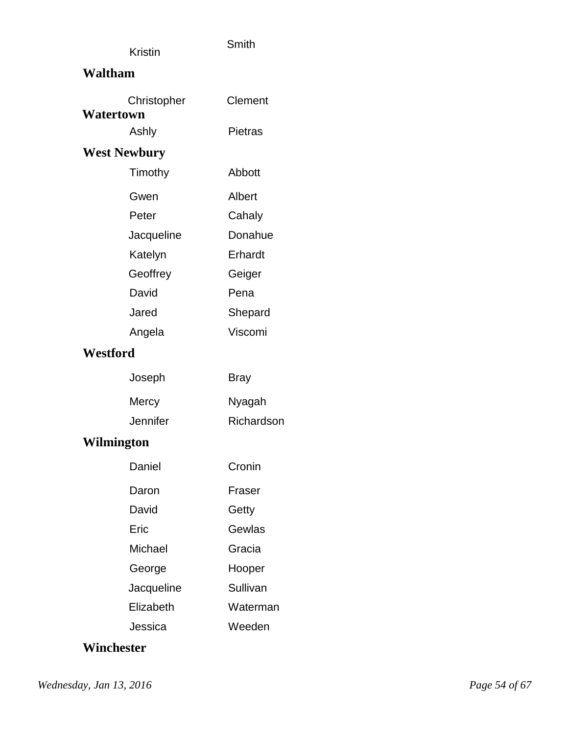Kristin Smith

**Waltham**

Christopher Clement

**Watertown**

Ashly Pietras

**West Newbury**

| | |
|---|---|
| Timothy | Abbott |
| Gwen | Albert |
| Peter | Cahaly |
| Jacqueline | Donahue |
| Katelyn | Erhardt |
| Geoffrey | Geiger |
| David | Pena |
| Jared | Shepard |
| Angela | Viscomi |

**Westford**

| | |
|---|---|
| Joseph | Bray |
| Mercy | Nyagah |
| Jennifer | Richardson |

**Wilmington**

| | |
|---|---|
| Daniel | Cronin |
| Daron | Fraser |
| David | Getty |
| Eric | Gewlas |
| Michael | Gracia |
| George | Hooper |
| Jacqueline | Sullivan |
| Elizabeth | Waterman |
| Jessica | Weeden |

**Winchester**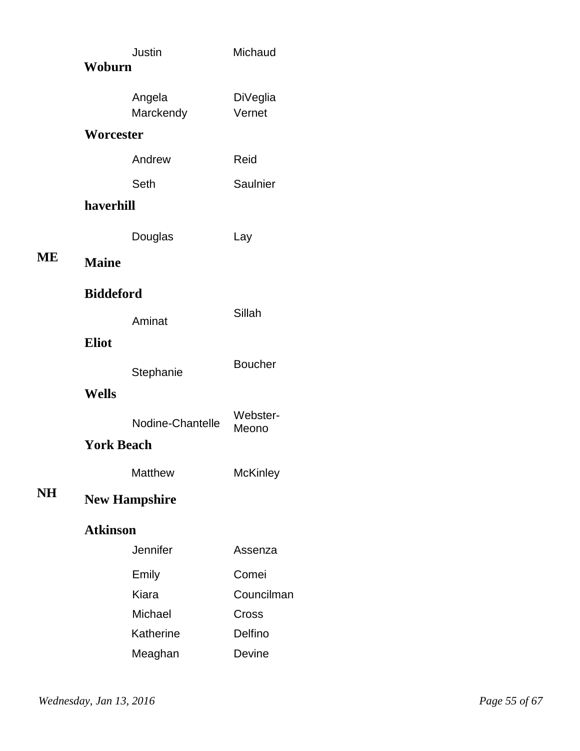| | | First | Last |
|---|---|---|---|
| | | Justin | Michaud |
| | **Woburn** | | |
| | | Angela | DiVeglia |
| | | Marckendy | Vernet |
| | **Worcester** | | |
| | | Andrew | Reid |
| | | Seth | Saulnier |
| | **haverhill** | | |
| | | Douglas | Lay |
| **ME** | **Maine** | | |
| | **Biddeford** | | |
| | | Aminat | Sillah |
| | **Eliot** | | |
| | | Stephanie | Boucher |
| | **Wells** | | |
| | | Nodine-Chantelle | Webster-Meono |
| | **York Beach** | | |
| | | Matthew | McKinley |
| **NH** | **New Hampshire** | | |
| | **Atkinson** | | |
| | | Jennifer | Assenza |
| | | Emily | Comei |
| | | Kiara | Councilman |
| | | Michael | Cross |
| | | Katherine | Delfino |
| | | Meaghan | Devine |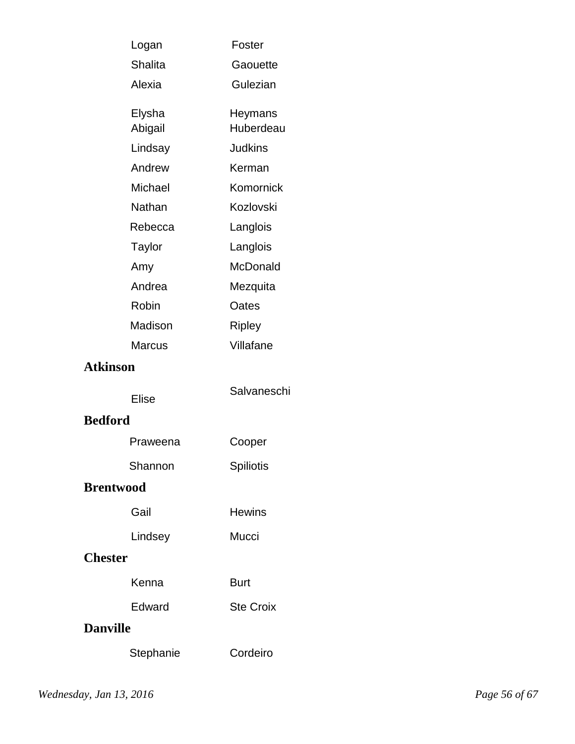| | |
|---|---|
| Logan | Foster |
| Shalita | Gaouette |
| Alexia | Gulezian |
| Elysha | Heymans |
| Abigail | Huberdeau |
| Lindsay | Judkins |
| Andrew | Kerman |
| Michael | Komornick |
| Nathan | Kozlovski |
| Rebecca | Langlois |
| Taylor | Langlois |
| Amy | McDonald |
| Andrea | Mezquita |
| Robin | Oates |
| Madison | Ripley |
| Marcus | Villafane |

**Atkinson**

| | |
|---|---|
| Elise | Salvaneschi |

**Bedford**

| | |
|---|---|
| Praweena | Cooper |
| Shannon | Spiliotis |

**Brentwood**

| | |
|---|---|
| Gail | Hewins |
| Lindsey | Mucci |

**Chester**

| | |
|---|---|
| Kenna | Burt |
| Edward | Ste Croix |

**Danville**

| | |
|---|---|
| Stephanie | Cordeiro |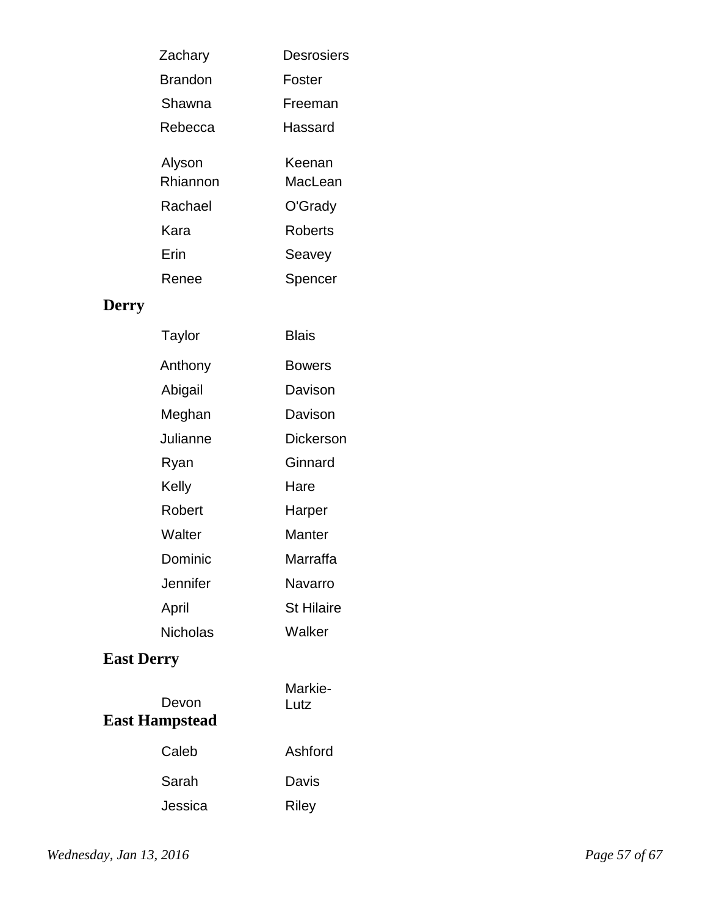| | |
|---|---|
| Zachary | Desrosiers |
| Brandon | Foster |
| Shawna | Freeman |
| Rebecca | Hassard |
| Alyson | Keenan |
| Rhiannon | MacLean |
| Rachael | O'Grady |
| Kara | Roberts |
| Erin | Seavey |
| Renee | Spencer |

**Derry**

| | |
|---|---|
| Taylor | Blais |
| Anthony | Bowers |
| Abigail | Davison |
| Meghan | Davison |
| Julianne | Dickerson |
| Ryan | Ginnard |
| Kelly | Hare |
| Robert | Harper |
| Walter | Manter |
| Dominic | Marraffa |
| Jennifer | Navarro |
| April | St Hilaire |
| Nicholas | Walker |

**East Derry**

| | |
|---|---|
| Devon | Markie-Lutz |

**East Hampstead**

| | |
|---|---|
| Caleb | Ashford |
| Sarah | Davis |
| Jessica | Riley |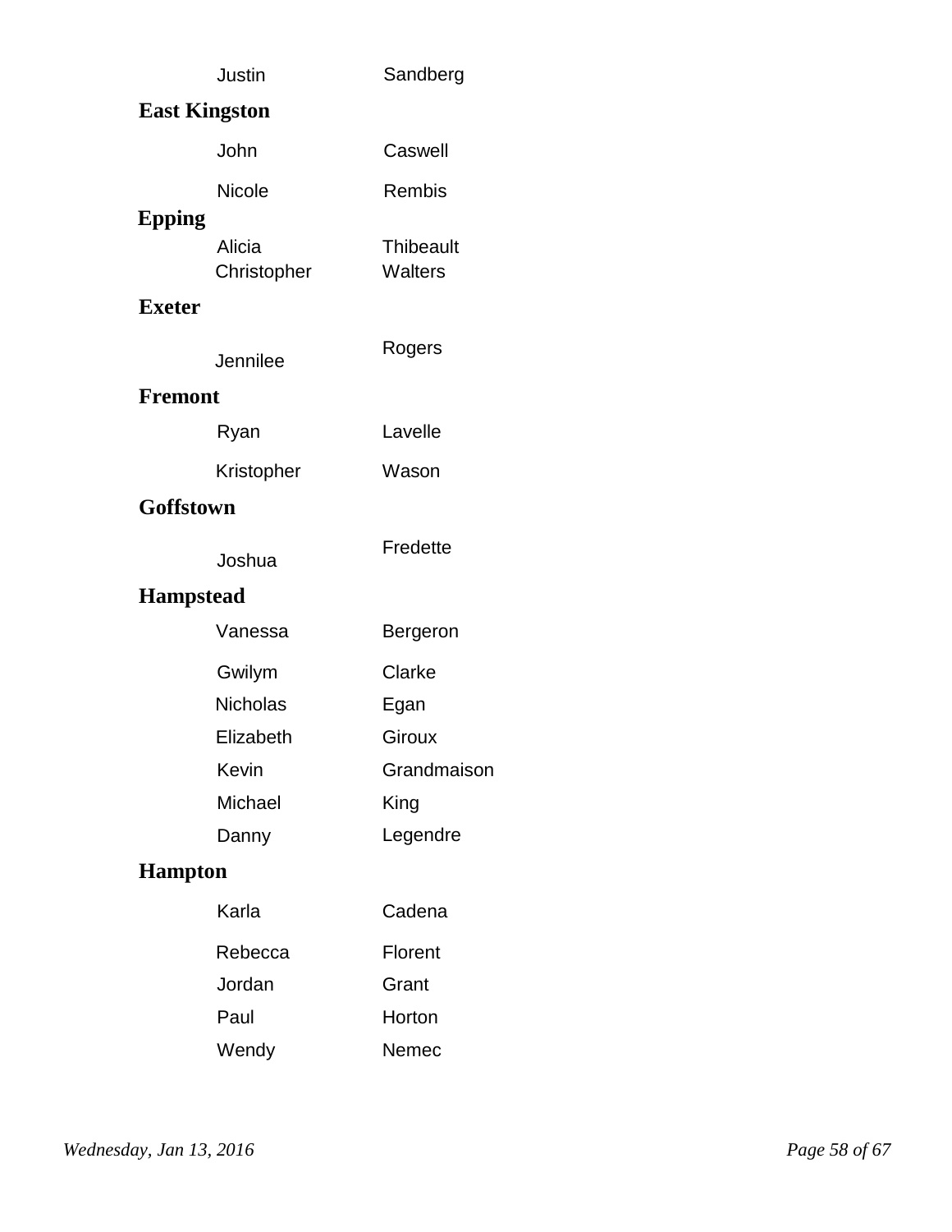| | |
|---|---|
| Justin | Sandberg |

**East Kingston**

| | |
|---|---|
| John | Caswell |
| Nicole | Rembis |

**Epping**

| | |
|---|---|
| Alicia | Thibeault |
| Christopher | Walters |

**Exeter**

| | |
|---|---|
| Jennilee | Rogers |

**Fremont**

| | |
|---|---|
| Ryan | Lavelle |
| Kristopher | Wason |

**Goffstown**

| | |
|---|---|
| Joshua | Fredette |

**Hampstead**

| | |
|---|---|
| Vanessa | Bergeron |
| Gwilym | Clarke |
| Nicholas | Egan |
| Elizabeth | Giroux |
| Kevin | Grandmaison |
| Michael | King |
| Danny | Legendre |

**Hampton**

| | |
|---|---|
| Karla | Cadena |
| Rebecca | Florent |
| Jordan | Grant |
| Paul | Horton |
| Wendy | Nemec |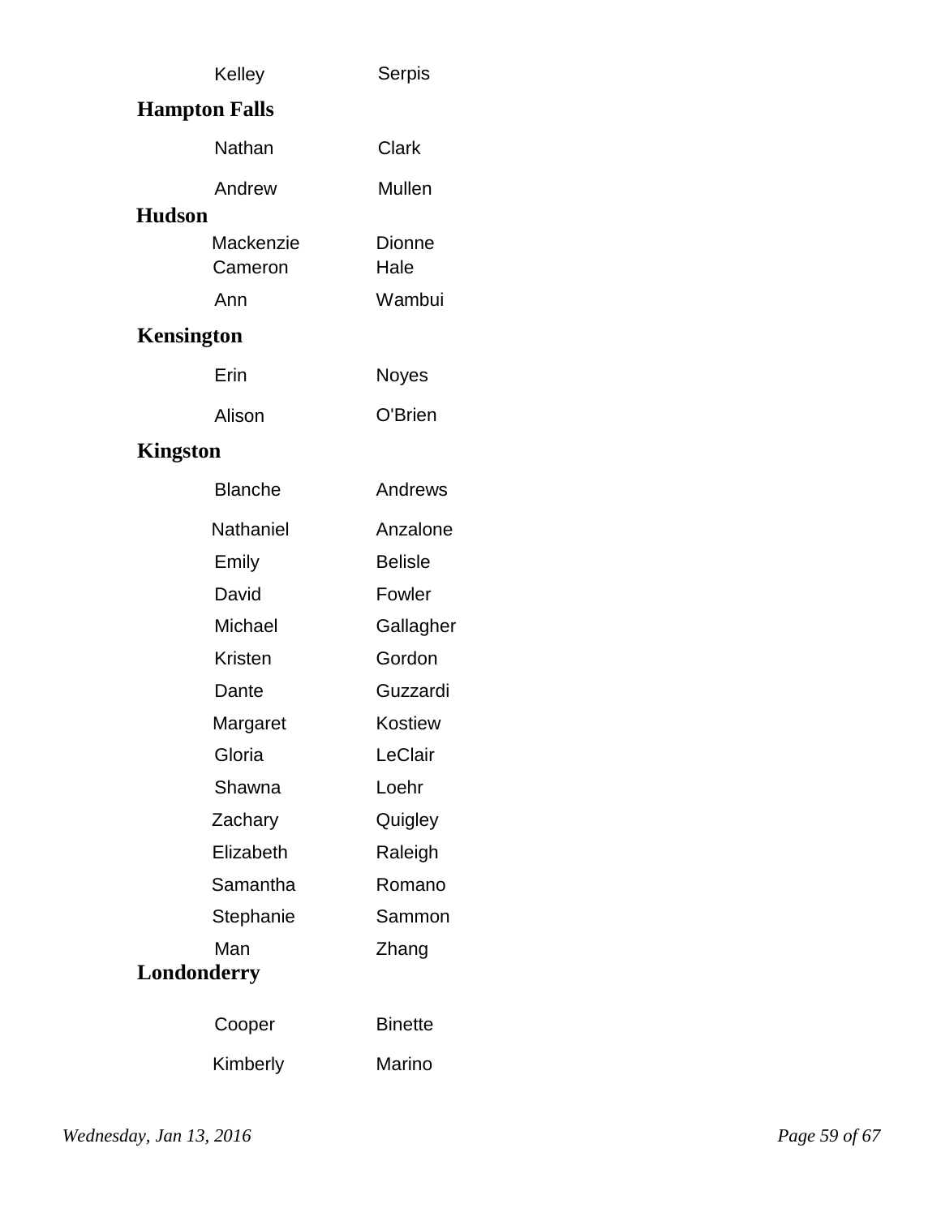| | |
|---|---|
| Kelley | Serpis |

**Hampton Falls**

| | |
|---|---|
| Nathan | Clark |
| Andrew | Mullen |

**Hudson**

| | |
|---|---|
| Mackenzie | Dionne |
| Cameron | Hale |
| Ann | Wambui |

**Kensington**

| | |
|---|---|
| Erin | Noyes |
| Alison | O'Brien |

**Kingston**

| | |
|---|---|
| Blanche | Andrews |
| Nathaniel | Anzalone |
| Emily | Belisle |
| David | Fowler |
| Michael | Gallagher |
| Kristen | Gordon |
| Dante | Guzzardi |
| Margaret | Kostiew |
| Gloria | LeClair |
| Shawna | Loehr |
| Zachary | Quigley |
| Elizabeth | Raleigh |
| Samantha | Romano |
| Stephanie | Sammon |
| Man | Zhang |

**Londonderry**

| | |
|---|---|
| Cooper | Binette |
| Kimberly | Marino |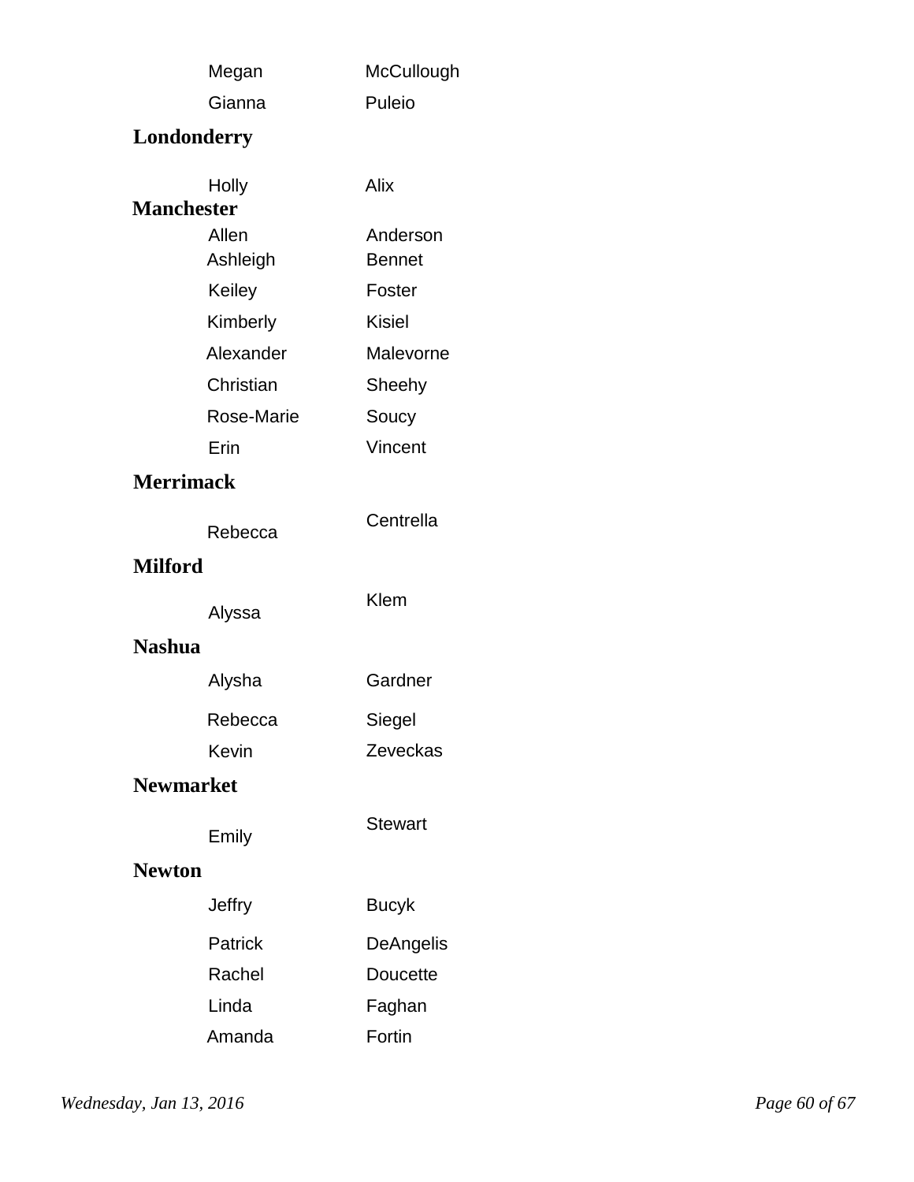| | |
|---|---|
| Megan | McCullough |
| Gianna | Puleio |

**Londonderry**

| | |
|---|---|
| Holly | Alix |

**Manchester**

| | |
|---|---|
| Allen | Anderson |
| Ashleigh | Bennet |
| Keiley | Foster |
| Kimberly | Kisiel |
| Alexander | Malevorne |
| Christian | Sheehy |
| Rose-Marie | Soucy |
| Erin | Vincent |

**Merrimack**

| | |
|---|---|
| Rebecca | Centrella |

**Milford**

| | |
|---|---|
| Alyssa | Klem |

**Nashua**

| | |
|---|---|
| Alysha | Gardner |
| Rebecca | Siegel |
| Kevin | Zeveckas |

**Newmarket**

| | |
|---|---|
| Emily | Stewart |

**Newton**

| | |
|---|---|
| Jeffry | Bucyk |
| Patrick | DeAngelis |
| Rachel | Doucette |
| Linda | Faghan |
| Amanda | Fortin |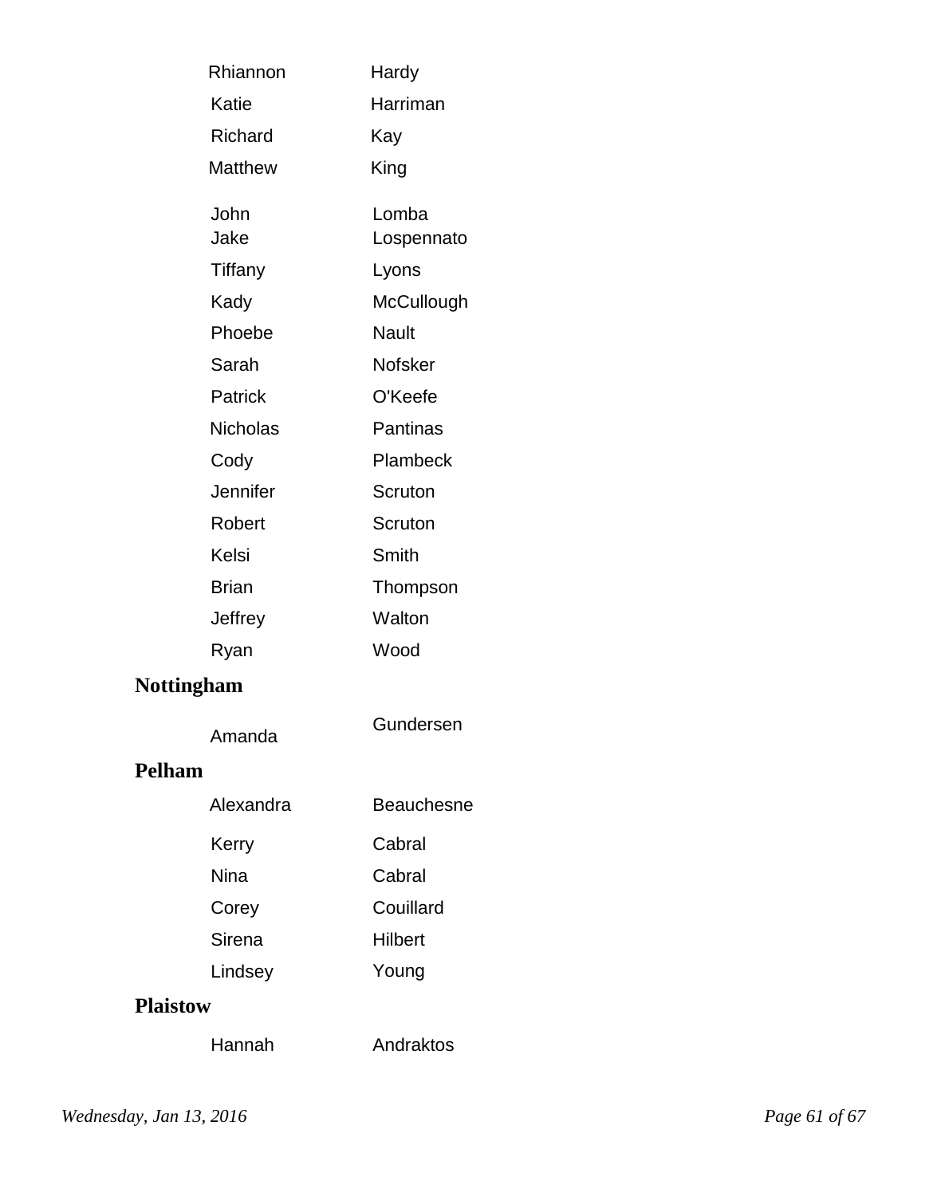| | |
|---|---|
| Rhiannon | Hardy |
| Katie | Harriman |
| Richard | Kay |
| Matthew | King |
| John | Lomba |
| Jake | Lospennato |
| Tiffany | Lyons |
| Kady | McCullough |
| Phoebe | Nault |
| Sarah | Nofsker |
| Patrick | O'Keefe |
| Nicholas | Pantinas |
| Cody | Plambeck |
| Jennifer | Scruton |
| Robert | Scruton |
| Kelsi | Smith |
| Brian | Thompson |
| Jeffrey | Walton |
| Ryan | Wood |

**Nottingham**

| | |
|---|---|
| Amanda | Gundersen |

**Pelham**

| | |
|---|---|
| Alexandra | Beauchesne |
| Kerry | Cabral |
| Nina | Cabral |
| Corey | Couillard |
| Sirena | Hilbert |
| Lindsey | Young |

**Plaistow**

| | |
|---|---|
| Hannah | Andraktos |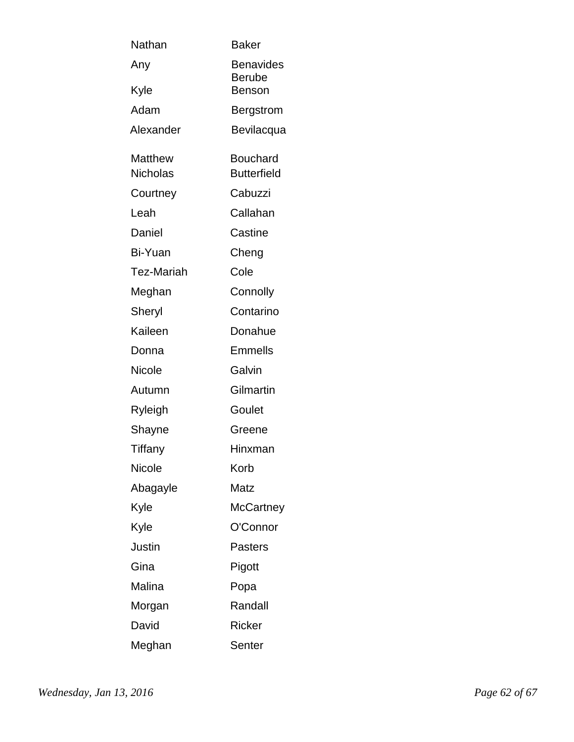| | |
|---|---|
| Nathan | Baker |
| Any | Benavides |
| | Berube |
| Kyle | Benson |
| Adam | Bergstrom |
| Alexander | Bevilacqua |
| Matthew | Bouchard |
| Nicholas | Butterfield |
| Courtney | Cabuzzi |
| Leah | Callahan |
| Daniel | Castine |
| Bi-Yuan | Cheng |
| Tez-Mariah | Cole |
| Meghan | Connolly |
| Sheryl | Contarino |
| Kaileen | Donahue |
| Donna | Emmells |
| Nicole | Galvin |
| Autumn | Gilmartin |
| Ryleigh | Goulet |
| Shayne | Greene |
| Tiffany | Hinxman |
| Nicole | Korb |
| Abagayle | Matz |
| Kyle | McCartney |
| Kyle | O'Connor |
| Justin | Pasters |
| Gina | Pigott |
| Malina | Popa |
| Morgan | Randall |
| David | Ricker |
| Meghan | Senter |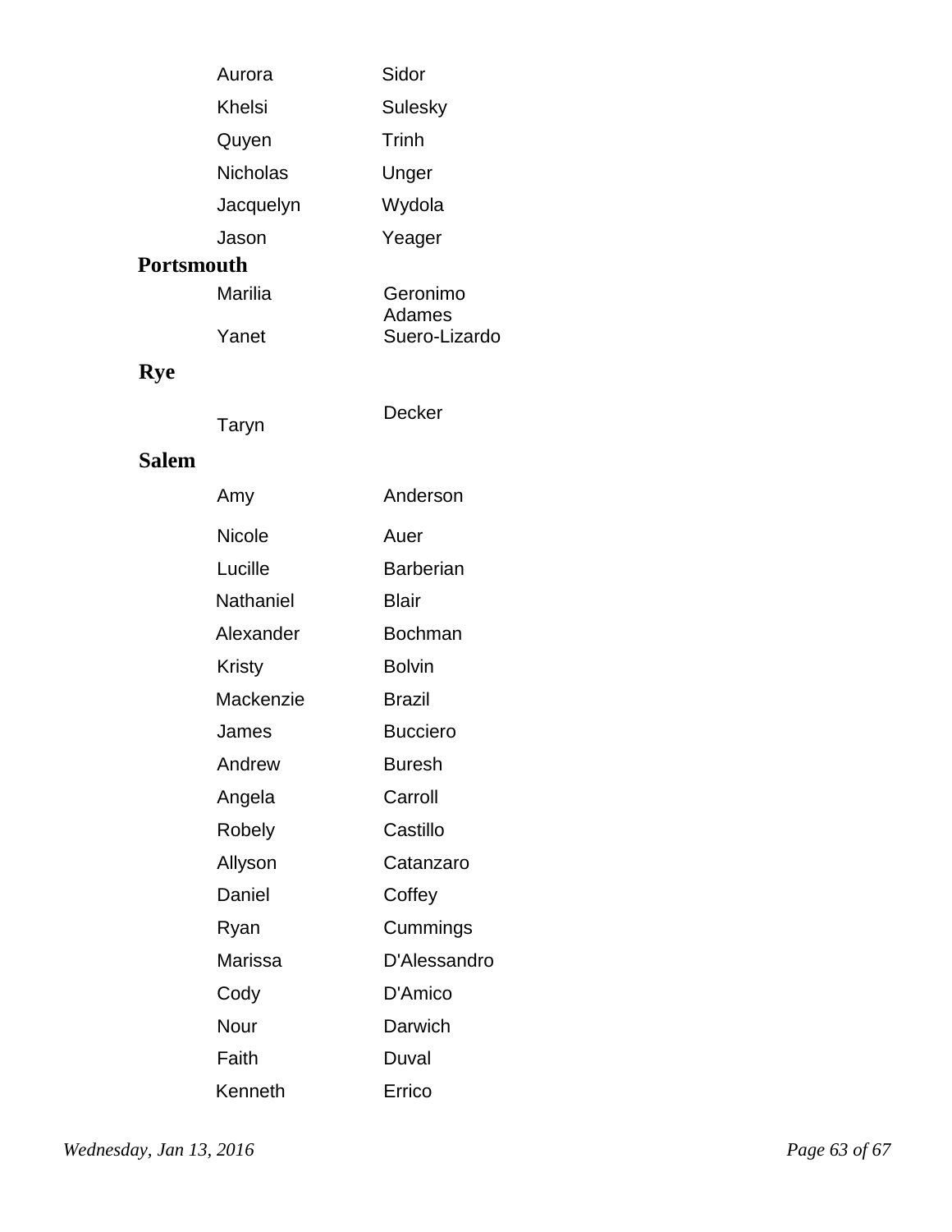| | |
|---|---|
| Aurora | Sidor |
| Khelsi | Sulesky |
| Quyen | Trinh |
| Nicholas | Unger |
| Jacquelyn | Wydola |
| Jason | Yeager |

**Portsmouth**

| | |
|---|---|
| Marilia | Geronimo Adames |
| Yanet | Suero-Lizardo |

**Rye**

| | |
|---|---|
| Taryn | Decker |

**Salem**

| | |
|---|---|
| Amy | Anderson |
| Nicole | Auer |
| Lucille | Barberian |
| Nathaniel | Blair |
| Alexander | Bochman |
| Kristy | Bolvin |
| Mackenzie | Brazil |
| James | Bucciero |
| Andrew | Buresh |
| Angela | Carroll |
| Robely | Castillo |
| Allyson | Catanzaro |
| Daniel | Coffey |
| Ryan | Cummings |
| Marissa | D'Alessandro |
| Cody | D'Amico |
| Nour | Darwich |
| Faith | Duval |
| Kenneth | Errico |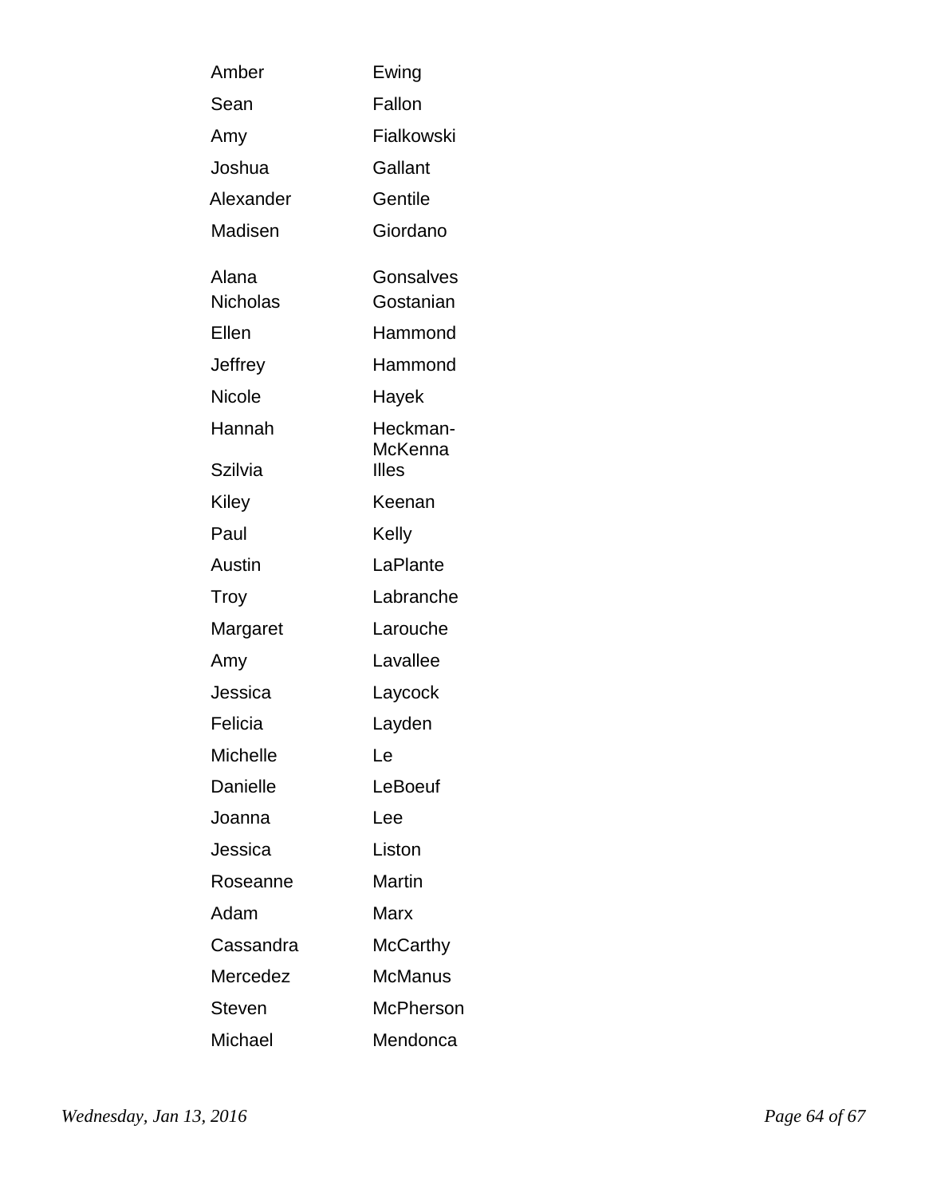| | |
|---|---|
| Amber | Ewing |
| Sean | Fallon |
| Amy | Fialkowski |
| Joshua | Gallant |
| Alexander | Gentile |
| Madisen | Giordano |
| Alana | Gonsalves |
| Nicholas | Gostanian |
| Ellen | Hammond |
| Jeffrey | Hammond |
| Nicole | Hayek |
| Hannah | Heckman-McKenna |
| Szilvia | Illes |
| Kiley | Keenan |
| Paul | Kelly |
| Austin | LaPlante |
| Troy | Labranche |
| Margaret | Larouche |
| Amy | Lavallee |
| Jessica | Laycock |
| Felicia | Layden |
| Michelle | Le |
| Danielle | LeBoeuf |
| Joanna | Lee |
| Jessica | Liston |
| Roseanne | Martin |
| Adam | Marx |
| Cassandra | McCarthy |
| Mercedez | McManus |
| Steven | McPherson |
| Michael | Mendonca |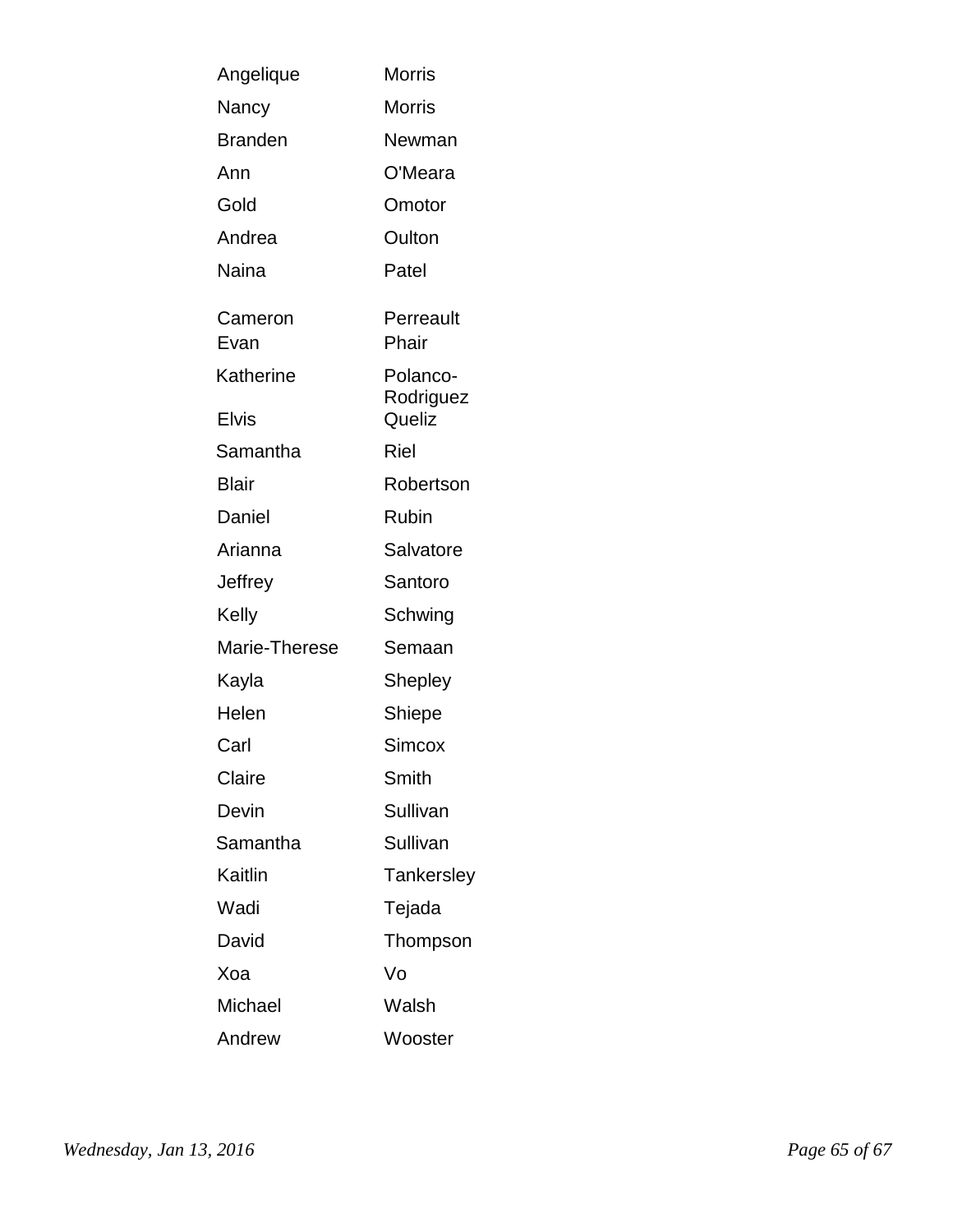| | |
|---|---|
| Angelique | Morris |
| Nancy | Morris |
| Branden | Newman |
| Ann | O'Meara |
| Gold | Omotor |
| Andrea | Oulton |
| Naina | Patel |
| Cameron | Perreault |
| Evan | Phair |
| Katherine | Polanco-Rodriguez |
| Elvis | Queliz |
| Samantha | Riel |
| Blair | Robertson |
| Daniel | Rubin |
| Arianna | Salvatore |
| Jeffrey | Santoro |
| Kelly | Schwing |
| Marie-Therese | Semaan |
| Kayla | Shepley |
| Helen | Shiepe |
| Carl | Simcox |
| Claire | Smith |
| Devin | Sullivan |
| Samantha | Sullivan |
| Kaitlin | Tankersley |
| Wadi | Tejada |
| David | Thompson |
| Xoa | Vo |
| Michael | Walsh |
| Andrew | Wooster |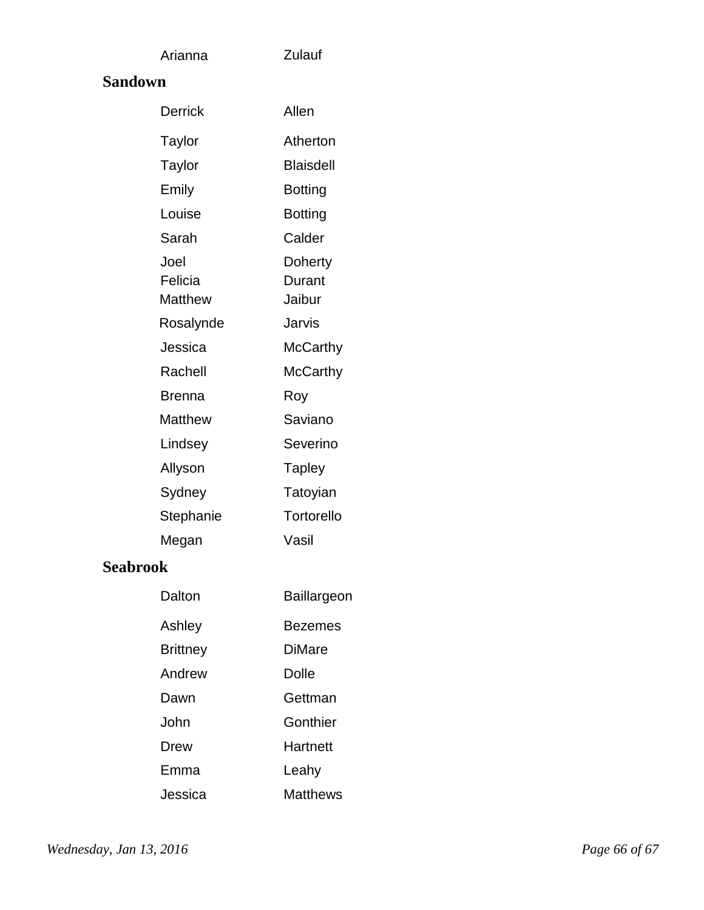| | |
|---|---|
| Arianna | Zulauf |

## Sandown

| | |
|---|---|
| Derrick | Allen |
| Taylor | Atherton |
| Taylor | Blaisdell |
| Emily | Botting |
| Louise | Botting |
| Sarah | Calder |
| Joel | Doherty |
| Felicia | Durant |
| Matthew | Jaibur |
| Rosalynde | Jarvis |
| Jessica | McCarthy |
| Rachell | McCarthy |
| Brenna | Roy |
| Matthew | Saviano |
| Lindsey | Severino |
| Allyson | Tapley |
| Sydney | Tatoyian |
| Stephanie | Tortorello |
| Megan | Vasil |

## Seabrook

| | |
|---|---|
| Dalton | Baillargeon |
| Ashley | Bezemes |
| Brittney | DiMare |
| Andrew | Dolle |
| Dawn | Gettman |
| John | Gonthier |
| Drew | Hartnett |
| Emma | Leahy |
| Jessica | Matthews |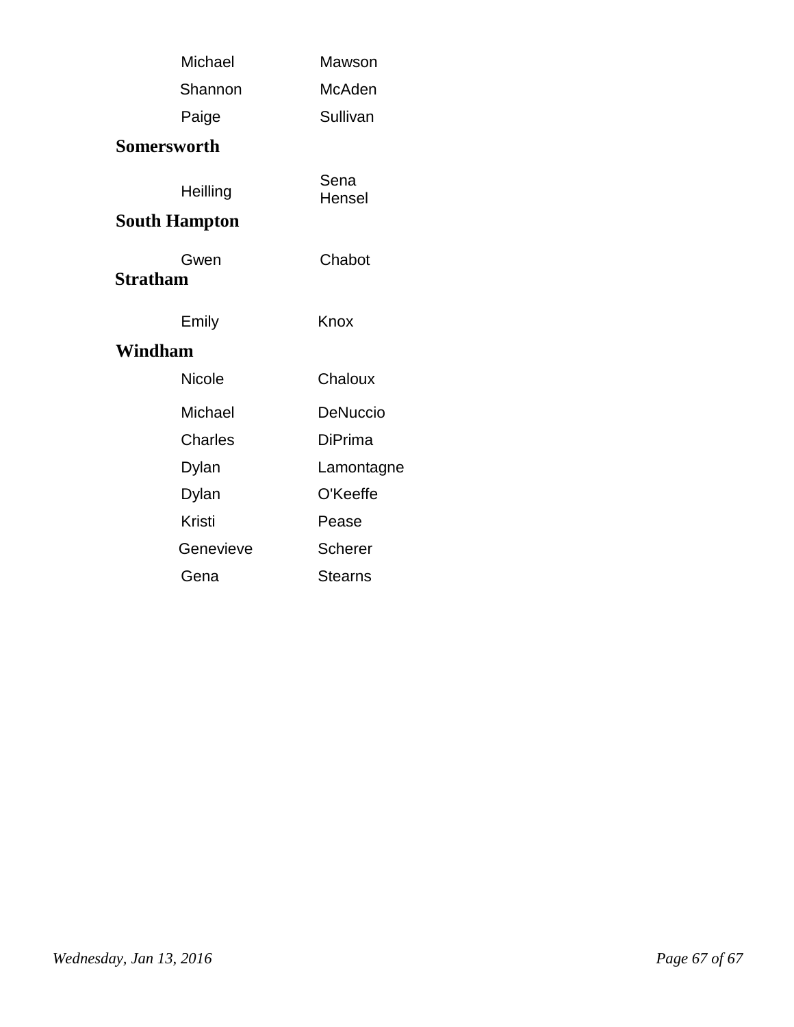| | |
|---|---|
| Michael | Mawson |
| Shannon | McAden |
| Paige | Sullivan |

**Somersworth**

| | |
|---|---|
| Heilling | Sena Hensel |

**South Hampton**

| | |
|---|---|
| Gwen | Chabot |

**Stratham**

| | |
|---|---|
| Emily | Knox |

**Windham**

| | |
|---|---|
| Nicole | Chaloux |
| Michael | DeNuccio |
| Charles | DiPrima |
| Dylan | Lamontagne |
| Dylan | O'Keeffe |
| Kristi | Pease |
| Genevieve | Scherer |
| Gena | Stearns |